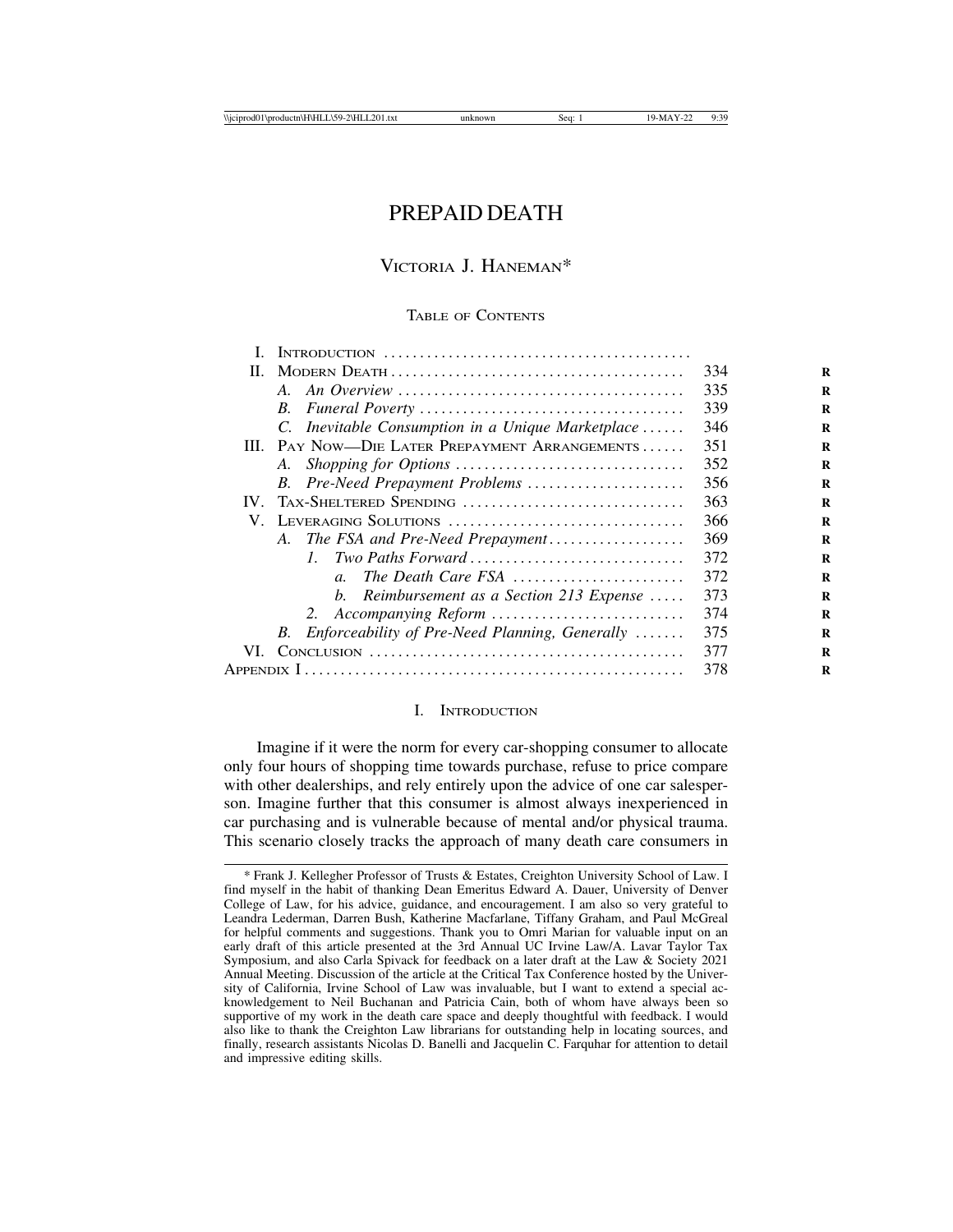# PREPAID DEATH

VICTORIA J. HANEMAN*

TABLE OF CONTENTS

| | | |
|---|---|---|
| I. | INTRODUCTION | |
| II. | MODERN DEATH | 334 |
| | *A. An Overview* | 335 |
| | *B. Funeral Poverty* | 339 |
| | *C. Inevitable Consumption in a Unique Marketplace* | 346 |
| III. | PAY NOW—DIE LATER PREPAYMENT ARRANGEMENTS | 351 |
| | *A. Shopping for Options* | 352 |
| | *B. Pre-Need Prepayment Problems* | 356 |
| IV. | TAX-SHELTERED SPENDING | 363 |
| V. | LEVERAGING SOLUTIONS | 366 |
| | *A. The FSA and Pre-Need Prepayment* | 369 |
| | *1. Two Paths Forward* | 372 |
| | *a. The Death Care FSA* | 372 |
| | *b. Reimbursement as a Section 213 Expense* | 373 |
| | *2. Accompanying Reform* | 374 |
| | *B. Enforceability of Pre-Need Planning, Generally* | 375 |
| VI. | CONCLUSION | 377 |
| APPENDIX I | | 378 |

## I. INTRODUCTION

Imagine if it were the norm for every car-shopping consumer to allocate only four hours of shopping time towards purchase, refuse to price compare with other dealerships, and rely entirely upon the advice of one car salesperson. Imagine further that this consumer is almost always inexperienced in car purchasing and is vulnerable because of mental and/or physical trauma. This scenario closely tracks the approach of many death care consumers in

---

\* Frank J. Kellegher Professor of Trusts & Estates, Creighton University School of Law. I find myself in the habit of thanking Dean Emeritus Edward A. Dauer, University of Denver College of Law, for his advice, guidance, and encouragement. I am also so very grateful to Leandra Lederman, Darren Bush, Katherine Macfarlane, Tiffany Graham, and Paul McGreal for helpful comments and suggestions. Thank you to Omri Marian for valuable input on an early draft of this article presented at the 3rd Annual UC Irvine Law/A. Lavar Taylor Tax Symposium, and also Carla Spivack for feedback on a later draft at the Law & Society 2021 Annual Meeting. Discussion of the article at the Critical Tax Conference hosted by the University of California, Irvine School of Law was invaluable, but I want to extend a special acknowledgement to Neil Buchanan and Patricia Cain, both of whom have always been so supportive of my work in the death care space and deeply thoughtful with feedback. I would also like to thank the Creighton Law librarians for outstanding help in locating sources, and finally, research assistants Nicolas D. Banelli and Jacquelin C. Farquhar for attention to detail and impressive editing skills.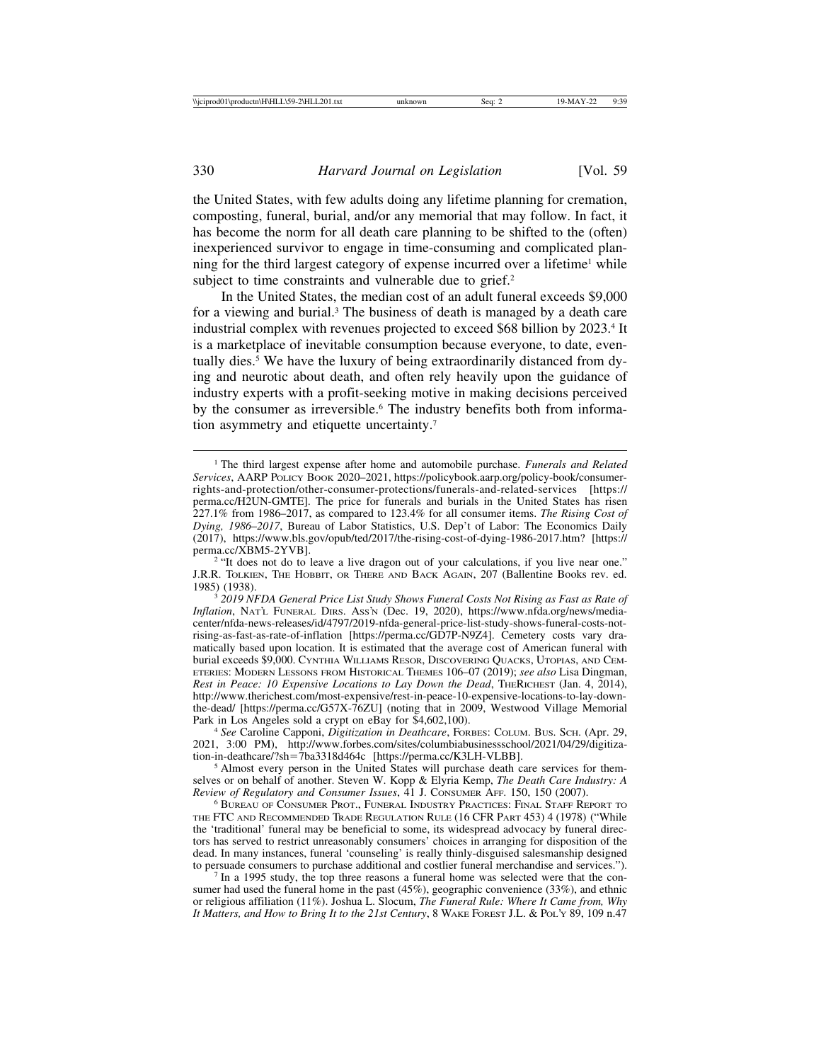the United States, with few adults doing any lifetime planning for cremation, composting, funeral, burial, and/or any memorial that may follow. In fact, it has become the norm for all death care planning to be shifted to the (often) inexperienced survivor to engage in time-consuming and complicated planning for the third largest category of expense incurred over a lifetime[1] while subject to time constraints and vulnerable due to grief.[2]

In the United States, the median cost of an adult funeral exceeds $9,000 for a viewing and burial.[3] The business of death is managed by a death care industrial complex with revenues projected to exceed $68 billion by 2023.[4] It is a marketplace of inevitable consumption because everyone, to date, eventually dies.[5] We have the luxury of being extraordinarily distanced from dying and neurotic about death, and often rely heavily upon the guidance of industry experts with a profit-seeking motive in making decisions perceived by the consumer as irreversible.[6] The industry benefits both from information asymmetry and etiquette uncertainty.[7]

---

[1] The third largest expense after home and automobile purchase. *Funerals and Related Services*, AARP Policy Book 2020–2021, https://policybook.aarp.org/policy-book/consumer-rights-and-protection/other-consumer-protections/funerals-and-related-services [https://perma.cc/H2UN-GMTE]. The price for funerals and burials in the United States has risen 227.1% from 1986–2017, as compared to 123.4% for all consumer items. *The Rising Cost of Dying, 1986–2017*, Bureau of Labor Statistics, U.S. Dep't of Labor: The Economics Daily (2017), https://www.bls.gov/opub/ted/2017/the-rising-cost-of-dying-1986-2017.htm? [https://perma.cc/XBM5-2YVB].

[2] "It does not do to leave a live dragon out of your calculations, if you live near one." J.R.R. Tolkien, The Hobbit, or There and Back Again, 207 (Ballentine Books rev. ed. 1985) (1938).

[3] *2019 NFDA General Price List Study Shows Funeral Costs Not Rising as Fast as Rate of Inflation*, Nat'l Funeral Dirs. Ass'n (Dec. 19, 2020), https://www.nfda.org/news/media-center/nfda-news-releases/id/4797/2019-nfda-general-price-list-study-shows-funeral-costs-not-rising-as-fast-as-rate-of-inflation [https://perma.cc/GD7P-N9Z4]. Cemetery costs vary dramatically based upon location. It is estimated that the average cost of American funeral with burial exceeds $9,000. Cynthia Williams Resor, Discovering Quacks, Utopias, and Cemeteries: Modern Lessons from Historical Themes 106–07 (2019); *see also* Lisa Dingman, *Rest in Peace: 10 Expensive Locations to Lay Down the Dead*, TheRichest (Jan. 4, 2014), http://www.therichest.com/most-expensive/rest-in-peace-10-expensive-locations-to-lay-down-the-dead/ [https://perma.cc/G57X-76ZU] (noting that in 2009, Westwood Village Memorial Park in Los Angeles sold a crypt on eBay for $4,602,100).

[4] *See* Caroline Capponi, *Digitization in Deathcare*, Forbes: Colum. Bus. Sch. (Apr. 29, 2021, 3:00 PM), http://www.forbes.com/sites/columbiabusinessschool/2021/04/29/digitization-in-deathcare/?sh=7ba3318d464c [https://perma.cc/K3LH-VLBB].

[5] Almost every person in the United States will purchase death care services for themselves or on behalf of another. Steven W. Kopp & Elyria Kemp, *The Death Care Industry: A Review of Regulatory and Consumer Issues*, 41 J. Consumer Aff. 150, 150 (2007).

[6] Bureau of Consumer Prot., Funeral Industry Practices: Final Staff Report to the FTC and Recommended Trade Regulation Rule (16 CFR Part 453) 4 (1978) ("While the 'traditional' funeral may be beneficial to some, its widespread advocacy by funeral directors has served to restrict unreasonably consumers' choices in arranging for disposition of the dead. In many instances, funeral 'counseling' is really thinly-disguised salesmanship designed to persuade consumers to purchase additional and costlier funeral merchandise and services.").

[7] In a 1995 study, the top three reasons a funeral home was selected were that the consumer had used the funeral home in the past (45%), geographic convenience (33%), and ethnic or religious affiliation (11%). Joshua L. Slocum, *The Funeral Rule: Where It Came from, Why It Matters, and How to Bring It to the 21st Century*, 8 Wake Forest J.L. & Pol'y 89, 109 n.47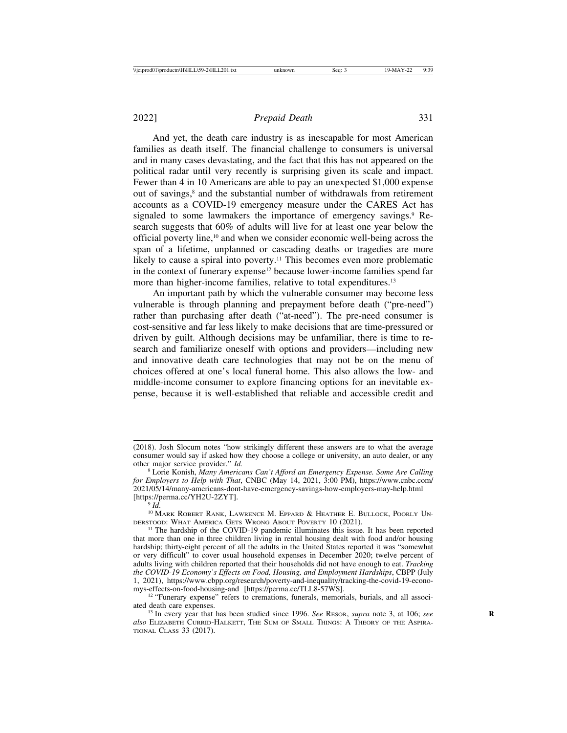And yet, the death care industry is as inescapable for most American families as death itself. The financial challenge to consumers is universal and in many cases devastating, and the fact that this has not appeared on the political radar until very recently is surprising given its scale and impact. Fewer than 4 in 10 Americans are able to pay an unexpected $1,000 expense out of savings,[8] and the substantial number of withdrawals from retirement accounts as a COVID-19 emergency measure under the CARES Act has signaled to some lawmakers the importance of emergency savings.[9] Research suggests that 60% of adults will live for at least one year below the official poverty line,[10] and when we consider economic well-being across the span of a lifetime, unplanned or cascading deaths or tragedies are more likely to cause a spiral into poverty.[11] This becomes even more problematic in the context of funerary expense[12] because lower-income families spend far more than higher-income families, relative to total expenditures.[13]

An important path by which the vulnerable consumer may become less vulnerable is through planning and prepayment before death ("pre-need") rather than purchasing after death ("at-need"). The pre-need consumer is cost-sensitive and far less likely to make decisions that are time-pressured or driven by guilt. Although decisions may be unfamiliar, there is time to research and familiarize oneself with options and providers—including new and innovative death care technologies that may not be on the menu of choices offered at one's local funeral home. This also allows the low- and middle-income consumer to explore financing options for an inevitable expense, because it is well-established that reliable and accessible credit and

---

(2018). Josh Slocum notes "how strikingly different these answers are to what the average consumer would say if asked how they choose a college or university, an auto dealer, or any other major service provider." *Id.*

[8] Lorie Konish, *Many Americans Can't Afford an Emergency Expense. Some Are Calling for Employers to Help with That*, CNBC (May 14, 2021, 3:00 PM), https://www.cnbc.com/2021/05/14/many-americans-dont-have-emergency-savings-how-employers-may-help.html [https://perma.cc/YH2U-2ZYT].

[9] *Id.*

[10] MARK ROBERT RANK, LAWRENCE M. EPPARD & HEATHER E. BULLOCK, POORLY UNDERSTOOD: WHAT AMERICA GETS WRONG ABOUT POVERTY 10 (2021).

[11] The hardship of the COVID-19 pandemic illuminates this issue. It has been reported that more than one in three children living in rental housing dealt with food and/or housing hardship; thirty-eight percent of all the adults in the United States reported it was "somewhat or very difficult" to cover usual household expenses in December 2020; twelve percent of adults living with children reported that their households did not have enough to eat. *Tracking the COVID-19 Economy's Effects on Food, Housing, and Employment Hardships*, CBPP (July 1, 2021), https://www.cbpp.org/research/poverty-and-inequality/tracking-the-covid-19-economys-effects-on-food-housing-and [https://perma.cc/TLL8-57WS].

[12] "Funerary expense" refers to cremations, funerals, memorials, burials, and all associated death care expenses.

[13] In every year that has been studied since 1996. *See* RESOR, *supra* note 3, at 106; *see also* ELIZABETH CURRID-HALKETT, THE SUM OF SMALL THINGS: A THEORY OF THE ASPIRATIONAL CLASS 33 (2017).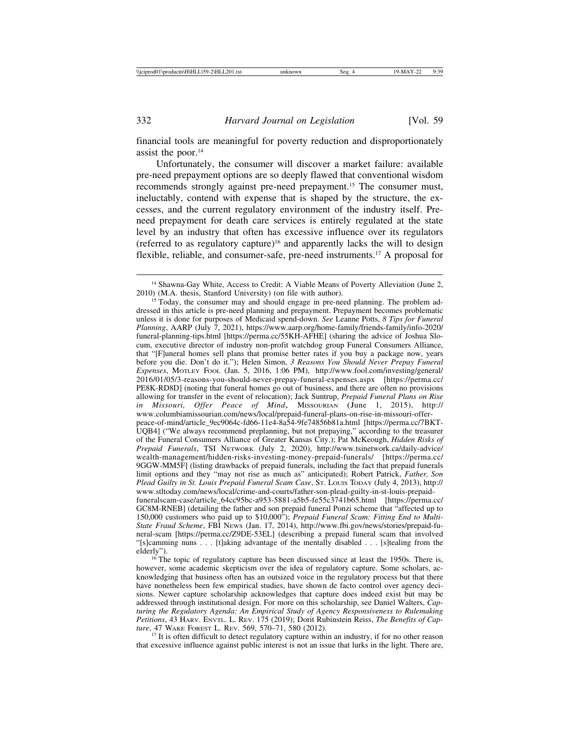financial tools are meaningful for poverty reduction and disproportionately assist the poor.[14]

Unfortunately, the consumer will discover a market failure: available pre-need prepayment options are so deeply flawed that conventional wisdom recommends strongly against pre-need prepayment.[15] The consumer must, ineluctably, contend with expense that is shaped by the structure, the excesses, and the current regulatory environment of the industry itself. Pre-need prepayment for death care services is entirely regulated at the state level by an industry that often has excessive influence over its regulators (referred to as regulatory capture)[16] and apparently lacks the will to design flexible, reliable, and consumer-safe, pre-need instruments.[17] A proposal for

---

[14] Shawna-Gay White, Access to Credit: A Viable Means of Poverty Alleviation (June 2, 2010) (M.A. thesis, Stanford University) (on file with author).

[15] Today, the consumer may and should engage in pre-need planning. The problem addressed in this article is pre-need planning and prepayment. Prepayment becomes problematic unless it is done for purposes of Medicaid spend-down. *See* Leanne Potts, *8 Tips for Funeral Planning*, AARP (July 7, 2021), https://www.aarp.org/home-family/friends-family/info-2020/funeral-planning-tips.html [https://perma.cc/55KH-AFHE] (sharing the advice of Joshua Slocum, executive director of industry non-profit watchdog group Funeral Consumers Alliance, that "[F]uneral homes sell plans that promise better rates if you buy a package now, years before you die. Don't do it."); Helen Simon, *3 Reasons You Should Never Prepay Funeral Expenses*, MOTLEY FOOL (Jan. 5, 2016, 1:06 PM), http://www.fool.com/investing/general/2016/01/05/3-reasons-you-should-never-prepay-funeral-expenses.aspx [https://perma.cc/PE8K-RD8D] (noting that funeral homes go out of business, and there are often no provisions allowing for transfer in the event of relocation); Jack Suntrup, *Prepaid Funeral Plans on Rise in Missouri, Offer Peace of Mind*, MISSOURIAN (June 1, 2015), http://www.columbiamissourian.com/news/local/prepaid-funeral-plans-on-rise-in-missouri-offer-peace-of-mind/article_9ec9064c-fd66-11e4-8a54-9fe74856b81a.html [https://perma.cc/7BKT-UQB4] ("We always recommend preplanning, but not prepaying," according to the treasurer of the Funeral Consumers Alliance of Greater Kansas City.); Pat McKeough, *Hidden Risks of Prepaid Funerals*, TSI NETWORK (July 2, 2020), http://www.tsinetwork.ca/daily-advice/wealth-management/hidden-risks-investing-money-prepaid-funerals/ [https://perma.cc/9GGW-MM5F] (listing drawbacks of prepaid funerals, including the fact that prepaid funerals limit options and they "may not rise as much as" anticipated); Robert Patrick, *Father, Son Plead Guilty in St. Louis Prepaid Funeral Scam Case*, ST. LOUIS TODAY (July 4, 2013), http://www.stltoday.com/news/local/crime-and-courts/father-son-plead-guilty-in-st-louis-prepaid-funeralscam-case/article_64cc95bc-a953-5881-a5b5-fe55c3741b65.html [https://perma.cc/GC8M-RNEB] (detailing the father and son prepaid funeral Ponzi scheme that "affected up to 150,000 customers who paid up to $10,000"); *Prepaid Funeral Scam: Fitting End to Multi-State Fraud Scheme*, FBI NEWS (Jan. 17, 2014), http://www.fbi.gov/news/stories/prepaid-funeral-scam [https://perma.cc/Z9DE-53EL] (describing a prepaid funeral scam that involved "[s]camming nuns . . . [t]aking advantage of the mentally disabled . . . [s]tealing from the elderly").

[16] The topic of regulatory capture has been discussed since at least the 1950s. There is, however, some academic skepticism over the idea of regulatory capture. Some scholars, acknowledging that business often has an outsized voice in the regulatory process but that there have nonetheless been few empirical studies, have shown de facto control over agency decisions. Newer capture scholarship acknowledges that capture does indeed exist but may be addressed through institutional design. For more on this scholarship, see Daniel Walters, *Capturing the Regulatory Agenda: An Empirical Study of Agency Responsiveness to Rulemaking Petitions*, 43 HARV. ENVTL. L. REV. 175 (2019); Dorit Rubinstein Reiss, *The Benefits of Capture*, 47 WAKE FOREST L. REV. 569, 570–71, 580 (2012).

[17] It is often difficult to detect regulatory capture within an industry, if for no other reason that excessive influence against public interest is not an issue that lurks in the light. There are,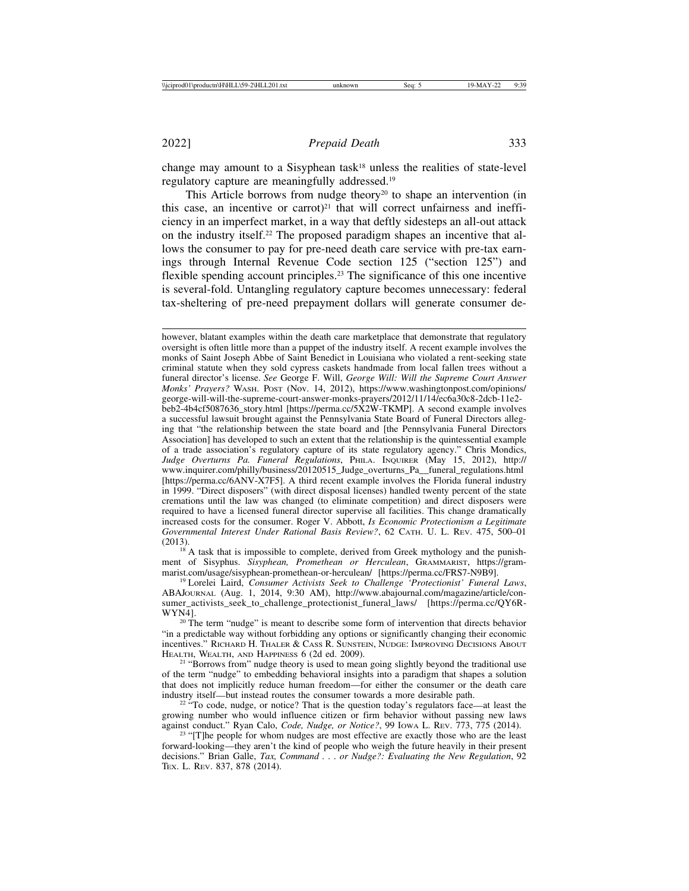change may amount to a Sisyphean task[18] unless the realities of state-level regulatory capture are meaningfully addressed.[19]

This Article borrows from nudge theory[20] to shape an intervention (in this case, an incentive or carrot)[21] that will correct unfairness and inefficiency in an imperfect market, in a way that deftly sidesteps an all-out attack on the industry itself.[22] The proposed paradigm shapes an incentive that allows the consumer to pay for pre-need death care service with pre-tax earnings through Internal Revenue Code section 125 ("section 125") and flexible spending account principles.[23] The significance of this one incentive is several-fold. Untangling regulatory capture becomes unnecessary: federal tax-sheltering of pre-need prepayment dollars will generate consumer de-

---

however, blatant examples within the death care marketplace that demonstrate that regulatory oversight is often little more than a puppet of the industry itself. A recent example involves the monks of Saint Joseph Abbe of Saint Benedict in Louisiana who violated a rent-seeking state criminal statute when they sold cypress caskets handmade from local fallen trees without a funeral director's license. *See* George F. Will, *George Will: Will the Supreme Court Answer Monks' Prayers?* WASH. POST (Nov. 14, 2012), https://www.washingtonpost.com/opinions/george-will-will-the-supreme-court-answer-monks-prayers/2012/11/14/ec6a30c8-2dcb-11e2-beb2-4b4cf5087636_story.html [https://perma.cc/5X2W-TKMP]. A second example involves a successful lawsuit brought against the Pennsylvania State Board of Funeral Directors alleging that "the relationship between the state board and [the Pennsylvania Funeral Directors Association] has developed to such an extent that the relationship is the quintessential example of a trade association's regulatory capture of its state regulatory agency." Chris Mondics, *Judge Overturns Pa. Funeral Regulations*, PHILA. INQUIRER (May 15, 2012), http://www.inquirer.com/philly/business/20120515_Judge_overturns_Pa__funeral_regulations.html [https://perma.cc/6ANV-X7F5]. A third recent example involves the Florida funeral industry in 1999. "Direct disposers" (with direct disposal licenses) handled twenty percent of the state cremations until the law was changed (to eliminate competition) and direct disposers were required to have a licensed funeral director supervise all facilities. This change dramatically increased costs for the consumer. Roger V. Abbott, *Is Economic Protectionism a Legitimate Governmental Interest Under Rational Basis Review?*, 62 CATH. U. L. REV. 475, 500–01 (2013).

[18] A task that is impossible to complete, derived from Greek mythology and the punishment of Sisyphus. *Sisyphean, Promethean or Herculean*, GRAMMARIST, https://grammarist.com/usage/sisyphean-promethean-or-herculean/ [https://perma.cc/FRS7-N9B9].

[19] Lorelei Laird, *Consumer Activists Seek to Challenge 'Protectionist' Funeral Laws*, ABAJOURNAL (Aug. 1, 2014, 9:30 AM), http://www.abajournal.com/magazine/article/consumer_activists_seek_to_challenge_protectionist_funeral_laws/ [https://perma.cc/QY6R-WYN4].

[20] The term "nudge" is meant to describe some form of intervention that directs behavior "in a predictable way without forbidding any options or significantly changing their economic incentives." RICHARD H. THALER & CASS R. SUNSTEIN, NUDGE: IMPROVING DECISIONS ABOUT HEALTH, WEALTH, AND HAPPINESS 6 (2d ed. 2009).

[21] "Borrows from" nudge theory is used to mean going slightly beyond the traditional use of the term "nudge" to embedding behavioral insights into a paradigm that shapes a solution that does not implicitly reduce human freedom—for either the consumer or the death care industry itself—but instead routes the consumer towards a more desirable path.

[22] "To code, nudge, or notice? That is the question today's regulators face—at least the growing number who would influence citizen or firm behavior without passing new laws against conduct." Ryan Calo, *Code, Nudge, or Notice?*, 99 IOWA L. REV. 773, 775 (2014).

[23] "[T]he people for whom nudges are most effective are exactly those who are the least forward-looking—they aren't the kind of people who weigh the future heavily in their present decisions." Brian Galle, *Tax, Command . . . or Nudge?: Evaluating the New Regulation*, 92 TEX. L. REV. 837, 878 (2014).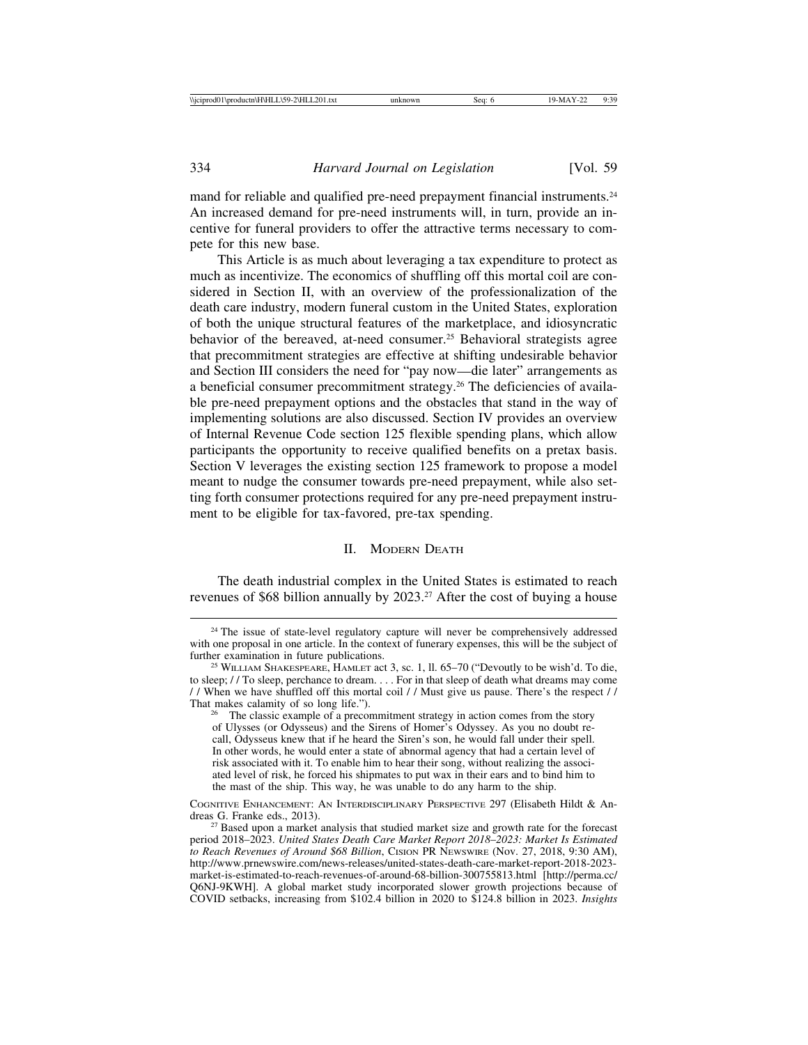mand for reliable and qualified pre-need prepayment financial instruments.[24] An increased demand for pre-need instruments will, in turn, provide an incentive for funeral providers to offer the attractive terms necessary to compete for this new base.

This Article is as much about leveraging a tax expenditure to protect as much as incentivize. The economics of shuffling off this mortal coil are considered in Section II, with an overview of the professionalization of the death care industry, modern funeral custom in the United States, exploration of both the unique structural features of the marketplace, and idiosyncratic behavior of the bereaved, at-need consumer.[25] Behavioral strategists agree that precommitment strategies are effective at shifting undesirable behavior and Section III considers the need for "pay now—die later" arrangements as a beneficial consumer precommitment strategy.[26] The deficiencies of available pre-need prepayment options and the obstacles that stand in the way of implementing solutions are also discussed. Section IV provides an overview of Internal Revenue Code section 125 flexible spending plans, which allow participants the opportunity to receive qualified benefits on a pretax basis. Section V leverages the existing section 125 framework to propose a model meant to nudge the consumer towards pre-need prepayment, while also setting forth consumer protections required for any pre-need prepayment instrument to be eligible for tax-favored, pre-tax spending.

## II. Modern Death

The death industrial complex in the United States is estimated to reach revenues of $68 billion annually by 2023.[27] After the cost of buying a house

---

[24] The issue of state-level regulatory capture will never be comprehensively addressed with one proposal in one article. In the context of funerary expenses, this will be the subject of further examination in future publications.

[25] William Shakespeare, Hamlet act 3, sc. 1, ll. 65–70 ("Devoutly to be wish'd. To die, to sleep; / / To sleep, perchance to dream. . . . For in that sleep of death what dreams may come / / When we have shuffled off this mortal coil / / Must give us pause. There's the respect / / That makes calamity of so long life.").

[26] The classic example of a precommitment strategy in action comes from the story of Ulysses (or Odysseus) and the Sirens of Homer's Odyssey. As you no doubt recall, Odysseus knew that if he heard the Siren's son, he would fall under their spell. In other words, he would enter a state of abnormal agency that had a certain level of risk associated with it. To enable him to hear their song, without realizing the associated level of risk, he forced his shipmates to put wax in their ears and to bind him to the mast of the ship. This way, he was unable to do any harm to the ship.

Cognitive Enhancement: An Interdisciplinary Perspective 297 (Elisabeth Hildt & Andreas G. Franke eds., 2013).

[27] Based upon a market analysis that studied market size and growth rate for the forecast period 2018–2023. *United States Death Care Market Report 2018–2023: Market Is Estimated to Reach Revenues of Around $68 Billion*, Cision PR Newswire (Nov. 27, 2018, 9:30 AM), http://www.prnewswire.com/news-releases/united-states-death-care-market-report-2018-2023-market-is-estimated-to-reach-revenues-of-around-68-billion-300755813.html [http://perma.cc/Q6NJ-9KWH]. A global market study incorporated slower growth projections because of COVID setbacks, increasing from $102.4 billion in 2020 to $124.8 billion in 2023. *Insights*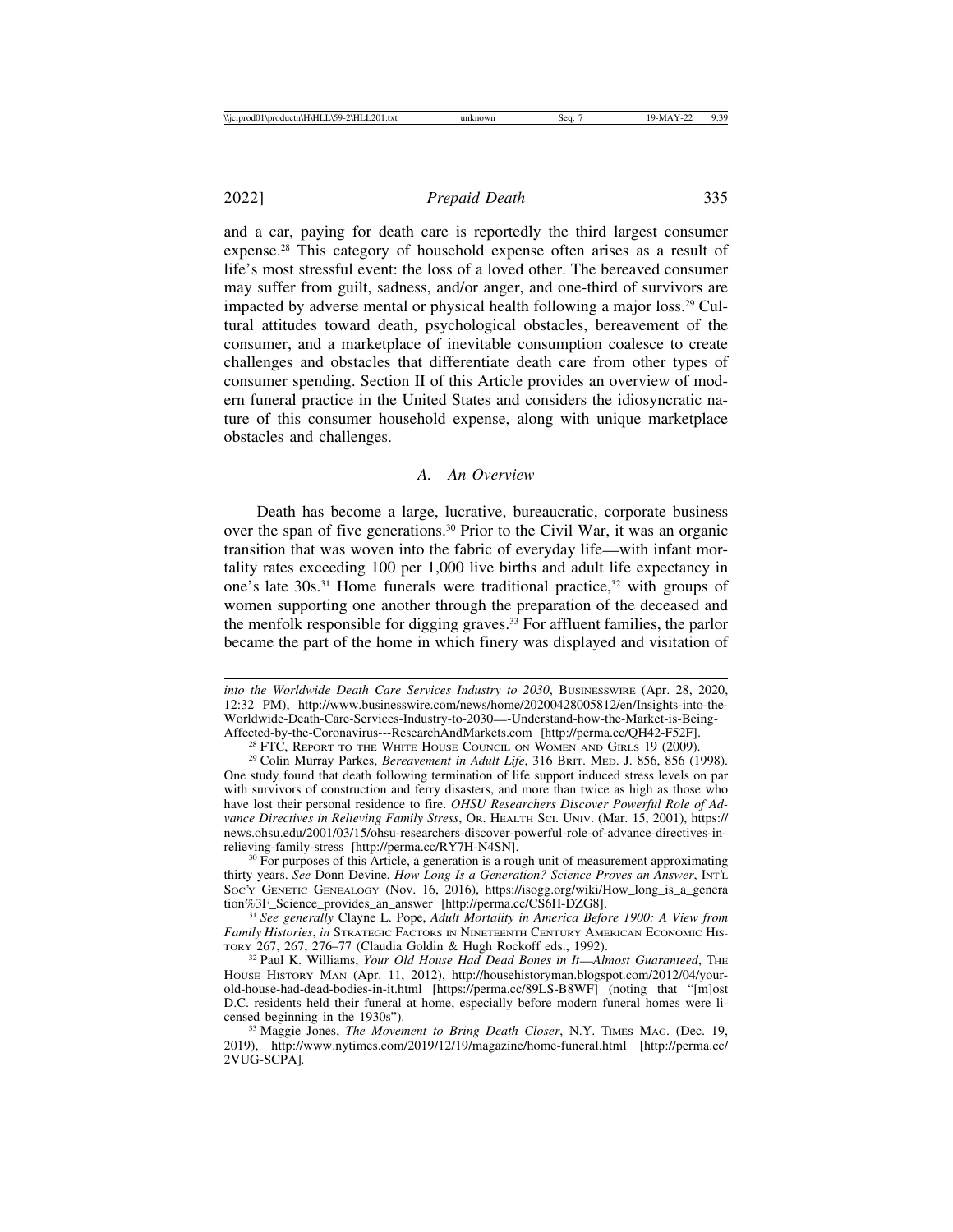and a car, paying for death care is reportedly the third largest consumer expense.[28] This category of household expense often arises as a result of life's most stressful event: the loss of a loved other. The bereaved consumer may suffer from guilt, sadness, and/or anger, and one-third of survivors are impacted by adverse mental or physical health following a major loss.[29] Cultural attitudes toward death, psychological obstacles, bereavement of the consumer, and a marketplace of inevitable consumption coalesce to create challenges and obstacles that differentiate death care from other types of consumer spending. Section II of this Article provides an overview of modern funeral practice in the United States and considers the idiosyncratic nature of this consumer household expense, along with unique marketplace obstacles and challenges.

### *A. An Overview*

Death has become a large, lucrative, bureaucratic, corporate business over the span of five generations.[30] Prior to the Civil War, it was an organic transition that was woven into the fabric of everyday life—with infant mortality rates exceeding 100 per 1,000 live births and adult life expectancy in one's late 30s.[31] Home funerals were traditional practice,[32] with groups of women supporting one another through the preparation of the deceased and the menfolk responsible for digging graves.[33] For affluent families, the parlor became the part of the home in which finery was displayed and visitation of

---

*into the Worldwide Death Care Services Industry to 2030*, BUSINESSWIRE (Apr. 28, 2020, 12:32 PM), http://www.businesswire.com/news/home/20200428005812/en/Insights-into-the-Worldwide-Death-Care-Services-Industry-to-2030—-Understand-how-the-Market-is-Being-Affected-by-the-Coronavirus---ResearchAndMarkets.com [http://perma.cc/QH42-F52F].

[28] FTC, REPORT TO THE WHITE HOUSE COUNCIL ON WOMEN AND GIRLS 19 (2009).

[29] Colin Murray Parkes, *Bereavement in Adult Life*, 316 BRIT. MED. J. 856, 856 (1998). One study found that death following termination of life support induced stress levels on par with survivors of construction and ferry disasters, and more than twice as high as those who have lost their personal residence to fire. *OHSU Researchers Discover Powerful Role of Advance Directives in Relieving Family Stress*, OR. HEALTH SCI. UNIV. (Mar. 15, 2001), https://news.ohsu.edu/2001/03/15/ohsu-researchers-discover-powerful-role-of-advance-directives-in-relieving-family-stress [http://perma.cc/RY7H-N4SN].

[30] For purposes of this Article, a generation is a rough unit of measurement approximating thirty years. *See* Donn Devine, *How Long Is a Generation? Science Proves an Answer*, INT'L SOC'Y GENETIC GENEALOGY (Nov. 16, 2016), https://isogg.org/wiki/How_long_is_a_generation%3F_Science_provides_an_answer [http://perma.cc/CS6H-DZG8].

[31] *See generally* Clayne L. Pope, *Adult Mortality in America Before 1900: A View from Family Histories*, *in* STRATEGIC FACTORS IN NINETEENTH CENTURY AMERICAN ECONOMIC HISTORY 267, 267, 276–77 (Claudia Goldin & Hugh Rockoff eds., 1992).

[32] Paul K. Williams, *Your Old House Had Dead Bones in It—Almost Guaranteed*, THE HOUSE HISTORY MAN (Apr. 11, 2012), http://househistoryman.blogspot.com/2012/04/your-old-house-had-dead-bodies-in-it.html [https://perma.cc/89LS-B8WF] (noting that "[m]ost D.C. residents held their funeral at home, especially before modern funeral homes were licensed beginning in the 1930s").

[33] Maggie Jones, *The Movement to Bring Death Closer*, N.Y. TIMES MAG. (Dec. 19, 2019), http://www.nytimes.com/2019/12/19/magazine/home-funeral.html [http://perma.cc/2VUG-SCPA].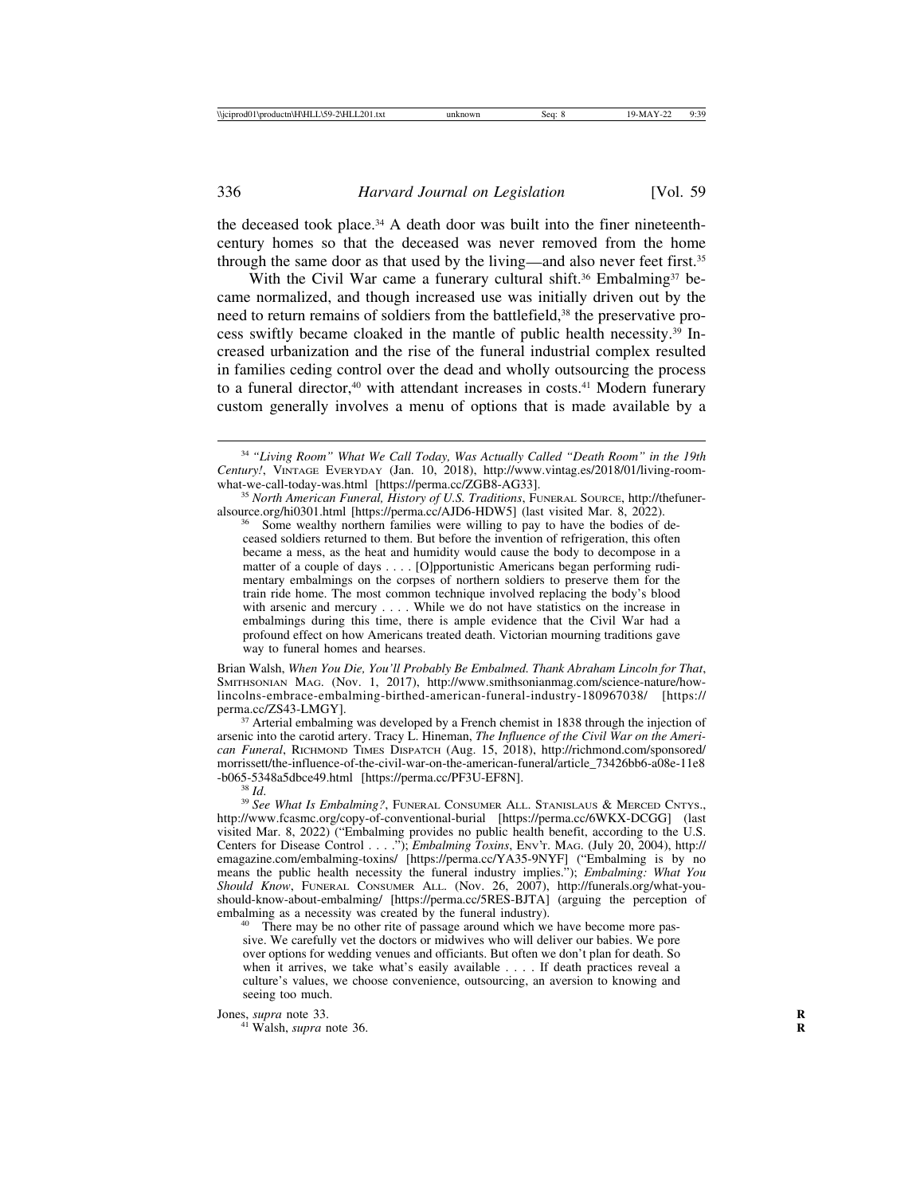the deceased took place.[34] A death door was built into the finer nineteenth-century homes so that the deceased was never removed from the home through the same door as that used by the living—and also never feet first.[35]

With the Civil War came a funerary cultural shift.[36] Embalming[37] became normalized, and though increased use was initially driven out by the need to return remains of soldiers from the battlefield,[38] the preservative process swiftly became cloaked in the mantle of public health necessity.[39] Increased urbanization and the rise of the funeral industrial complex resulted in families ceding control over the dead and wholly outsourcing the process to a funeral director,[40] with attendant increases in costs.[41] Modern funerary custom generally involves a menu of options that is made available by a

---

[34] *"Living Room" What We Call Today, Was Actually Called "Death Room" in the 19th Century!*, VINTAGE EVERYDAY (Jan. 10, 2018), http://www.vintag.es/2018/01/living-room-what-we-call-today-was.html [https://perma.cc/ZGB8-AG33].

[35] *North American Funeral, History of U.S. Traditions*, FUNERAL SOURCE, http://thefuneralsource.org/hi0301.html [https://perma.cc/AJD6-HDW5] (last visited Mar. 8, 2022).

[36] Some wealthy northern families were willing to pay to have the bodies of deceased soldiers returned to them. But before the invention of refrigeration, this often became a mess, as the heat and humidity would cause the body to decompose in a matter of a couple of days . . . . [O]pportunistic Americans began performing rudimentary embalmings on the corpses of northern soldiers to preserve them for the train ride home. The most common technique involved replacing the body's blood with arsenic and mercury . . . . While we do not have statistics on the increase in embalmings during this time, there is ample evidence that the Civil War had a profound effect on how Americans treated death. Victorian mourning traditions gave way to funeral homes and hearses.

Brian Walsh, *When You Die, You'll Probably Be Embalmed. Thank Abraham Lincoln for That*, SMITHSONIAN MAG. (Nov. 1, 2017), http://www.smithsonianmag.com/science-nature/how-lincolns-embrace-embalming-birthed-american-funeral-industry-180967038/ [https://perma.cc/ZS43-LMGY].

[37] Arterial embalming was developed by a French chemist in 1838 through the injection of arsenic into the carotid artery. Tracy L. Hineman, *The Influence of the Civil War on the American Funeral*, RICHMOND TIMES DISPATCH (Aug. 15, 2018), http://richmond.com/sponsored/morrissett/the-influence-of-the-civil-war-on-the-american-funeral/article_73426bb6-a08e-11e8-b065-5348a5dbce49.html [https://perma.cc/PF3U-EF8N].

[38] *Id.*

[39] *See What Is Embalming?*, FUNERAL CONSUMER ALL. STANISLAUS & MERCED CNTYS., http://www.fcasmc.org/copy-of-conventional-burial [https://perma.cc/6WKX-DCGG] (last visited Mar. 8, 2022) ("Embalming provides no public health benefit, according to the U.S. Centers for Disease Control . . . ."); *Embalming Toxins*, ENV'T. MAG. (July 20, 2004), http://emagazine.com/embalming-toxins/ [https://perma.cc/YA35-9NYF] ("Embalming is by no means the public health necessity the funeral industry implies."); *Embalming: What You Should Know*, FUNERAL CONSUMER ALL. (Nov. 26, 2007), http://funerals.org/what-you-should-know-about-embalming/ [https://perma.cc/5RES-BJTA] (arguing the perception of embalming as a necessity was created by the funeral industry).

[40] There may be no other rite of passage around which we have become more passive. We carefully vet the doctors or midwives who will deliver our babies. We pore over options for wedding venues and officiants. But often we don't plan for death. So when it arrives, we take what's easily available . . . . If death practices reveal a culture's values, we choose convenience, outsourcing, an aversion to knowing and seeing too much.

Jones, *supra* note 33.

[41] Walsh, *supra* note 36.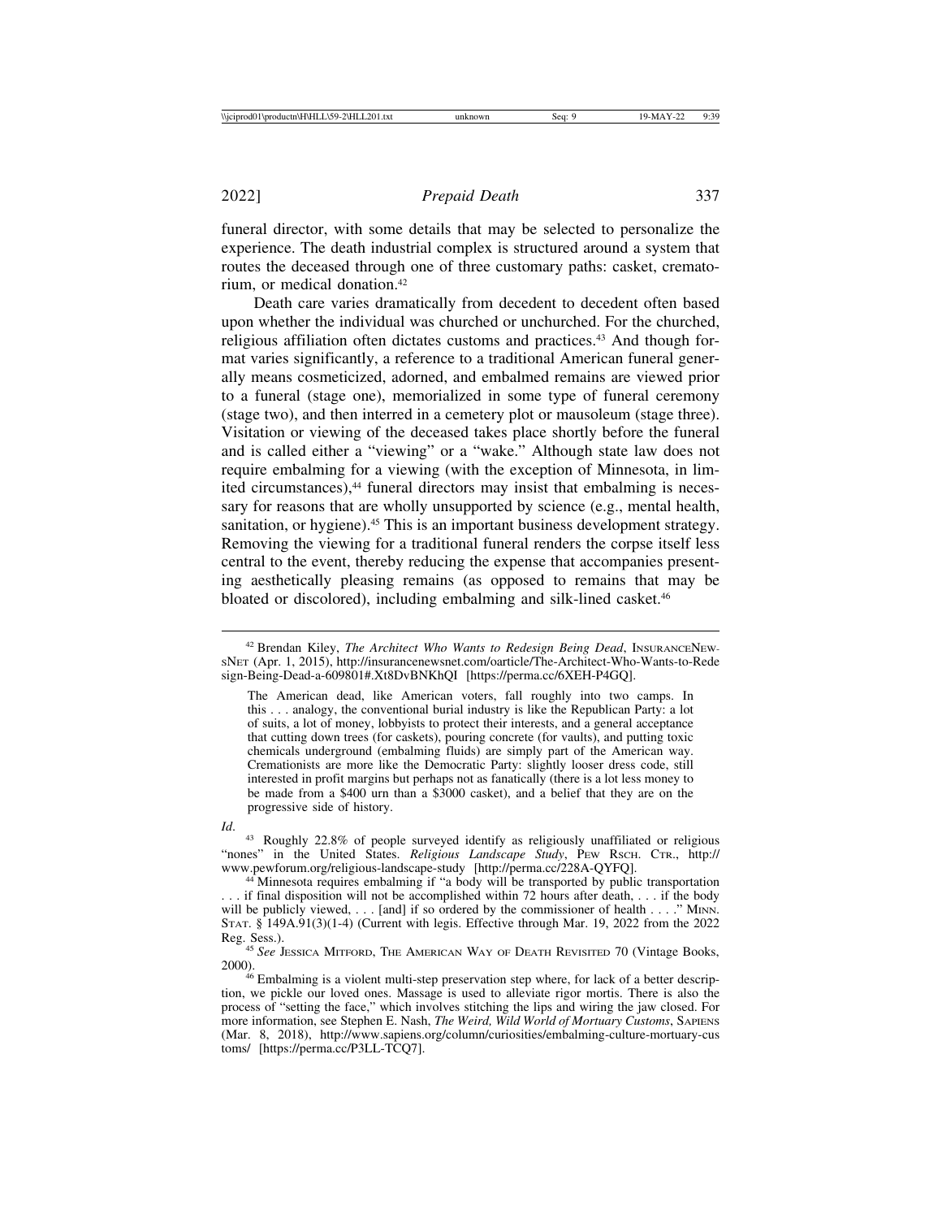funeral director, with some details that may be selected to personalize the experience. The death industrial complex is structured around a system that routes the deceased through one of three customary paths: casket, crematorium, or medical donation.[42]

Death care varies dramatically from decedent to decedent often based upon whether the individual was churched or unchurched. For the churched, religious affiliation often dictates customs and practices.[43] And though format varies significantly, a reference to a traditional American funeral generally means cosmeticized, adorned, and embalmed remains are viewed prior to a funeral (stage one), memorialized in some type of funeral ceremony (stage two), and then interred in a cemetery plot or mausoleum (stage three). Visitation or viewing of the deceased takes place shortly before the funeral and is called either a "viewing" or a "wake." Although state law does not require embalming for a viewing (with the exception of Minnesota, in limited circumstances),[44] funeral directors may insist that embalming is necessary for reasons that are wholly unsupported by science (e.g., mental health, sanitation, or hygiene).[45] This is an important business development strategy. Removing the viewing for a traditional funeral renders the corpse itself less central to the event, thereby reducing the expense that accompanies presenting aesthetically pleasing remains (as opposed to remains that may be bloated or discolored), including embalming and silk-lined casket.[46]

---

[42] Brendan Kiley, *The Architect Who Wants to Redesign Being Dead*, INSURANCENEWSNET (Apr. 1, 2015), http://insurancenewsnet.com/oarticle/The-Architect-Who-Wants-to-Redesign-Being-Dead-a-609801#.Xt8DvBNKhQI [https://perma.cc/6XEH-P4GQ].

> The American dead, like American voters, fall roughly into two camps. In this . . . analogy, the conventional burial industry is like the Republican Party: a lot of suits, a lot of money, lobbyists to protect their interests, and a general acceptance that cutting down trees (for caskets), pouring concrete (for vaults), and putting toxic chemicals underground (embalming fluids) are simply part of the American way. Cremationists are more like the Democratic Party: slightly looser dress code, still interested in profit margins but perhaps not as fanatically (there is a lot less money to be made from a $400 urn than a $3000 casket), and a belief that they are on the progressive side of history.

*Id.*

[43] Roughly 22.8% of people surveyed identify as religiously unaffiliated or religious "nones" in the United States. *Religious Landscape Study*, PEW RSCH. CTR., http://www.pewforum.org/religious-landscape-study [http://perma.cc/228A-QYFQ].

[44] Minnesota requires embalming if "a body will be transported by public transportation . . . if final disposition will not be accomplished within 72 hours after death, . . . if the body will be publicly viewed, . . . [and] if so ordered by the commissioner of health . . . ." MINN. STAT. § 149A.91(3)(1-4) (Current with legis. Effective through Mar. 19, 2022 from the 2022 Reg. Sess.).

[45] *See* JESSICA MITFORD, THE AMERICAN WAY OF DEATH REVISITED 70 (Vintage Books, 2000).

[46] Embalming is a violent multi-step preservation step where, for lack of a better description, we pickle our loved ones. Massage is used to alleviate rigor mortis. There is also the process of "setting the face," which involves stitching the lips and wiring the jaw closed. For more information, see Stephen E. Nash, *The Weird, Wild World of Mortuary Customs*, SAPIENS (Mar. 8, 2018), http://www.sapiens.org/column/curiosities/embalming-culture-mortuary-customs/ [https://perma.cc/P3LL-TCQ7].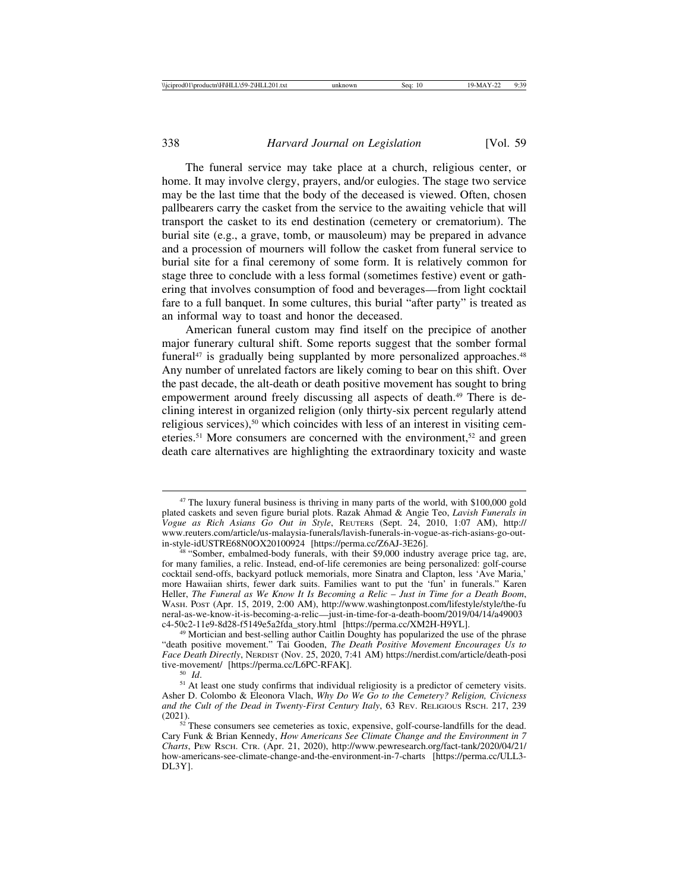The funeral service may take place at a church, religious center, or home. It may involve clergy, prayers, and/or eulogies. The stage two service may be the last time that the body of the deceased is viewed. Often, chosen pallbearers carry the casket from the service to the awaiting vehicle that will transport the casket to its end destination (cemetery or crematorium). The burial site (e.g., a grave, tomb, or mausoleum) may be prepared in advance and a procession of mourners will follow the casket from funeral service to burial site for a final ceremony of some form. It is relatively common for stage three to conclude with a less formal (sometimes festive) event or gathering that involves consumption of food and beverages—from light cocktail fare to a full banquet. In some cultures, this burial "after party" is treated as an informal way to toast and honor the deceased.

American funeral custom may find itself on the precipice of another major funerary cultural shift. Some reports suggest that the somber formal funeral[47] is gradually being supplanted by more personalized approaches.[48] Any number of unrelated factors are likely coming to bear on this shift. Over the past decade, the alt-death or death positive movement has sought to bring empowerment around freely discussing all aspects of death.[49] There is declining interest in organized religion (only thirty-six percent regularly attend religious services),[50] which coincides with less of an interest in visiting cemeteries.[51] More consumers are concerned with the environment,[52] and green death care alternatives are highlighting the extraordinary toxicity and waste

---

[47] The luxury funeral business is thriving in many parts of the world, with $100,000 gold plated caskets and seven figure burial plots. Razak Ahmad & Angie Teo, *Lavish Funerals in Vogue as Rich Asians Go Out in Style*, REUTERS (Sept. 24, 2010, 1:07 AM), http://www.reuters.com/article/us-malaysia-funerals/lavish-funerals-in-vogue-as-rich-asians-go-out-in-style-idUSTRE68N0OX20100924 [https://perma.cc/Z6AJ-3E26].

[48] "Somber, embalmed-body funerals, with their $9,000 industry average price tag, are, for many families, a relic. Instead, end-of-life ceremonies are being personalized: golf-course cocktail send-offs, backyard potluck memorials, more Sinatra and Clapton, less 'Ave Maria,' more Hawaiian shirts, fewer dark suits. Families want to put the 'fun' in funerals." Karen Heller, *The Funeral as We Know It Is Becoming a Relic – Just in Time for a Death Boom*, WASH. POST (Apr. 15, 2019, 2:00 AM), http://www.washingtonpost.com/lifestyle/style/the-funeral-as-we-know-it-is-becoming-a-relic—just-in-time-for-a-death-boom/2019/04/14/a49003c4-50c2-11e9-8d28-f5149e5a2fda_story.html [https://perma.cc/XM2H-H9YL].

[49] Mortician and best-selling author Caitlin Doughty has popularized the use of the phrase "death positive movement." Tai Gooden, *The Death Positive Movement Encourages Us to Face Death Directly*, NERDIST (Nov. 25, 2020, 7:41 AM) https://nerdist.com/article/death-positive-movement/ [https://perma.cc/L6PC-RFAK].

[50] *Id*.

[51] At least one study confirms that individual religiosity is a predictor of cemetery visits. Asher D. Colombo & Eleonora Vlach, *Why Do We Go to the Cemetery? Religion, Civicness and the Cult of the Dead in Twenty-First Century Italy*, 63 REV. RELIGIOUS RSCH. 217, 239 (2021).

[52] These consumers see cemeteries as toxic, expensive, golf-course-landfills for the dead. Cary Funk & Brian Kennedy, *How Americans See Climate Change and the Environment in 7 Charts*, PEW RSCH. CTR. (Apr. 21, 2020), http://www.pewresearch.org/fact-tank/2020/04/21/how-americans-see-climate-change-and-the-environment-in-7-charts [https://perma.cc/ULL3-DL3Y].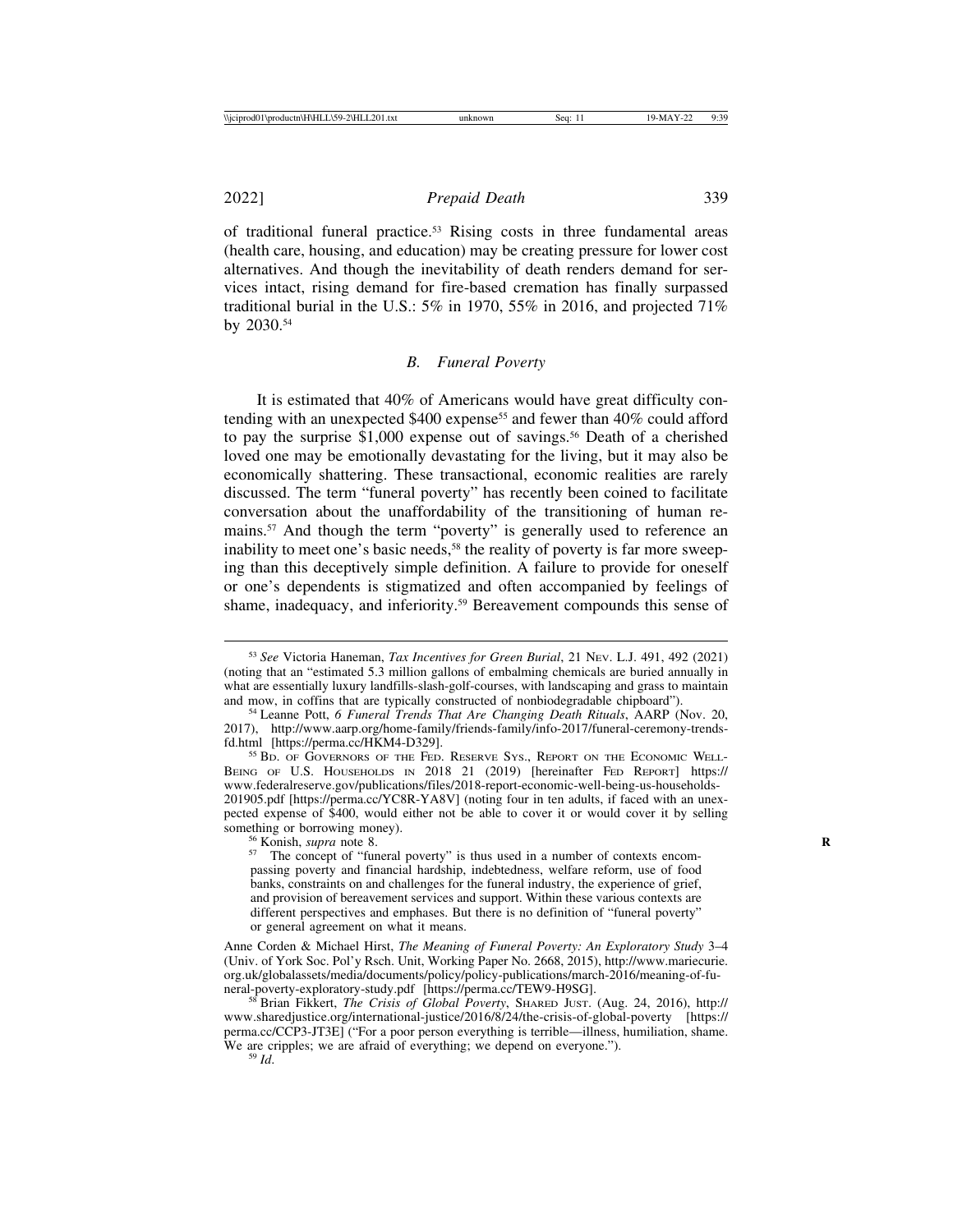of traditional funeral practice.[53] Rising costs in three fundamental areas (health care, housing, and education) may be creating pressure for lower cost alternatives. And though the inevitability of death renders demand for services intact, rising demand for fire-based cremation has finally surpassed traditional burial in the U.S.: 5% in 1970, 55% in 2016, and projected 71% by 2030.[54]

### *B. Funeral Poverty*

It is estimated that 40% of Americans would have great difficulty contending with an unexpected $400 expense[55] and fewer than 40% could afford to pay the surprise $1,000 expense out of savings.[56] Death of a cherished loved one may be emotionally devastating for the living, but it may also be economically shattering. These transactional, economic realities are rarely discussed. The term "funeral poverty" has recently been coined to facilitate conversation about the unaffordability of the transitioning of human remains.[57] And though the term "poverty" is generally used to reference an inability to meet one's basic needs,[58] the reality of poverty is far more sweeping than this deceptively simple definition. A failure to provide for oneself or one's dependents is stigmatized and often accompanied by feelings of shame, inadequacy, and inferiority.[59] Bereavement compounds this sense of

---

[53] *See* Victoria Haneman, *Tax Incentives for Green Burial*, 21 NEV. L.J. 491, 492 (2021) (noting that an "estimated 5.3 million gallons of embalming chemicals are buried annually in what are essentially luxury landfills-slash-golf-courses, with landscaping and grass to maintain and mow, in coffins that are typically constructed of nonbiodegradable chipboard").

[54] Leanne Pott, *6 Funeral Trends That Are Changing Death Rituals*, AARP (Nov. 20, 2017), http://www.aarp.org/home-family/friends-family/info-2017/funeral-ceremony-trends-fd.html [https://perma.cc/HKM4-D329].

[55] BD. OF GOVERNORS OF THE FED. RESERVE SYS., REPORT ON THE ECONOMIC WELL-BEING OF U.S. HOUSEHOLDS IN 2018 21 (2019) [hereinafter FED REPORT] https://www.federalreserve.gov/publications/files/2018-report-economic-well-being-us-households-201905.pdf [https://perma.cc/YC8R-YA8V] (noting four in ten adults, if faced with an unexpected expense of $400, would either not be able to cover it or would cover it by selling something or borrowing money).

[56] Konish, *supra* note 8.

[57] The concept of "funeral poverty" is thus used in a number of contexts encompassing poverty and financial hardship, indebtedness, welfare reform, use of food banks, constraints on and challenges for the funeral industry, the experience of grief, and provision of bereavement services and support. Within these various contexts are different perspectives and emphases. But there is no definition of "funeral poverty" or general agreement on what it means.

Anne Corden & Michael Hirst, *The Meaning of Funeral Poverty: An Exploratory Study* 3–4 (Univ. of York Soc. Pol'y Rsch. Unit, Working Paper No. 2668, 2015), http://www.mariecurie.org.uk/globalassets/media/documents/policy/policy-publications/march-2016/meaning-of-funeral-poverty-exploratory-study.pdf [https://perma.cc/TEW9-H9SG].

[58] Brian Fikkert, *The Crisis of Global Poverty*, SHARED JUST. (Aug. 24, 2016), http://www.sharedjustice.org/international-justice/2016/8/24/the-crisis-of-global-poverty [https://perma.cc/CCP3-JT3E] ("For a poor person everything is terrible—illness, humiliation, shame. We are cripples; we are afraid of everything; we depend on everyone.").

[59] *Id.*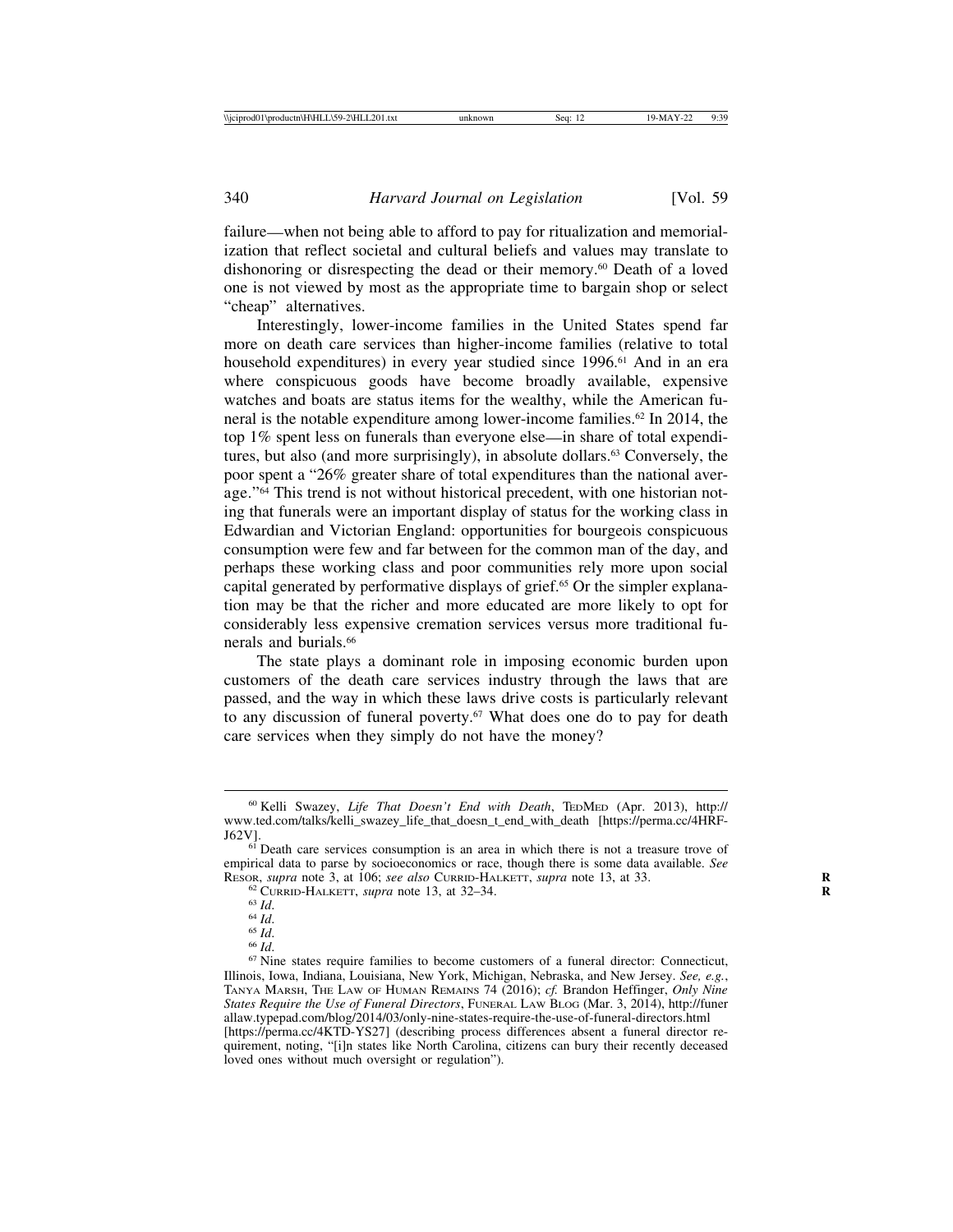failure—when not being able to afford to pay for ritualization and memorialization that reflect societal and cultural beliefs and values may translate to dishonoring or disrespecting the dead or their memory.[60] Death of a loved one is not viewed by most as the appropriate time to bargain shop or select "cheap" alternatives.

Interestingly, lower-income families in the United States spend far more on death care services than higher-income families (relative to total household expenditures) in every year studied since 1996.[61] And in an era where conspicuous goods have become broadly available, expensive watches and boats are status items for the wealthy, while the American funeral is the notable expenditure among lower-income families.[62] In 2014, the top 1% spent less on funerals than everyone else—in share of total expenditures, but also (and more surprisingly), in absolute dollars.[63] Conversely, the poor spent a "26% greater share of total expenditures than the national average."[64] This trend is not without historical precedent, with one historian noting that funerals were an important display of status for the working class in Edwardian and Victorian England: opportunities for bourgeois conspicuous consumption were few and far between for the common man of the day, and perhaps these working class and poor communities rely more upon social capital generated by performative displays of grief.[65] Or the simpler explanation may be that the richer and more educated are more likely to opt for considerably less expensive cremation services versus more traditional funerals and burials.[66]

The state plays a dominant role in imposing economic burden upon customers of the death care services industry through the laws that are passed, and the way in which these laws drive costs is particularly relevant to any discussion of funeral poverty.[67] What does one do to pay for death care services when they simply do not have the money?

---

[60] Kelli Swazey, *Life That Doesn't End with Death*, TEDMED (Apr. 2013), http://www.ted.com/talks/kelli_swazey_life_that_doesn_t_end_with_death [https://perma.cc/4HRF-J62V].

[61] Death care services consumption is an area in which there is not a treasure trove of empirical data to parse by socioeconomics or race, though there is some data available. *See* RESOR, *supra* note 3, at 106; *see also* CURRID-HALKETT, *supra* note 13, at 33.

[62] CURRID-HALKETT, *supra* note 13, at 32–34.

[63] *Id*.

[64] *Id*.

[65] *Id*.

[66] *Id*.

[67] Nine states require families to become customers of a funeral director: Connecticut, Illinois, Iowa, Indiana, Louisiana, New York, Michigan, Nebraska, and New Jersey. *See, e.g.*, TANYA MARSH, THE LAW OF HUMAN REMAINS 74 (2016); *cf.* Brandon Heffinger, *Only Nine States Require the Use of Funeral Directors*, FUNERAL LAW BLOG (Mar. 3, 2014), http://funerallaw.typepad.com/blog/2014/03/only-nine-states-require-the-use-of-funeral-directors.html [https://perma.cc/4KTD-YS27] (describing process differences absent a funeral director requirement, noting, "[i]n states like North Carolina, citizens can bury their recently deceased loved ones without much oversight or regulation").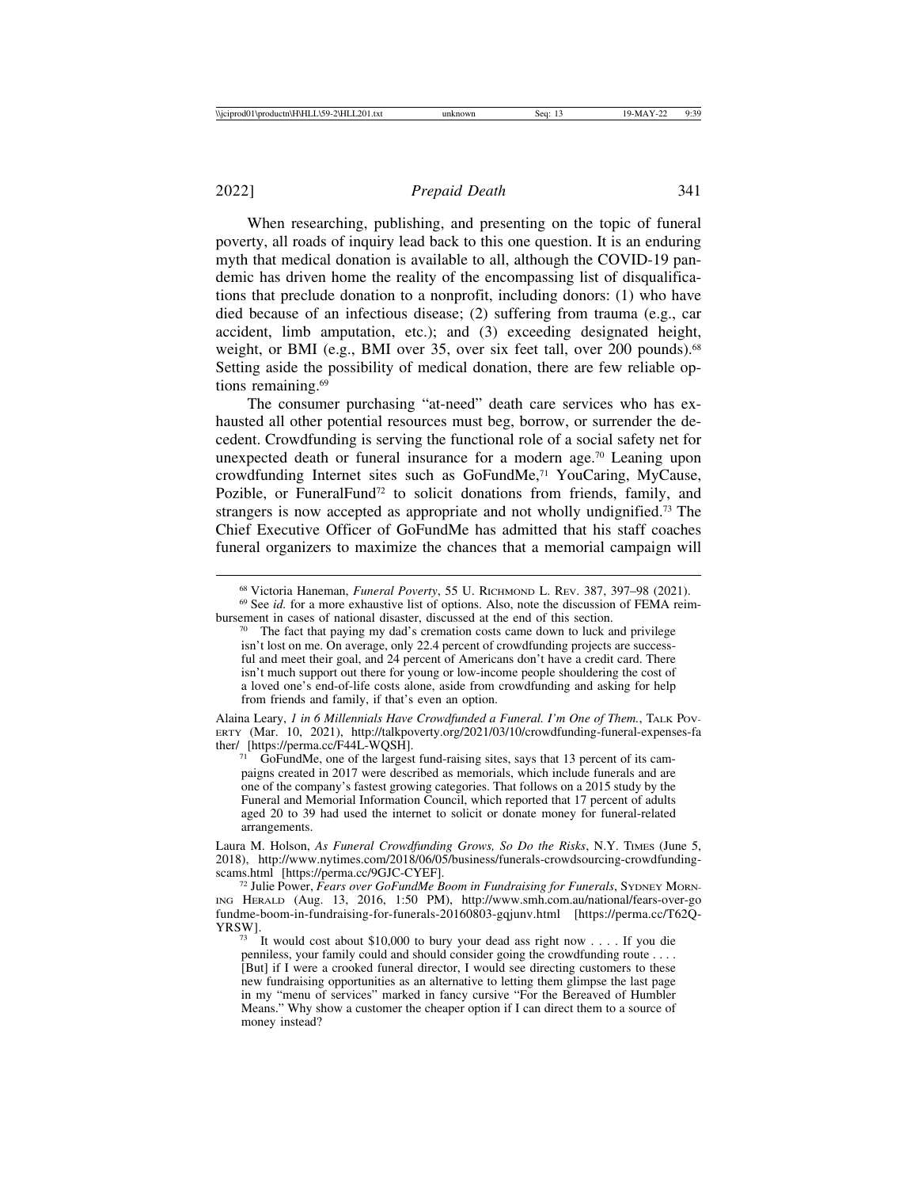When researching, publishing, and presenting on the topic of funeral poverty, all roads of inquiry lead back to this one question. It is an enduring myth that medical donation is available to all, although the COVID-19 pandemic has driven home the reality of the encompassing list of disqualifications that preclude donation to a nonprofit, including donors: (1) who have died because of an infectious disease; (2) suffering from trauma (e.g., car accident, limb amputation, etc.); and (3) exceeding designated height, weight, or BMI (e.g., BMI over 35, over six feet tall, over 200 pounds).[68] Setting aside the possibility of medical donation, there are few reliable options remaining.[69]

The consumer purchasing "at-need" death care services who has exhausted all other potential resources must beg, borrow, or surrender the decedent. Crowdfunding is serving the functional role of a social safety net for unexpected death or funeral insurance for a modern age.[70] Leaning upon crowdfunding Internet sites such as GoFundMe,[71] YouCaring, MyCause, Pozible, or FuneralFund[72] to solicit donations from friends, family, and strangers is now accepted as appropriate and not wholly undignified.[73] The Chief Executive Officer of GoFundMe has admitted that his staff coaches funeral organizers to maximize the chances that a memorial campaign will

---

[68] Victoria Haneman, *Funeral Poverty*, 55 U. Richmond L. Rev. 387, 397–98 (2021).

[69] See *id.* for a more exhaustive list of options. Also, note the discussion of FEMA reimbursement in cases of national disaster, discussed at the end of this section.

[70] The fact that paying my dad's cremation costs came down to luck and privilege isn't lost on me. On average, only 22.4 percent of crowdfunding projects are successful and meet their goal, and 24 percent of Americans don't have a credit card. There isn't much support out there for young or low-income people shouldering the cost of a loved one's end-of-life costs alone, aside from crowdfunding and asking for help from friends and family, if that's even an option.

Alaina Leary, *1 in 6 Millennials Have Crowdfunded a Funeral. I'm One of Them.*, Talk Poverty (Mar. 10, 2021), http://talkpoverty.org/2021/03/10/crowdfunding-funeral-expenses-father/ [https://perma.cc/F44L-WQSH].

[71] GoFundMe, one of the largest fund-raising sites, says that 13 percent of its campaigns created in 2017 were described as memorials, which include funerals and are one of the company's fastest growing categories. That follows on a 2015 study by the Funeral and Memorial Information Council, which reported that 17 percent of adults aged 20 to 39 had used the internet to solicit or donate money for funeral-related arrangements.

Laura M. Holson, *As Funeral Crowdfunding Grows, So Do the Risks*, N.Y. Times (June 5, 2018), http://www.nytimes.com/2018/06/05/business/funerals-crowdsourcing-crowdfunding-scams.html [https://perma.cc/9GJC-CYEF].

[72] Julie Power, *Fears over GoFundMe Boom in Fundraising for Funerals*, Sydney Morning Herald (Aug. 13, 2016, 1:50 PM), http://www.smh.com.au/national/fears-over-gofundme-boom-in-fundraising-for-funerals-20160803-gqjunv.html [https://perma.cc/T62Q-YRSW].

[73] It would cost about $10,000 to bury your dead ass right now . . . . If you die penniless, your family could and should consider going the crowdfunding route . . . . [But] if I were a crooked funeral director, I would see directing customers to these new fundraising opportunities as an alternative to letting them glimpse the last page in my "menu of services" marked in fancy cursive "For the Bereaved of Humbler Means." Why show a customer the cheaper option if I can direct them to a source of money instead?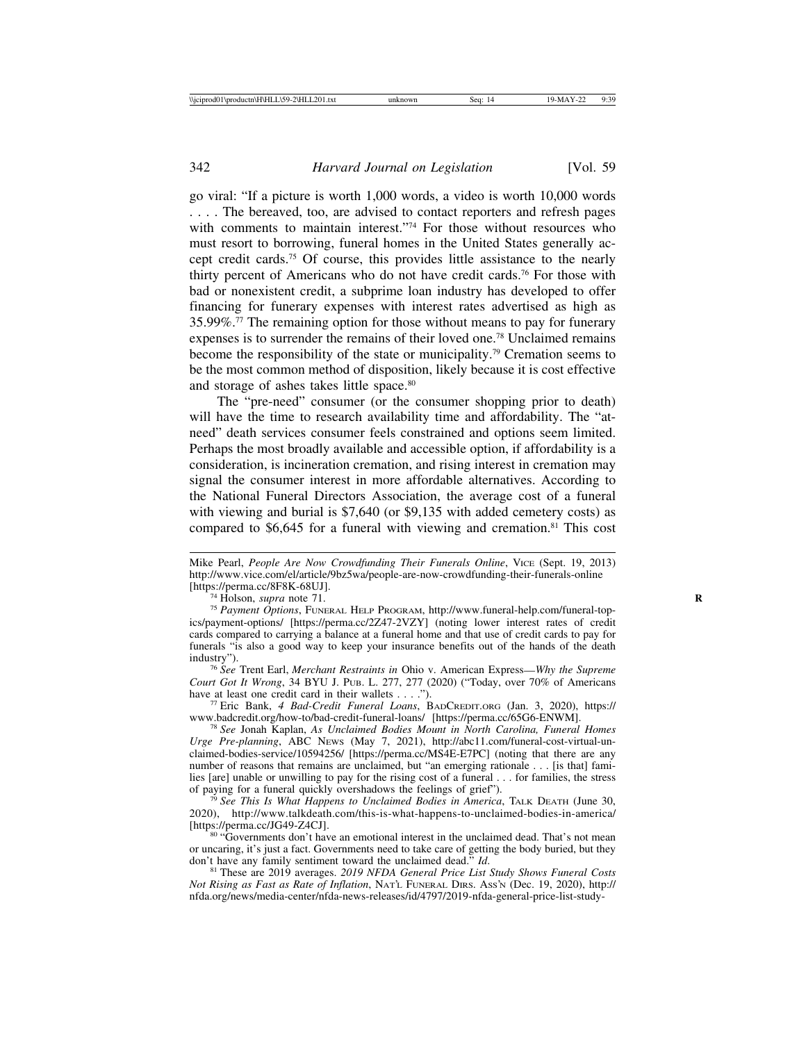go viral: "If a picture is worth 1,000 words, a video is worth 10,000 words . . . . The bereaved, too, are advised to contact reporters and refresh pages with comments to maintain interest."[74] For those without resources who must resort to borrowing, funeral homes in the United States generally accept credit cards.[75] Of course, this provides little assistance to the nearly thirty percent of Americans who do not have credit cards.[76] For those with bad or nonexistent credit, a subprime loan industry has developed to offer financing for funerary expenses with interest rates advertised as high as 35.99%.[77] The remaining option for those without means to pay for funerary expenses is to surrender the remains of their loved one.[78] Unclaimed remains become the responsibility of the state or municipality.[79] Cremation seems to be the most common method of disposition, likely because it is cost effective and storage of ashes takes little space.[80]

The "pre-need" consumer (or the consumer shopping prior to death) will have the time to research availability time and affordability. The "at-need" death services consumer feels constrained and options seem limited. Perhaps the most broadly available and accessible option, if affordability is a consideration, is incineration cremation, and rising interest in cremation may signal the consumer interest in more affordable alternatives. According to the National Funeral Directors Association, the average cost of a funeral with viewing and burial is $7,640 (or $9,135 with added cemetery costs) as compared to $6,645 for a funeral with viewing and cremation.[81] This cost

---

Mike Pearl, *People Are Now Crowdfunding Their Funerals Online*, VICE (Sept. 19, 2013) http://www.vice.com/el/article/9bz5wa/people-are-now-crowdfunding-their-funerals-online [https://perma.cc/8F8K-68UJ].

[74] Holson, *supra* note 71.

[75] *Payment Options*, FUNERAL HELP PROGRAM, http://www.funeral-help.com/funeral-topics/payment-options/ [https://perma.cc/2Z47-2VZY] (noting lower interest rates of credit cards compared to carrying a balance at a funeral home and that use of credit cards to pay for funerals "is also a good way to keep your insurance benefits out of the hands of the death industry").

[76] *See* Trent Earl, *Merchant Restraints in* Ohio v. American Express—*Why the Supreme Court Got It Wrong*, 34 BYU J. PUB. L. 277, 277 (2020) ("Today, over 70% of Americans have at least one credit card in their wallets . . . .").

[77] Eric Bank, *4 Bad-Credit Funeral Loans*, BADCREDIT.ORG (Jan. 3, 2020), https://www.badcredit.org/how-to/bad-credit-funeral-loans/ [https://perma.cc/65G6-ENWM].

[78] *See* Jonah Kaplan, *As Unclaimed Bodies Mount in North Carolina, Funeral Homes Urge Pre-planning*, ABC NEWS (May 7, 2021), http://abc11.com/funeral-cost-virtual-unclaimed-bodies-service/10594256/ [https://perma.cc/MS4E-E7PC] (noting that there are any number of reasons that remains are unclaimed, but "an emerging rationale . . . [is that] families [are] unable or unwilling to pay for the rising cost of a funeral . . . for families, the stress of paying for a funeral quickly overshadows the feelings of grief").

[79] *See This Is What Happens to Unclaimed Bodies in America*, TALK DEATH (June 30, 2020), http://www.talkdeath.com/this-is-what-happens-to-unclaimed-bodies-in-america/ [https://perma.cc/JG49-Z4CJ].

[80] "Governments don't have an emotional interest in the unclaimed dead. That's not mean or uncaring, it's just a fact. Governments need to take care of getting the body buried, but they don't have any family sentiment toward the unclaimed dead." *Id.*

[81] These are 2019 averages. *2019 NFDA General Price List Study Shows Funeral Costs Not Rising as Fast as Rate of Inflation*, NAT'L FUNERAL DIRS. ASS'N (Dec. 19, 2020), http://nfda.org/news/media-center/nfda-news-releases/id/4797/2019-nfda-general-price-list-study-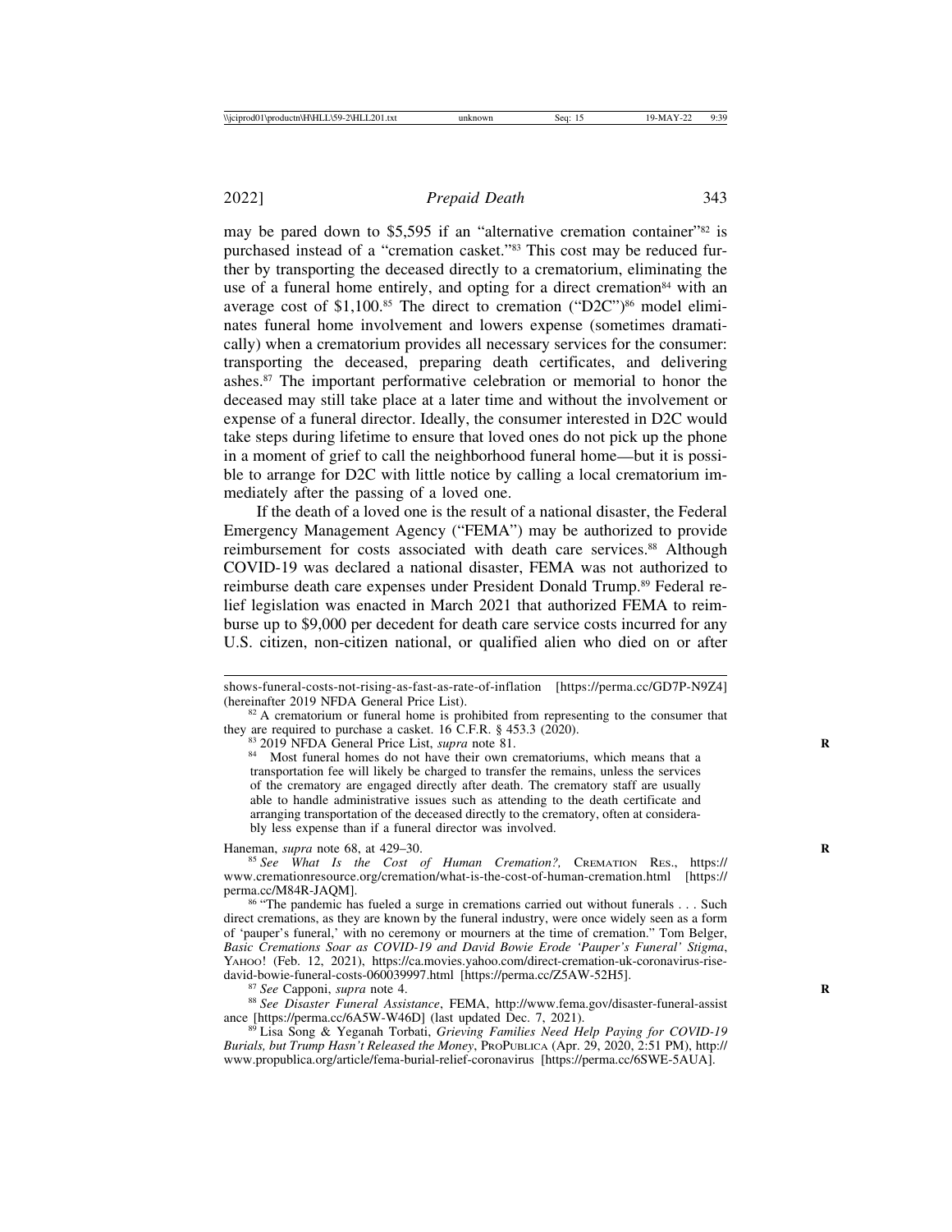may be pared down to $5,595 if an "alternative cremation container"[82] is purchased instead of a "cremation casket."[83] This cost may be reduced further by transporting the deceased directly to a crematorium, eliminating the use of a funeral home entirely, and opting for a direct cremation[84] with an average cost of $1,100.[85] The direct to cremation ("D2C")[86] model eliminates funeral home involvement and lowers expense (sometimes dramatically) when a crematorium provides all necessary services for the consumer: transporting the deceased, preparing death certificates, and delivering ashes.[87] The important performative celebration or memorial to honor the deceased may still take place at a later time and without the involvement or expense of a funeral director. Ideally, the consumer interested in D2C would take steps during lifetime to ensure that loved ones do not pick up the phone in a moment of grief to call the neighborhood funeral home—but it is possible to arrange for D2C with little notice by calling a local crematorium immediately after the passing of a loved one.

If the death of a loved one is the result of a national disaster, the Federal Emergency Management Agency ("FEMA") may be authorized to provide reimbursement for costs associated with death care services.[88] Although COVID-19 was declared a national disaster, FEMA was not authorized to reimburse death care expenses under President Donald Trump.[89] Federal relief legislation was enacted in March 2021 that authorized FEMA to reimburse up to $9,000 per decedent for death care service costs incurred for any U.S. citizen, non-citizen national, or qualified alien who died on or after

---

shows-funeral-costs-not-rising-as-fast-as-rate-of-inflation [https://perma.cc/GD7P-N9Z4] (hereinafter 2019 NFDA General Price List).

[82] A crematorium or funeral home is prohibited from representing to the consumer that they are required to purchase a casket. 16 C.F.R. § 453.3 (2020).

[83] 2019 NFDA General Price List, *supra* note 81.

[84] Most funeral homes do not have their own crematoriums, which means that a transportation fee will likely be charged to transfer the remains, unless the services of the crematory are engaged directly after death. The crematory staff are usually able to handle administrative issues such as attending to the death certificate and arranging transportation of the deceased directly to the crematory, often at considerably less expense than if a funeral director was involved.

Haneman, *supra* note 68, at 429–30.

[85] *See What Is the Cost of Human Cremation?*, CREMATION RES., https://www.cremationresource.org/cremation/what-is-the-cost-of-human-cremation.html [https://perma.cc/M84R-JAQM].

[86] "The pandemic has fueled a surge in cremations carried out without funerals . . . Such direct cremations, as they are known by the funeral industry, were once widely seen as a form of 'pauper's funeral,' with no ceremony or mourners at the time of cremation." Tom Belger, *Basic Cremations Soar as COVID-19 and David Bowie Erode 'Pauper's Funeral' Stigma*, YAHOO! (Feb. 12, 2021), https://ca.movies.yahoo.com/direct-cremation-uk-coronavirus-rise-david-bowie-funeral-costs-060039997.html [https://perma.cc/Z5AW-52H5].

[87] *See* Capponi, *supra* note 4.

[88] *See Disaster Funeral Assistance*, FEMA, http://www.fema.gov/disaster-funeral-assistance [https://perma.cc/6A5W-W46D] (last updated Dec. 7, 2021).

[89] Lisa Song & Yeganah Torbati, *Grieving Families Need Help Paying for COVID-19 Burials, but Trump Hasn't Released the Money*, PROPUBLICA (Apr. 29, 2020, 2:51 PM), http://www.propublica.org/article/fema-burial-relief-coronavirus [https://perma.cc/6SWE-5AUA].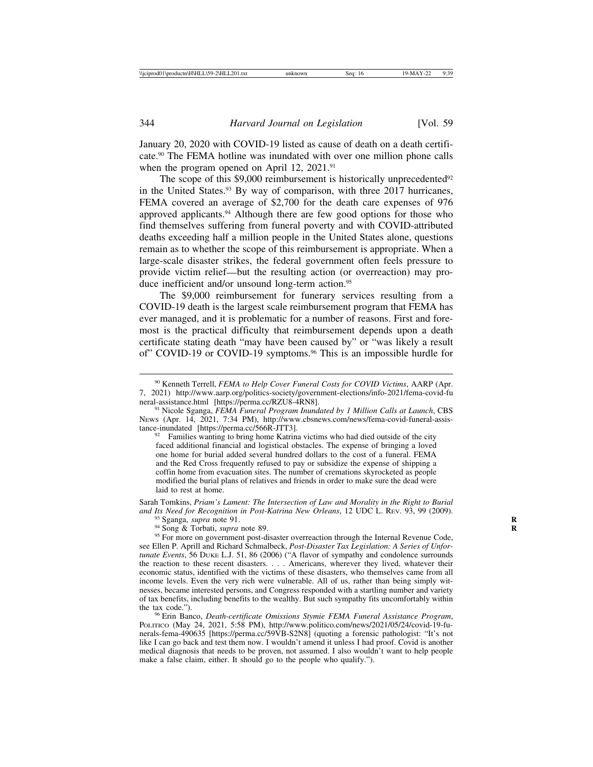January 20, 2020 with COVID-19 listed as cause of death on a death certificate.[90] The FEMA hotline was inundated with over one million phone calls when the program opened on April 12, 2021.[91]

The scope of this $9,000 reimbursement is historically unprecedented[92] in the United States.[93] By way of comparison, with three 2017 hurricanes, FEMA covered an average of $2,700 for the death care expenses of 976 approved applicants.[94] Although there are few good options for those who find themselves suffering from funeral poverty and with COVID-attributed deaths exceeding half a million people in the United States alone, questions remain as to whether the scope of this reimbursement is appropriate. When a large-scale disaster strikes, the federal government often feels pressure to provide victim relief—but the resulting action (or overreaction) may produce inefficient and/or unsound long-term action.[95]

The $9,000 reimbursement for funerary services resulting from a COVID-19 death is the largest scale reimbursement program that FEMA has ever managed, and it is problematic for a number of reasons. First and foremost is the practical difficulty that reimbursement depends upon a death certificate stating death "may have been caused by" or "was likely a result of" COVID-19 or COVID-19 symptoms.[96] This is an impossible hurdle for

---

[90] Kenneth Terrell, *FEMA to Help Cover Funeral Costs for COVID Victims*, AARP (Apr. 7, 2021) http://www.aarp.org/politics-society/government-elections/info-2021/fema-covid-funeral-assistance.html [https://perma.cc/RZU8-4RN8].

[91] Nicole Sganga, *FEMA Funeral Program Inundated by 1 Million Calls at Launch*, CBS NEWS (Apr. 14, 2021, 7:34 PM), http://www.cbsnews.com/news/fema-covid-funeral-assistance-inundated [https://perma.cc/566R-JTT3].

[92] Families wanting to bring home Katrina victims who had died outside of the city faced additional financial and logistical obstacles. The expense of bringing a loved one home for burial added several hundred dollars to the cost of a funeral. FEMA and the Red Cross frequently refused to pay or subsidize the expense of shipping a coffin home from evacuation sites. The number of cremations skyrocketed as people modified the burial plans of relatives and friends in order to make sure the dead were laid to rest at home.

Sarah Tomkins, *Priam's Lament: The Intersection of Law and Morality in the Right to Burial and Its Need for Recognition in Post-Katrina New Orleans*, 12 UDC L. REV. 93, 99 (2009).

[93] Sganga, *supra* note 91.

[94] Song & Torbati, *supra* note 89.

[95] For more on government post-disaster overreaction through the Internal Revenue Code, see Ellen P. Aprill and Richard Schmalbeck, *Post-Disaster Tax Legislation: A Series of Unfortunate Events*, 56 DUKE L.J. 51, 86 (2006) ("A flavor of sympathy and condolence surrounds the reaction to these recent disasters. . . . Americans, wherever they lived, whatever their economic status, identified with the victims of these disasters, who themselves came from all income levels. Even the very rich were vulnerable. All of us, rather than being simply witnesses, became interested persons, and Congress responded with a startling number and variety of tax benefits, including benefits to the wealthy. But such sympathy fits uncomfortably within the tax code.").

[96] Erin Banco, *Death-certificate Omissions Stymie FEMA Funeral Assistance Program*, POLITICO (May 24, 2021, 5:58 PM), http://www.politico.com/news/2021/05/24/covid-19-funerals-fema-490635 [https://perma.cc/59VB-S2N8] (quoting a forensic pathologist: "It's not like I can go back and test them now. I wouldn't amend it unless I had proof. Covid is another medical diagnosis that needs to be proven, not assumed. I also wouldn't want to help people make a false claim, either. It should go to the people who qualify.").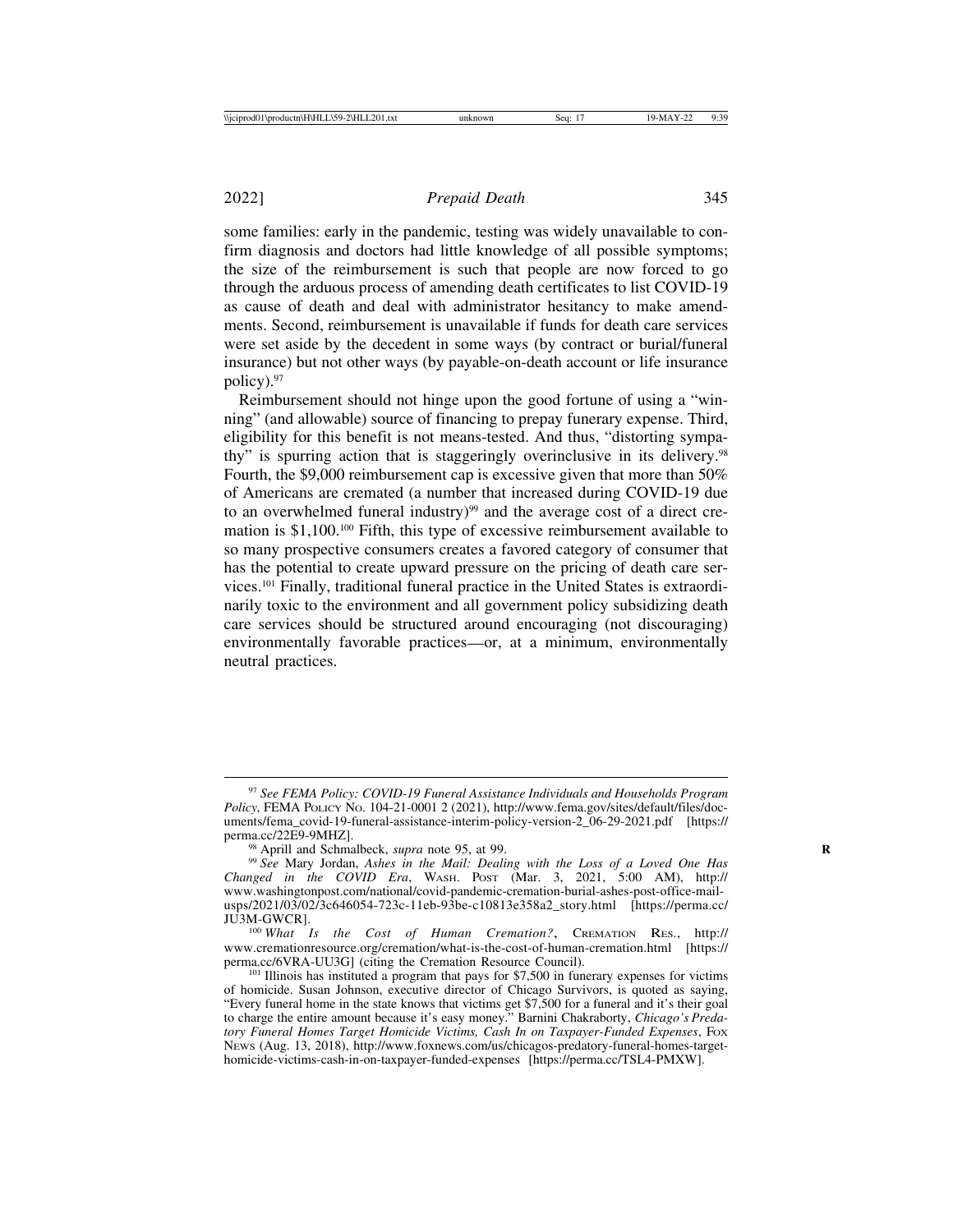some families: early in the pandemic, testing was widely unavailable to confirm diagnosis and doctors had little knowledge of all possible symptoms; the size of the reimbursement is such that people are now forced to go through the arduous process of amending death certificates to list COVID-19 as cause of death and deal with administrator hesitancy to make amendments. Second, reimbursement is unavailable if funds for death care services were set aside by the decedent in some ways (by contract or burial/funeral insurance) but not other ways (by payable-on-death account or life insurance policy).[97]

Reimbursement should not hinge upon the good fortune of using a "winning" (and allowable) source of financing to prepay funerary expense. Third, eligibility for this benefit is not means-tested. And thus, "distorting sympathy" is spurring action that is staggeringly overinclusive in its delivery.[98] Fourth, the $9,000 reimbursement cap is excessive given that more than 50% of Americans are cremated (a number that increased during COVID-19 due to an overwhelmed funeral industry)[99] and the average cost of a direct cremation is $1,100.[100] Fifth, this type of excessive reimbursement available to so many prospective consumers creates a favored category of consumer that has the potential to create upward pressure on the pricing of death care services.[101] Finally, traditional funeral practice in the United States is extraordinarily toxic to the environment and all government policy subsidizing death care services should be structured around encouraging (not discouraging) environmentally favorable practices—or, at a minimum, environmentally neutral practices.

---

[97] *See FEMA Policy: COVID-19 Funeral Assistance Individuals and Households Program Policy*, FEMA POLICY NO. 104-21-0001 2 (2021), http://www.fema.gov/sites/default/files/documents/fema_covid-19-funeral-assistance-interim-policy-version-2_06-29-2021.pdf [https://perma.cc/22E9-9MHZ].

[98] Aprill and Schmalbeck, *supra* note 95, at 99.

[99] *See* Mary Jordan, *Ashes in the Mail: Dealing with the Loss of a Loved One Has Changed in the COVID Era*, WASH. POST (Mar. 3, 2021, 5:00 AM), http://www.washingtonpost.com/national/covid-pandemic-cremation-burial-ashes-post-office-mail-usps/2021/03/02/3c646054-723c-11eb-93be-c10813e358a2_story.html [https://perma.cc/JU3M-GWCR].

[100] *What Is the Cost of Human Cremation?*, CREMATION RES., http://www.cremationresource.org/cremation/what-is-the-cost-of-human-cremation.html [https://perma.cc/6VRA-UU3G] (citing the Cremation Resource Council).

[101] Illinois has instituted a program that pays for $7,500 in funerary expenses for victims of homicide. Susan Johnson, executive director of Chicago Survivors, is quoted as saying, "Every funeral home in the state knows that victims get $7,500 for a funeral and it's their goal to charge the entire amount because it's easy money." Barnini Chakraborty, *Chicago's Predatory Funeral Homes Target Homicide Victims, Cash In on Taxpayer-Funded Expenses*, FOX NEWS (Aug. 13, 2018), http://www.foxnews.com/us/chicagos-predatory-funeral-homes-target-homicide-victims-cash-in-on-taxpayer-funded-expenses [https://perma.cc/TSL4-PMXW].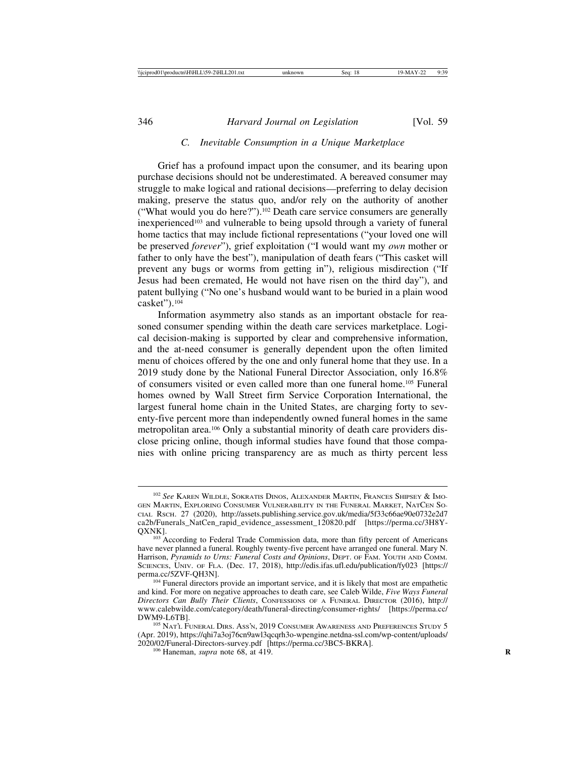### C. *Inevitable Consumption in a Unique Marketplace*

Grief has a profound impact upon the consumer, and its bearing upon purchase decisions should not be underestimated. A bereaved consumer may struggle to make logical and rational decisions—preferring to delay decision making, preserve the status quo, and/or rely on the authority of another ("What would you do here?").[102] Death care service consumers are generally inexperienced[103] and vulnerable to being upsold through a variety of funeral home tactics that may include fictional representations ("your loved one will be preserved *forever*"), grief exploitation ("I would want my *own* mother or father to only have the best"), manipulation of death fears ("This casket will prevent any bugs or worms from getting in"), religious misdirection ("If Jesus had been cremated, He would not have risen on the third day"), and patent bullying ("No one's husband would want to be buried in a plain wood casket").[104]

Information asymmetry also stands as an important obstacle for reasoned consumer spending within the death care services marketplace. Logical decision-making is supported by clear and comprehensive information, and the at-need consumer is generally dependent upon the often limited menu of choices offered by the one and only funeral home that they use. In a 2019 study done by the National Funeral Director Association, only 16.8% of consumers visited or even called more than one funeral home.[105] Funeral homes owned by Wall Street firm Service Corporation International, the largest funeral home chain in the United States, are charging forty to seventy-five percent more than independently owned funeral homes in the same metropolitan area.[106] Only a substantial minority of death care providers disclose pricing online, though informal studies have found that those companies with online pricing transparency are as much as thirty percent less

---

[102] *See* Karen Wildle, Sokratis Dinos, Alexander Martin, Frances Shipsey & Imogen Martin, Exploring Consumer Vulnerability in the Funeral Market, NatCen Social Rsch. 27 (2020), http://assets.publishing.service.gov.uk/media/5f33c66ae90e0732e2d7ca2b/Funerals_NatCen_rapid_evidence_assessment_120820.pdf [https://perma.cc/3H8Y-QXNK].

[103] According to Federal Trade Commission data, more than fifty percent of Americans have never planned a funeral. Roughly twenty-five percent have arranged one funeral. Mary N. Harrison, *Pyramids to Urns: Funeral Costs and Opinions*, Dept. of Fam. Youth and Comm. Sciences, Univ. of Fla. (Dec. 17, 2018), http://edis.ifas.ufl.edu/publication/fy023 [https://perma.cc/5ZVF-QH3N].

[104] Funeral directors provide an important service, and it is likely that most are empathetic and kind. For more on negative approaches to death care, see Caleb Wilde, *Five Ways Funeral Directors Can Bully Their Clients*, Confessions of a Funeral Director (2016), http://www.calebwilde.com/category/death/funeral-directing/consumer-rights/ [https://perma.cc/DWM9-L6TB].

[105] Nat'l Funeral Dirs. Ass'n, 2019 Consumer Awareness and Preferences Study 5 (Apr. 2019), https://qhi7a3oj76cn9awl3qcqrh3o-wpengine.netdna-ssl.com/wp-content/uploads/2020/02/Funeral-Directors-survey.pdf [https://perma.cc/3BC5-BKRA].

[106] Haneman, *supra* note 68, at 419.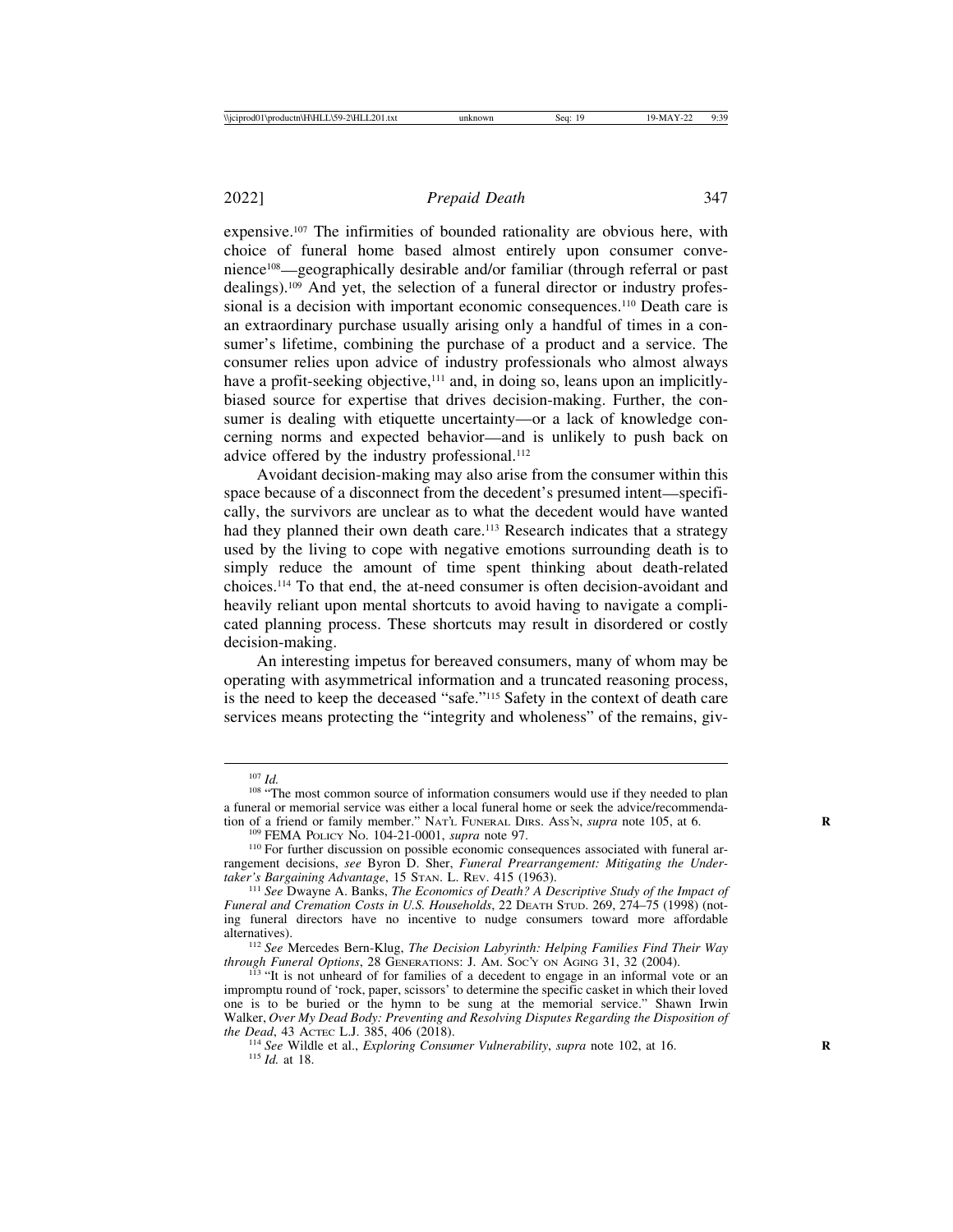expensive.[107] The infirmities of bounded rationality are obvious here, with choice of funeral home based almost entirely upon consumer convenience[108]—geographically desirable and/or familiar (through referral or past dealings).[109] And yet, the selection of a funeral director or industry professional is a decision with important economic consequences.[110] Death care is an extraordinary purchase usually arising only a handful of times in a consumer's lifetime, combining the purchase of a product and a service. The consumer relies upon advice of industry professionals who almost always have a profit-seeking objective,[111] and, in doing so, leans upon an implicitly-biased source for expertise that drives decision-making. Further, the consumer is dealing with etiquette uncertainty—or a lack of knowledge concerning norms and expected behavior—and is unlikely to push back on advice offered by the industry professional.[112]

Avoidant decision-making may also arise from the consumer within this space because of a disconnect from the decedent's presumed intent—specifically, the survivors are unclear as to what the decedent would have wanted had they planned their own death care.[113] Research indicates that a strategy used by the living to cope with negative emotions surrounding death is to simply reduce the amount of time spent thinking about death-related choices.[114] To that end, the at-need consumer is often decision-avoidant and heavily reliant upon mental shortcuts to avoid having to navigate a complicated planning process. These shortcuts may result in disordered or costly decision-making.

An interesting impetus for bereaved consumers, many of whom may be operating with asymmetrical information and a truncated reasoning process, is the need to keep the deceased "safe."[115] Safety in the context of death care services means protecting the "integrity and wholeness" of the remains, giv-

---

[107] *Id.*

[108] "The most common source of information consumers would use if they needed to plan a funeral or memorial service was either a local funeral home or seek the advice/recommendation of a friend or family member." Nat'l Funeral Dirs. Ass'n, *supra* note 105, at 6.

[109] FEMA Policy No. 104-21-0001, *supra* note 97.

[110] For further discussion on possible economic consequences associated with funeral arrangement decisions, *see* Byron D. Sher, *Funeral Prearrangement: Mitigating the Undertaker's Bargaining Advantage*, 15 Stan. L. Rev. 415 (1963).

[111] *See* Dwayne A. Banks, *The Economics of Death? A Descriptive Study of the Impact of Funeral and Cremation Costs in U.S. Households*, 22 Death Stud. 269, 274–75 (1998) (noting funeral directors have no incentive to nudge consumers toward more affordable alternatives).

[112] *See* Mercedes Bern-Klug, *The Decision Labyrinth: Helping Families Find Their Way through Funeral Options*, 28 Generations: J. Am. Soc'y on Aging 31, 32 (2004).

[113] "It is not unheard of for families of a decedent to engage in an informal vote or an impromptu round of 'rock, paper, scissors' to determine the specific casket in which their loved one is to be buried or the hymn to be sung at the memorial service." Shawn Irwin Walker, *Over My Dead Body: Preventing and Resolving Disputes Regarding the Disposition of the Dead*, 43 Actec L.J. 385, 406 (2018).

[114] *See* Wildle et al., *Exploring Consumer Vulnerability*, *supra* note 102, at 16.

[115] *Id.* at 18.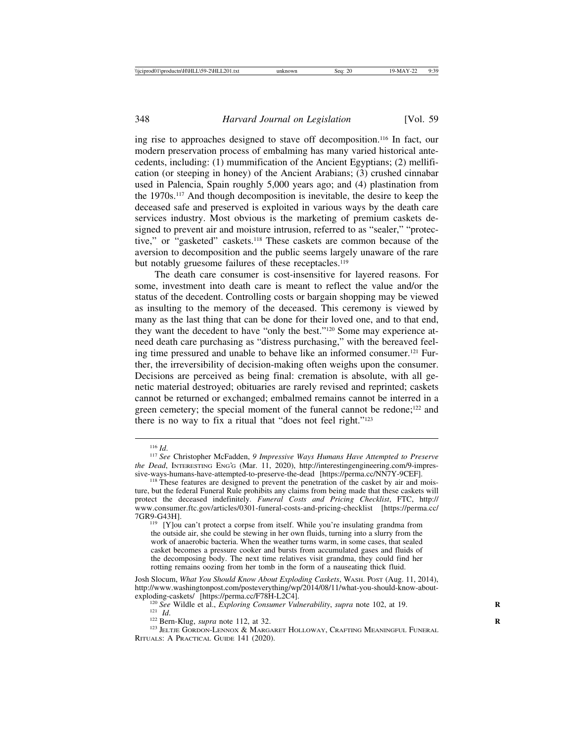ing rise to approaches designed to stave off decomposition.[116] In fact, our modern preservation process of embalming has many varied historical antecedents, including: (1) mummification of the Ancient Egyptians; (2) mellification (or steeping in honey) of the Ancient Arabians; (3) crushed cinnabar used in Palencia, Spain roughly 5,000 years ago; and (4) plastination from the 1970s.[117] And though decomposition is inevitable, the desire to keep the deceased safe and preserved is exploited in various ways by the death care services industry. Most obvious is the marketing of premium caskets designed to prevent air and moisture intrusion, referred to as "sealer," "protective," or "gasketed" caskets.[118] These caskets are common because of the aversion to decomposition and the public seems largely unaware of the rare but notably gruesome failures of these receptacles.[119]

The death care consumer is cost-insensitive for layered reasons. For some, investment into death care is meant to reflect the value and/or the status of the decedent. Controlling costs or bargain shopping may be viewed as insulting to the memory of the deceased. This ceremony is viewed by many as the last thing that can be done for their loved one, and to that end, they want the decedent to have "only the best."[120] Some may experience at-need death care purchasing as "distress purchasing," with the bereaved feeling time pressured and unable to behave like an informed consumer.[121] Further, the irreversibility of decision-making often weighs upon the consumer. Decisions are perceived as being final: cremation is absolute, with all genetic material destroyed; obituaries are rarely revised and reprinted; caskets cannot be returned or exchanged; embalmed remains cannot be interred in a green cemetery; the special moment of the funeral cannot be redone;[122] and there is no way to fix a ritual that "does not feel right."[123]

---

[116] *Id.*

[117] *See* Christopher McFadden, *9 Impressive Ways Humans Have Attempted to Preserve the Dead*, INTERESTING ENG'G (Mar. 11, 2020), http://interestingengineering.com/9-impressive-ways-humans-have-attempted-to-preserve-the-dead [https://perma.cc/NN7Y-9CEF].

[118] These features are designed to prevent the penetration of the casket by air and moisture, but the federal Funeral Rule prohibits any claims from being made that these caskets will protect the deceased indefinitely. *Funeral Costs and Pricing Checklist*, FTC, http://www.consumer.ftc.gov/articles/0301-funeral-costs-and-pricing-checklist [https://perma.cc/7GR9-G43H].

[119] [Y]ou can't protect a corpse from itself. While you're insulating grandma from the outside air, she could be stewing in her own fluids, turning into a slurry from the work of anaerobic bacteria. When the weather turns warm, in some cases, that sealed casket becomes a pressure cooker and bursts from accumulated gases and fluids of the decomposing body. The next time relatives visit grandma, they could find her rotting remains oozing from her tomb in the form of a nauseating thick fluid.

Josh Slocum, *What You Should Know About Exploding Caskets*, WASH. POST (Aug. 11, 2014), http://www.washingtonpost.com/posteverything/wp/2014/08/11/what-you-should-know-about-exploding-caskets/ [https://perma.cc/F78H-L2C4].

[120] *See* Wildle et al., *Exploring Consumer Vulnerability*, *supra* note 102, at 19.

[121] *Id.*

[122] Bern-Klug, *supra* note 112, at 32.

[123] JELTJE GORDON-LENNOX & MARGARET HOLLOWAY, CRAFTING MEANINGFUL FUNERAL RITUALS: A PRACTICAL GUIDE 141 (2020).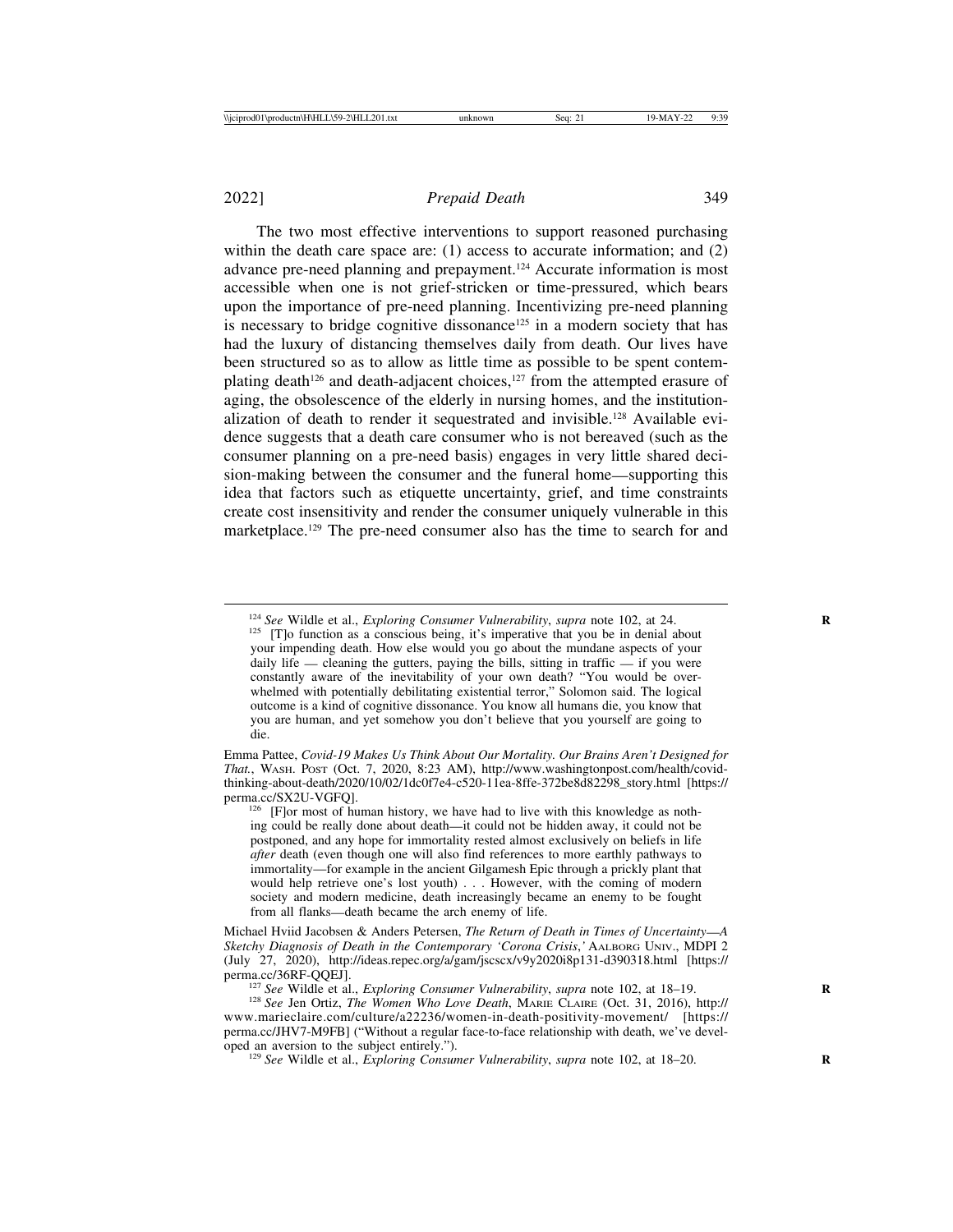The two most effective interventions to support reasoned purchasing within the death care space are: (1) access to accurate information; and (2) advance pre-need planning and prepayment.[124] Accurate information is most accessible when one is not grief-stricken or time-pressured, which bears upon the importance of pre-need planning. Incentivizing pre-need planning is necessary to bridge cognitive dissonance[125] in a modern society that has had the luxury of distancing themselves daily from death. Our lives have been structured so as to allow as little time as possible to be spent contemplating death[126] and death-adjacent choices,[127] from the attempted erasure of aging, the obsolescence of the elderly in nursing homes, and the institutionalization of death to render it sequestrated and invisible.[128] Available evidence suggests that a death care consumer who is not bereaved (such as the consumer planning on a pre-need basis) engages in very little shared decision-making between the consumer and the funeral home—supporting this idea that factors such as etiquette uncertainty, grief, and time constraints create cost insensitivity and render the consumer uniquely vulnerable in this marketplace.[129] The pre-need consumer also has the time to search for and

---

[124] *See* Wildle et al., *Exploring Consumer Vulnerability*, *supra* note 102, at 24.

[125] [T]o function as a conscious being, it's imperative that you be in denial about your impending death. How else would you go about the mundane aspects of your daily life — cleaning the gutters, paying the bills, sitting in traffic — if you were constantly aware of the inevitability of your own death? "You would be overwhelmed with potentially debilitating existential terror," Solomon said. The logical outcome is a kind of cognitive dissonance. You know all humans die, you know that you are human, and yet somehow you don't believe that you yourself are going to die.

Emma Pattee, *Covid-19 Makes Us Think About Our Mortality. Our Brains Aren't Designed for That.*, WASH. POST (Oct. 7, 2020, 8:23 AM), http://www.washingtonpost.com/health/covid-thinking-about-death/2020/10/02/1dc0f7e4-c520-11ea-8ffe-372be8d82298_story.html [https://perma.cc/SX2U-VGFQ].

[126] [F]or most of human history, we have had to live with this knowledge as nothing could be really done about death—it could not be hidden away, it could not be postponed, and any hope for immortality rested almost exclusively on beliefs in life *after* death (even though one will also find references to more earthly pathways to immortality—for example in the ancient Gilgamesh Epic through a prickly plant that would help retrieve one's lost youth) . . . However, with the coming of modern society and modern medicine, death increasingly became an enemy to be fought from all flanks—death became the arch enemy of life.

Michael Hviid Jacobsen & Anders Petersen, *The Return of Death in Times of Uncertainty—A Sketchy Diagnosis of Death in the Contemporary 'Corona Crisis,'* AALBORG UNIV., MDPI 2 (July 27, 2020), http://ideas.repec.org/a/gam/jscscx/v9y2020i8p131-d390318.html [https://perma.cc/36RF-QQEJ].

[127] *See* Wildle et al., *Exploring Consumer Vulnerability*, *supra* note 102, at 18–19.

[128] *See* Jen Ortiz, *The Women Who Love Death*, MARIE CLAIRE (Oct. 31, 2016), http://www.marieclaire.com/culture/a22236/women-in-death-positivity-movement/ [https://perma.cc/JHV7-M9FB] ("Without a regular face-to-face relationship with death, we've developed an aversion to the subject entirely.").

[129] *See* Wildle et al., *Exploring Consumer Vulnerability*, *supra* note 102, at 18–20.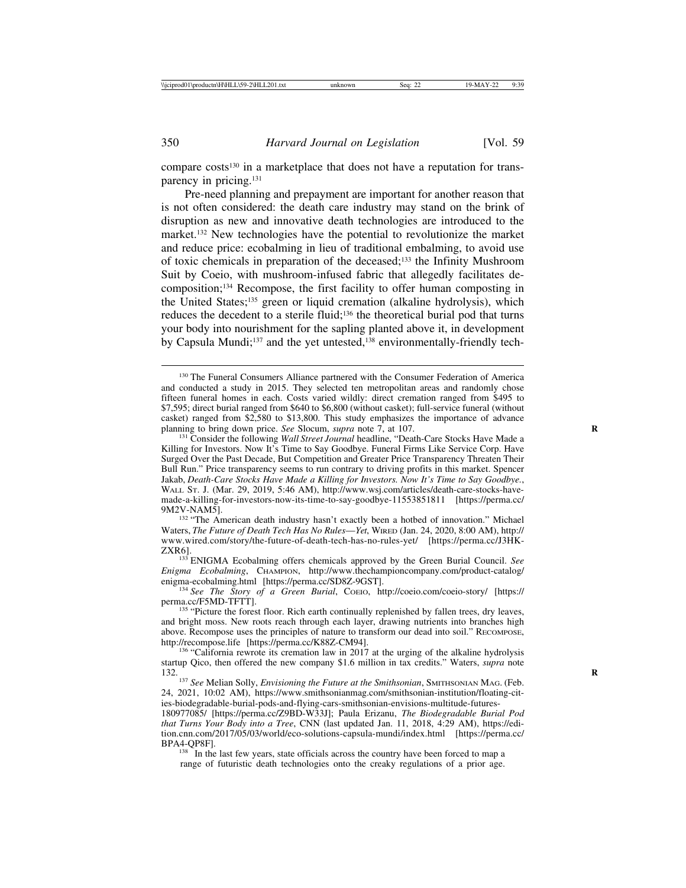compare costs[130] in a marketplace that does not have a reputation for transparency in pricing.[131]

Pre-need planning and prepayment are important for another reason that is not often considered: the death care industry may stand on the brink of disruption as new and innovative death technologies are introduced to the market.[132] New technologies have the potential to revolutionize the market and reduce price: ecobalming in lieu of traditional embalming, to avoid use of toxic chemicals in preparation of the deceased;[133] the Infinity Mushroom Suit by Coeio, with mushroom-infused fabric that allegedly facilitates decomposition;[134] Recompose, the first facility to offer human composting in the United States;[135] green or liquid cremation (alkaline hydrolysis), which reduces the decedent to a sterile fluid;[136] the theoretical burial pod that turns your body into nourishment for the sapling planted above it, in development by Capsula Mundi;[137] and the yet untested,[138] environmentally-friendly tech-

---

[130] The Funeral Consumers Alliance partnered with the Consumer Federation of America and conducted a study in 2015. They selected ten metropolitan areas and randomly chose fifteen funeral homes in each. Costs varied wildly: direct cremation ranged from $495 to $7,595; direct burial ranged from $640 to $6,800 (without casket); full-service funeral (without casket) ranged from $2,580 to $13,800. This study emphasizes the importance of advance planning to bring down price. *See* Slocum, *supra* note 7, at 107.

[131] Consider the following *Wall Street Journal* headline, "Death-Care Stocks Have Made a Killing for Investors. Now It's Time to Say Goodbye. Funeral Firms Like Service Corp. Have Surged Over the Past Decade, But Competition and Greater Price Transparency Threaten Their Bull Run." Price transparency seems to run contrary to driving profits in this market. Spencer Jakab, *Death-Care Stocks Have Made a Killing for Investors. Now It's Time to Say Goodbye.*, WALL ST. J. (Mar. 29, 2019, 5:46 AM), http://www.wsj.com/articles/death-care-stocks-have-made-a-killing-for-investors-now-its-time-to-say-goodbye-11553851811 [https://perma.cc/9M2V-NAM5].

[132] "The American death industry hasn't exactly been a hotbed of innovation." Michael Waters, *The Future of Death Tech Has No Rules—Yet*, WIRED (Jan. 24, 2020, 8:00 AM), http://www.wired.com/story/the-future-of-death-tech-has-no-rules-yet/ [https://perma.cc/J3HK-ZXR6].

[133] ENIGMA Ecobalming offers chemicals approved by the Green Burial Council. *See Enigma Ecobalming*, CHAMPION, http://www.thechampioncompany.com/product-catalog/enigma-ecobalming.html [https://perma.cc/SD8Z-9GST].

[134] *See The Story of a Green Burial*, COEIO, http://coeio.com/coeio-story/ [https://perma.cc/F5MD-TFTT].

[135] "Picture the forest floor. Rich earth continually replenished by fallen trees, dry leaves, and bright moss. New roots reach through each layer, drawing nutrients into branches high above. Recompose uses the principles of nature to transform our dead into soil." RECOMPOSE, http://recompose.life [https://perma.cc/K88Z-CM94].

[136] "California rewrote its cremation law in 2017 at the urging of the alkaline hydrolysis startup Qico, then offered the new company $1.6 million in tax credits." Waters, *supra* note 132.

[137] *See* Melian Solly, *Envisioning the Future at the Smithsonian*, SMITHSONIAN MAG. (Feb. 24, 2021, 10:02 AM), https://www.smithsonianmag.com/smithsonian-institution/floating-cities-biodegradable-burial-pods-and-flying-cars-smithsonian-envisions-multitude-futures-180977085/ [https://perma.cc/Z9BD-W33J]; Paula Erizanu, *The Biodegradable Burial Pod that Turns Your Body into a Tree*, CNN (last updated Jan. 11, 2018, 4:29 AM), https://edition.cnn.com/2017/05/03/world/eco-solutions-capsula-mundi/index.html [https://perma.cc/BPA4-QP8F].

[138] In the last few years, state officials across the country have been forced to map a range of futuristic death technologies onto the creaky regulations of a prior age.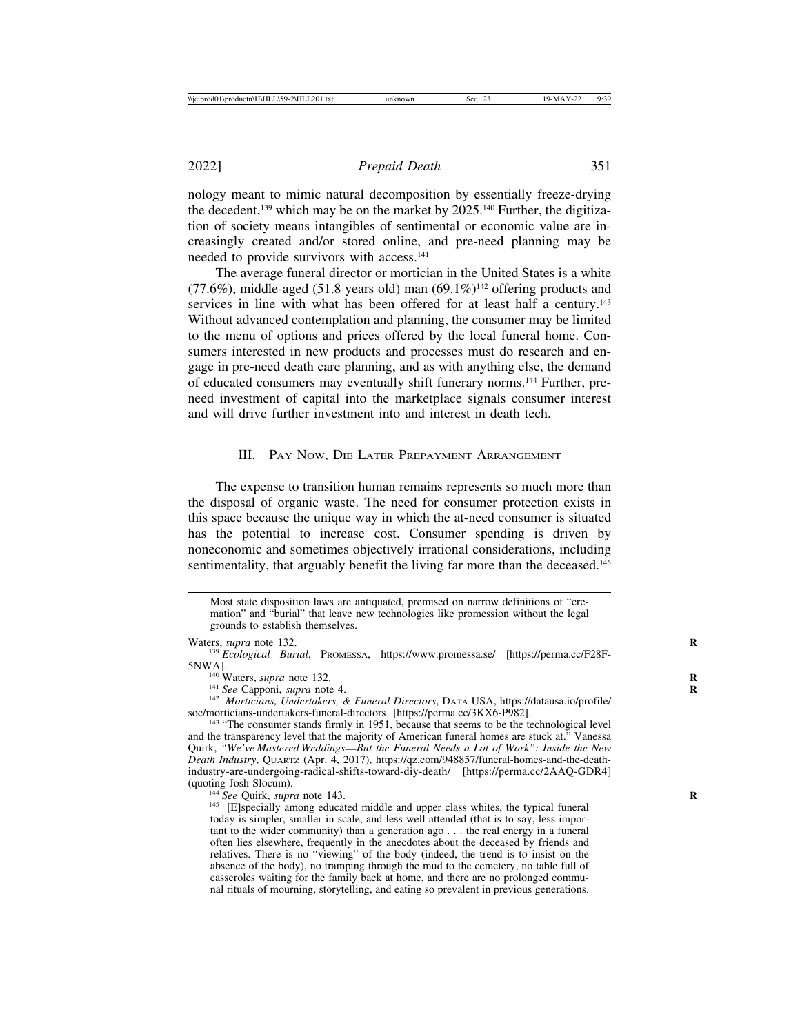nology meant to mimic natural decomposition by essentially freeze-drying the decedent,[139] which may be on the market by 2025.[140] Further, the digitization of society means intangibles of sentimental or economic value are increasingly created and/or stored online, and pre-need planning may be needed to provide survivors with access.[141]

The average funeral director or mortician in the United States is a white (77.6%), middle-aged (51.8 years old) man (69.1%)[142] offering products and services in line with what has been offered for at least half a century.[143] Without advanced contemplation and planning, the consumer may be limited to the menu of options and prices offered by the local funeral home. Consumers interested in new products and processes must do research and engage in pre-need death care planning, and as with anything else, the demand of educated consumers may eventually shift funerary norms.[144] Further, pre-need investment of capital into the marketplace signals consumer interest and will drive further investment into and interest in death tech.

## III. Pay Now, Die Later Prepayment Arrangement

The expense to transition human remains represents so much more than the disposal of organic waste. The need for consumer protection exists in this space because the unique way in which the at-need consumer is situated has the potential to increase cost. Consumer spending is driven by noneconomic and sometimes objectively irrational considerations, including sentimentality, that arguably benefit the living far more than the deceased.[145]

---

> Most state disposition laws are antiquated, premised on narrow definitions of "cremation" and "burial" that leave new technologies like promession without the legal grounds to establish themselves.

Waters, *supra* note 132.

[139] *Ecological Burial*, Promessa, https://www.promessa.se/ [https://perma.cc/F28F-5NWA].

[140] Waters, *supra* note 132.

[141] *See* Capponi, *supra* note 4.

[142] *Morticians, Undertakers, & Funeral Directors*, Data USA, https://datausa.io/profile/soc/morticians-undertakers-funeral-directors [https://perma.cc/3KX6-P982].

[143] "The consumer stands firmly in 1951, because that seems to be the technological level and the transparency level that the majority of American funeral homes are stuck at." Vanessa Quirk, *"We've Mastered Weddings—But the Funeral Needs a Lot of Work": Inside the New Death Industry*, Quartz (Apr. 4, 2017), https://qz.com/948857/funeral-homes-and-the-death-industry-are-undergoing-radical-shifts-toward-diy-death/ [https://perma.cc/2AAQ-GDR4] (quoting Josh Slocum).

[144] *See* Quirk, *supra* note 143.

[145] > [E]specially among educated middle and upper class whites, the typical funeral today is simpler, smaller in scale, and less well attended (that is to say, less important to the wider community) than a generation ago . . . the real energy in a funeral often lies elsewhere, frequently in the anecdotes about the deceased by friends and relatives. There is no "viewing" of the body (indeed, the trend is to insist on the absence of the body), no tramping through the mud to the cemetery, no table full of casseroles waiting for the family back at home, and there are no prolonged communal rituals of mourning, storytelling, and eating so prevalent in previous generations.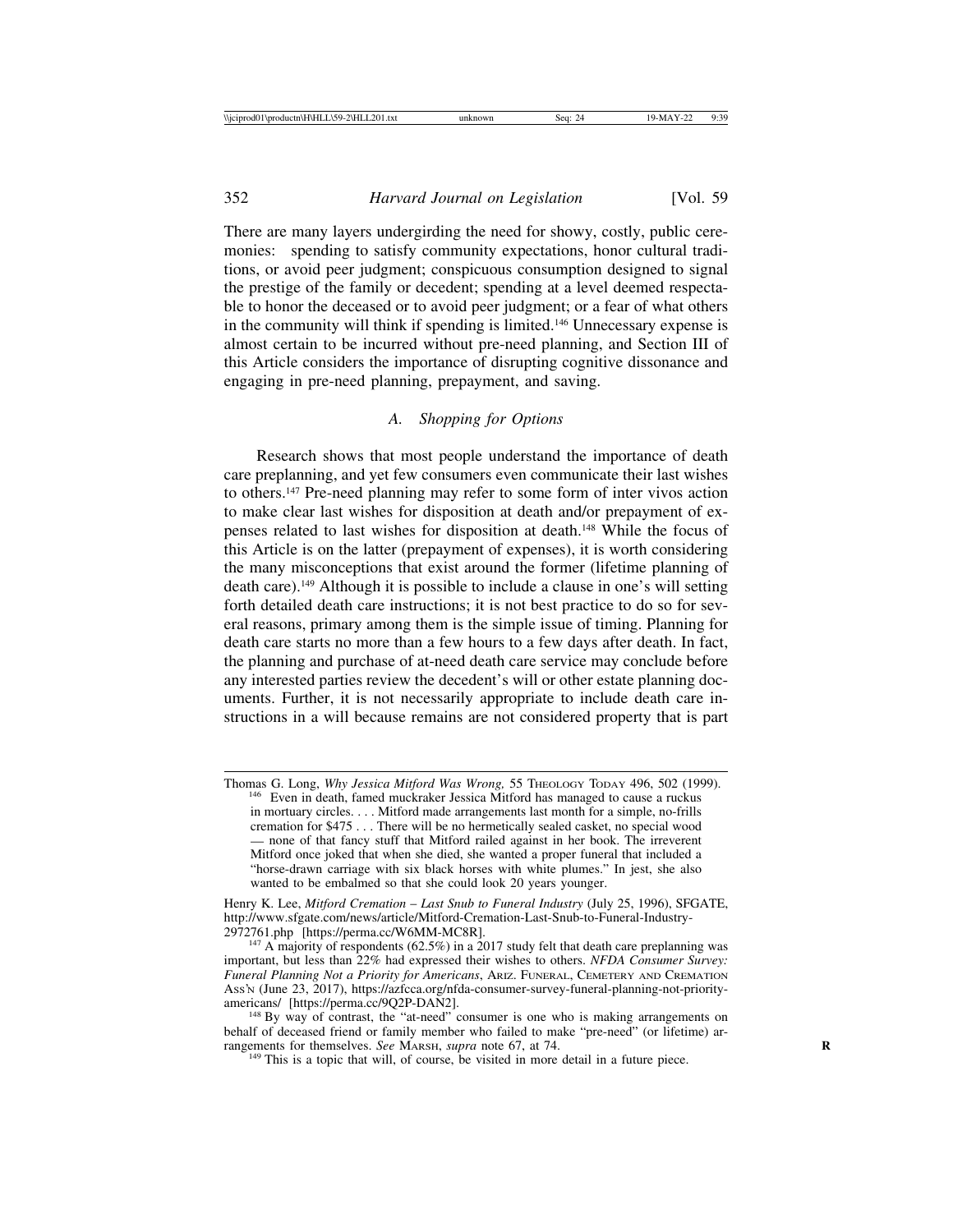There are many layers undergirding the need for showy, costly, public ceremonies: spending to satisfy community expectations, honor cultural traditions, or avoid peer judgment; conspicuous consumption designed to signal the prestige of the family or decedent; spending at a level deemed respectable to honor the deceased or to avoid peer judgment; or a fear of what others in the community will think if spending is limited.[146] Unnecessary expense is almost certain to be incurred without pre-need planning, and Section III of this Article considers the importance of disrupting cognitive dissonance and engaging in pre-need planning, prepayment, and saving.

### *A. Shopping for Options*

Research shows that most people understand the importance of death care preplanning, and yet few consumers even communicate their last wishes to others.[147] Pre-need planning may refer to some form of inter vivos action to make clear last wishes for disposition at death and/or prepayment of expenses related to last wishes for disposition at death.[148] While the focus of this Article is on the latter (prepayment of expenses), it is worth considering the many misconceptions that exist around the former (lifetime planning of death care).[149] Although it is possible to include a clause in one's will setting forth detailed death care instructions; it is not best practice to do so for several reasons, primary among them is the simple issue of timing. Planning for death care starts no more than a few hours to a few days after death. In fact, the planning and purchase of at-need death care service may conclude before any interested parties review the decedent's will or other estate planning documents. Further, it is not necessarily appropriate to include death care instructions in a will because remains are not considered property that is part

---

Thomas G. Long, *Why Jessica Mitford Was Wrong,* 55 THEOLOGY TODAY 496, 502 (1999).

[146] Even in death, famed muckraker Jessica Mitford has managed to cause a ruckus in mortuary circles. . . . Mitford made arrangements last month for a simple, no-frills cremation for $475 . . . There will be no hermetically sealed casket, no special wood — none of that fancy stuff that Mitford railed against in her book. The irreverent Mitford once joked that when she died, she wanted a proper funeral that included a "horse-drawn carriage with six black horses with white plumes." In jest, she also wanted to be embalmed so that she could look 20 years younger.

Henry K. Lee, *Mitford Cremation – Last Snub to Funeral Industry* (July 25, 1996), SFGATE, http://www.sfgate.com/news/article/Mitford-Cremation-Last-Snub-to-Funeral-Industry-2972761.php [https://perma.cc/W6MM-MC8R].

[147] A majority of respondents (62.5%) in a 2017 study felt that death care preplanning was important, but less than 22% had expressed their wishes to others. *NFDA Consumer Survey: Funeral Planning Not a Priority for Americans*, ARIZ. FUNERAL, CEMETERY AND CREMATION ASS'N (June 23, 2017), https://azfcca.org/nfda-consumer-survey-funeral-planning-not-priority-americans/ [https://perma.cc/9Q2P-DAN2].

[148] By way of contrast, the "at-need" consumer is one who is making arrangements on behalf of deceased friend or family member who failed to make "pre-need" (or lifetime) arrangements for themselves. *See* MARSH, *supra* note 67, at 74.

[149] This is a topic that will, of course, be visited in more detail in a future piece.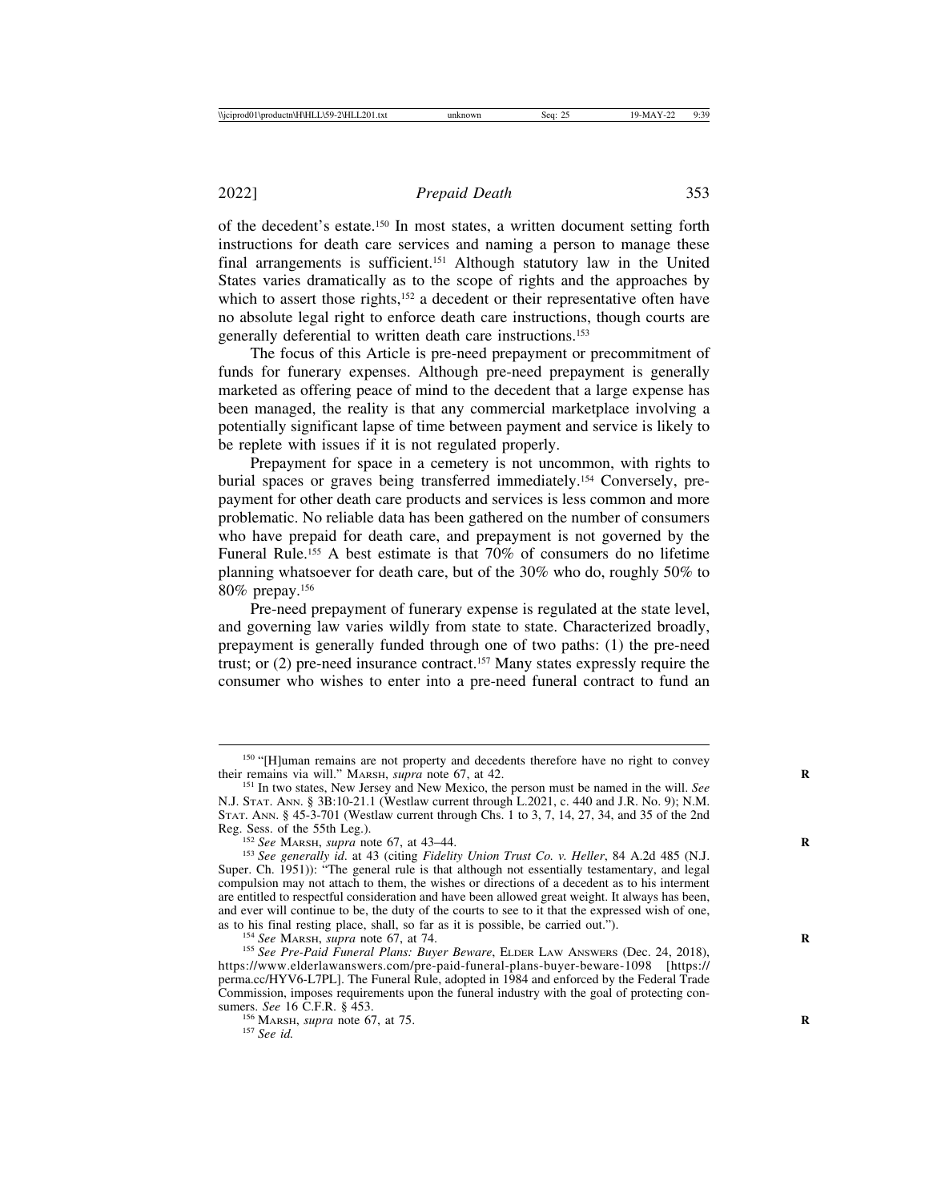of the decedent's estate.[150] In most states, a written document setting forth instructions for death care services and naming a person to manage these final arrangements is sufficient.[151] Although statutory law in the United States varies dramatically as to the scope of rights and the approaches by which to assert those rights,[152] a decedent or their representative often have no absolute legal right to enforce death care instructions, though courts are generally deferential to written death care instructions.[153]

The focus of this Article is pre-need prepayment or precommitment of funds for funerary expenses. Although pre-need prepayment is generally marketed as offering peace of mind to the decedent that a large expense has been managed, the reality is that any commercial marketplace involving a potentially significant lapse of time between payment and service is likely to be replete with issues if it is not regulated properly.

Prepayment for space in a cemetery is not uncommon, with rights to burial spaces or graves being transferred immediately.[154] Conversely, prepayment for other death care products and services is less common and more problematic. No reliable data has been gathered on the number of consumers who have prepaid for death care, and prepayment is not governed by the Funeral Rule.[155] A best estimate is that 70% of consumers do no lifetime planning whatsoever for death care, but of the 30% who do, roughly 50% to 80% prepay.[156]

Pre-need prepayment of funerary expense is regulated at the state level, and governing law varies wildly from state to state. Characterized broadly, prepayment is generally funded through one of two paths: (1) the pre-need trust; or (2) pre-need insurance contract.[157] Many states expressly require the consumer who wishes to enter into a pre-need funeral contract to fund an

---

[150] "[H]uman remains are not property and decedents therefore have no right to convey their remains via will." MARSH, *supra* note 67, at 42.

[151] In two states, New Jersey and New Mexico, the person must be named in the will. *See* N.J. STAT. ANN. § 3B:10-21.1 (Westlaw current through L.2021, c. 440 and J.R. No. 9); N.M. STAT. ANN. § 45-3-701 (Westlaw current through Chs. 1 to 3, 7, 14, 27, 34, and 35 of the 2nd Reg. Sess. of the 55th Leg.).

[152] *See* MARSH, *supra* note 67, at 43–44.

[153] *See generally id.* at 43 (citing *Fidelity Union Trust Co. v. Heller*, 84 A.2d 485 (N.J. Super. Ch. 1951)): "The general rule is that although not essentially testamentary, and legal compulsion may not attach to them, the wishes or directions of a decedent as to his interment are entitled to respectful consideration and have been allowed great weight. It always has been, and ever will continue to be, the duty of the courts to see to it that the expressed wish of one, as to his final resting place, shall, so far as it is possible, be carried out.").

[154] *See* MARSH, *supra* note 67, at 74.

[155] *See Pre-Paid Funeral Plans: Buyer Beware*, ELDER LAW ANSWERS (Dec. 24, 2018), https://www.elderlawanswers.com/pre-paid-funeral-plans-buyer-beware-1098 [https://perma.cc/HYV6-L7PL]. The Funeral Rule, adopted in 1984 and enforced by the Federal Trade Commission, imposes requirements upon the funeral industry with the goal of protecting consumers. *See* 16 C.F.R. § 453.

[156] MARSH, *supra* note 67, at 75.

[157] *See id.*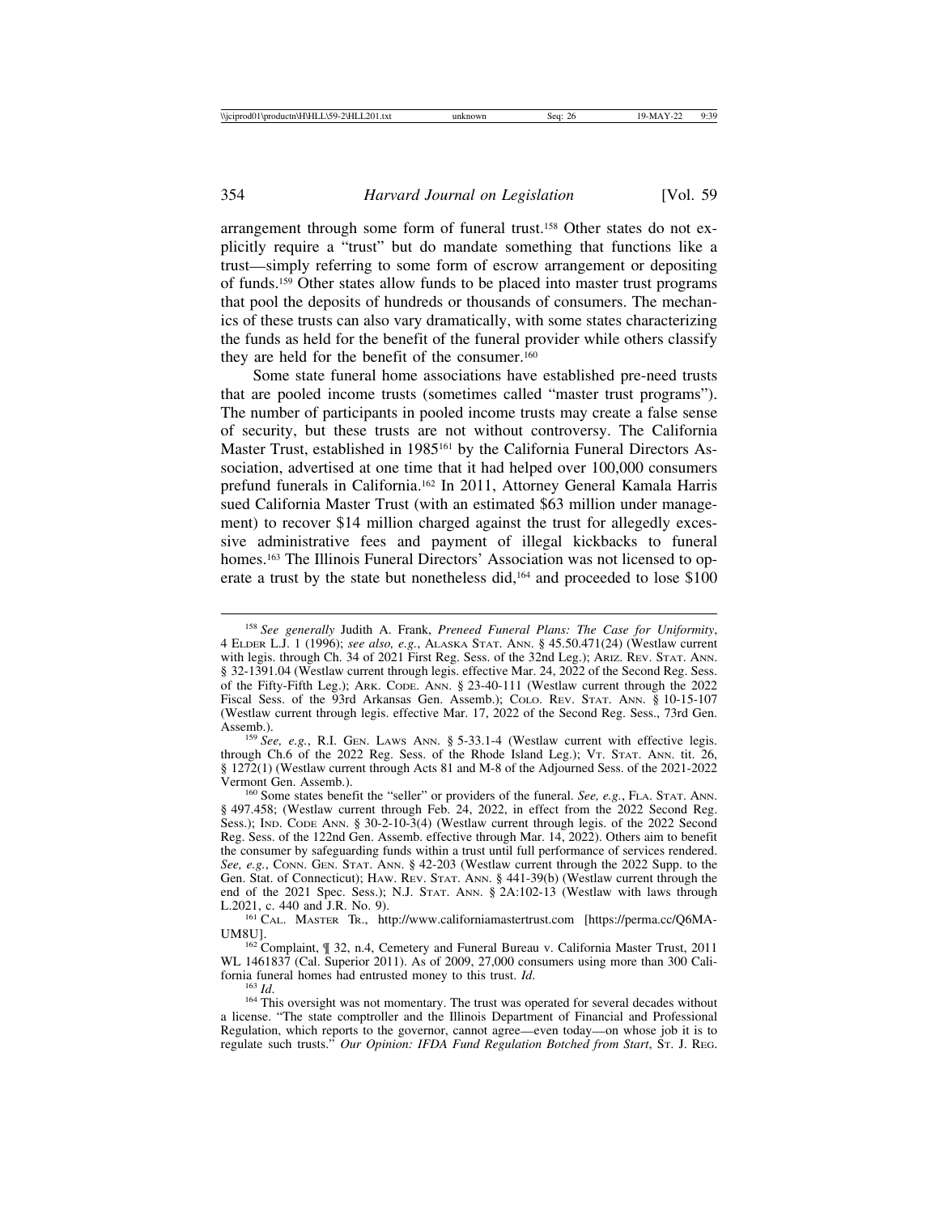arrangement through some form of funeral trust.[158] Other states do not explicitly require a "trust" but do mandate something that functions like a trust—simply referring to some form of escrow arrangement or depositing of funds.[159] Other states allow funds to be placed into master trust programs that pool the deposits of hundreds or thousands of consumers. The mechanics of these trusts can also vary dramatically, with some states characterizing the funds as held for the benefit of the funeral provider while others classify they are held for the benefit of the consumer.[160]

Some state funeral home associations have established pre-need trusts that are pooled income trusts (sometimes called "master trust programs"). The number of participants in pooled income trusts may create a false sense of security, but these trusts are not without controversy. The California Master Trust, established in 1985[161] by the California Funeral Directors Association, advertised at one time that it had helped over 100,000 consumers prefund funerals in California.[162] In 2011, Attorney General Kamala Harris sued California Master Trust (with an estimated $63 million under management) to recover $14 million charged against the trust for allegedly excessive administrative fees and payment of illegal kickbacks to funeral homes.[163] The Illinois Funeral Directors' Association was not licensed to operate a trust by the state but nonetheless did,[164] and proceeded to lose $100

---

[158] *See generally* Judith A. Frank, *Preneed Funeral Plans: The Case for Uniformity*, 4 ELDER L.J. 1 (1996); *see also, e.g.*, ALASKA STAT. ANN. § 45.50.471(24) (Westlaw current with legis. through Ch. 34 of 2021 First Reg. Sess. of the 32nd Leg.); ARIZ. REV. STAT. ANN. § 32-1391.04 (Westlaw current through legis. effective Mar. 24, 2022 of the Second Reg. Sess. of the Fifty-Fifth Leg.); ARK. CODE. ANN. § 23-40-111 (Westlaw current through the 2022 Fiscal Sess. of the 93rd Arkansas Gen. Assemb.); COLO. REV. STAT. ANN. § 10-15-107 (Westlaw current through legis. effective Mar. 17, 2022 of the Second Reg. Sess., 73rd Gen. Assemb.).

[159] *See, e.g.*, R.I. GEN. LAWS ANN. § 5-33.1-4 (Westlaw current with effective legis. through Ch.6 of the 2022 Reg. Sess. of the Rhode Island Leg.); VT. STAT. ANN. tit. 26, § 1272(1) (Westlaw current through Acts 81 and M-8 of the Adjourned Sess. of the 2021-2022 Vermont Gen. Assemb.).

[160] Some states benefit the "seller" or providers of the funeral. *See, e.g.*, FLA. STAT. ANN. § 497.458; (Westlaw current through Feb. 24, 2022, in effect from the 2022 Second Reg. Sess.); IND. CODE ANN. § 30-2-10-3(4) (Westlaw current through legis. of the 2022 Second Reg. Sess. of the 122nd Gen. Assemb. effective through Mar. 14, 2022). Others aim to benefit the consumer by safeguarding funds within a trust until full performance of services rendered. *See, e.g.*, CONN. GEN. STAT. ANN. § 42-203 (Westlaw current through the 2022 Supp. to the Gen. Stat. of Connecticut); HAW. REV. STAT. ANN. § 441-39(b) (Westlaw current through the end of the 2021 Spec. Sess.); N.J. STAT. ANN. § 2A:102-13 (Westlaw with laws through L.2021, c. 440 and J.R. No. 9).

[161] CAL. MASTER TR., http://www.californiamastertrust.com [https://perma.cc/Q6MA-UM8U].

[162] Complaint, ¶ 32, n.4, Cemetery and Funeral Bureau v. California Master Trust, 2011 WL 1461837 (Cal. Superior 2011). As of 2009, 27,000 consumers using more than 300 California funeral homes had entrusted money to this trust. *Id*.

[163] *Id*.

[164] This oversight was not momentary. The trust was operated for several decades without a license. "The state comptroller and the Illinois Department of Financial and Professional Regulation, which reports to the governor, cannot agree—even today—on whose job it is to regulate such trusts." *Our Opinion: IFDA Fund Regulation Botched from Start*, ST. J. REG.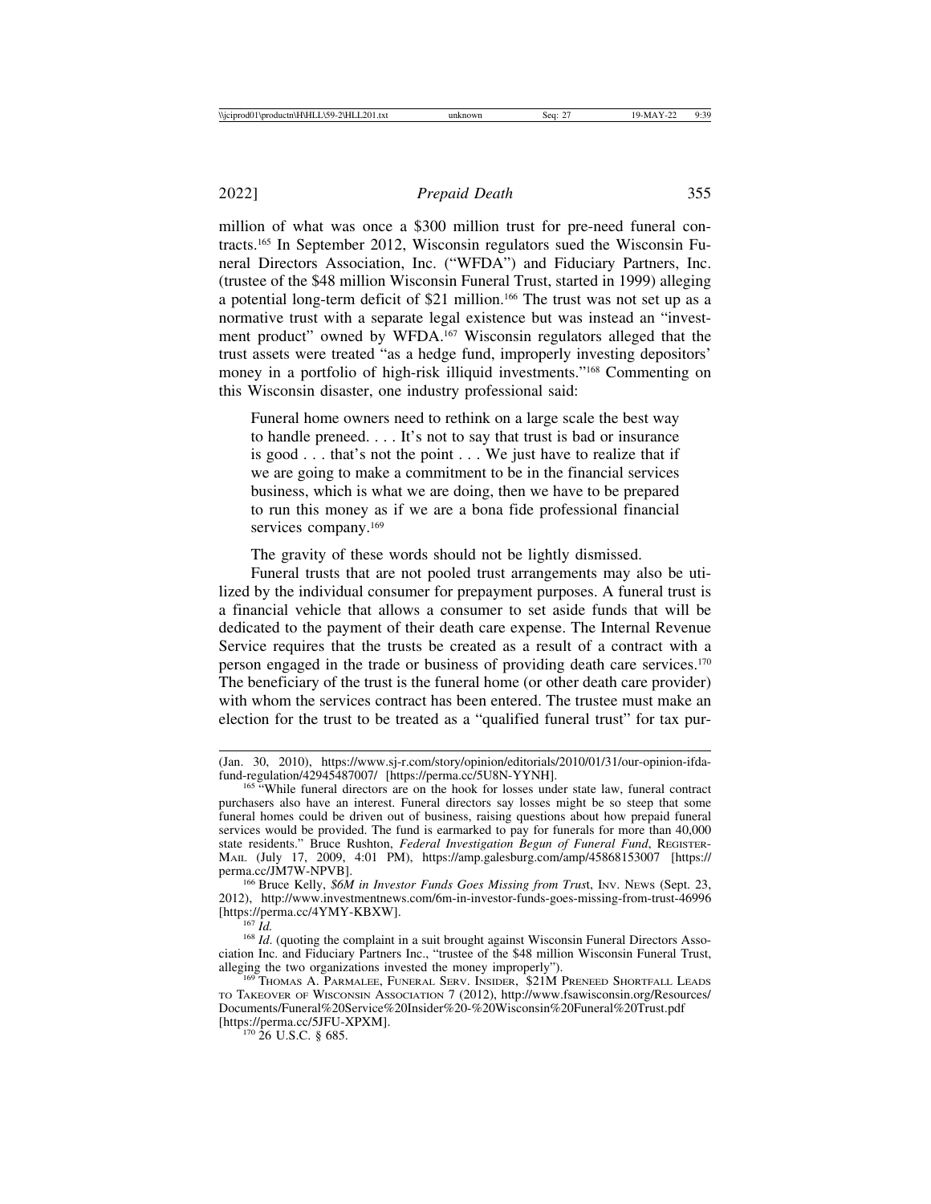million of what was once a $300 million trust for pre-need funeral contracts.[165] In September 2012, Wisconsin regulators sued the Wisconsin Funeral Directors Association, Inc. ("WFDA") and Fiduciary Partners, Inc. (trustee of the $48 million Wisconsin Funeral Trust, started in 1999) alleging a potential long-term deficit of $21 million.[166] The trust was not set up as a normative trust with a separate legal existence but was instead an "investment product" owned by WFDA.[167] Wisconsin regulators alleged that the trust assets were treated "as a hedge fund, improperly investing depositors' money in a portfolio of high-risk illiquid investments."[168] Commenting on this Wisconsin disaster, one industry professional said:

> Funeral home owners need to rethink on a large scale the best way to handle preneed. . . . It's not to say that trust is bad or insurance is good . . . that's not the point . . . We just have to realize that if we are going to make a commitment to be in the financial services business, which is what we are doing, then we have to be prepared to run this money as if we are a bona fide professional financial services company.[169]

The gravity of these words should not be lightly dismissed.

Funeral trusts that are not pooled trust arrangements may also be utilized by the individual consumer for prepayment purposes. A funeral trust is a financial vehicle that allows a consumer to set aside funds that will be dedicated to the payment of their death care expense. The Internal Revenue Service requires that the trusts be created as a result of a contract with a person engaged in the trade or business of providing death care services.[170] The beneficiary of the trust is the funeral home (or other death care provider) with whom the services contract has been entered. The trustee must make an election for the trust to be treated as a "qualified funeral trust" for tax pur-

---

(Jan. 30, 2010), https://www.sj-r.com/story/opinion/editorials/2010/01/31/our-opinion-ifda-fund-regulation/42945487007/ [https://perma.cc/5U8N-YYNH].

[165] "While funeral directors are on the hook for losses under state law, funeral contract purchasers also have an interest. Funeral directors say losses might be so steep that some funeral homes could be driven out of business, raising questions about how prepaid funeral services would be provided. The fund is earmarked to pay for funerals for more than 40,000 state residents." Bruce Rushton, *Federal Investigation Begun of Funeral Fund*, REGISTER-MAIL (July 17, 2009, 4:01 PM), https://amp.galesburg.com/amp/45868153007 [https://perma.cc/JM7W-NPVB].

[166] Bruce Kelly, *$6M in Investor Funds Goes Missing from Trust*, INV. NEWS (Sept. 23, 2012), http://www.investmentnews.com/6m-in-investor-funds-goes-missing-from-trust-46996 [https://perma.cc/4YMY-KBXW].

[167] *Id.*

[168] *Id.* (quoting the complaint in a suit brought against Wisconsin Funeral Directors Association Inc. and Fiduciary Partners Inc., "trustee of the $48 million Wisconsin Funeral Trust, alleging the two organizations invested the money improperly").

[169] THOMAS A. PARMALEE, FUNERAL SERV. INSIDER, $21M PRENEED SHORTFALL LEADS TO TAKEOVER OF WISCONSIN ASSOCIATION 7 (2012), http://www.fsawisconsin.org/Resources/Documents/Funeral%20Service%20Insider%20-%20Wisconsin%20Funeral%20Trust.pdf [https://perma.cc/5JFU-XPXM].

[170] 26 U.S.C. § 685.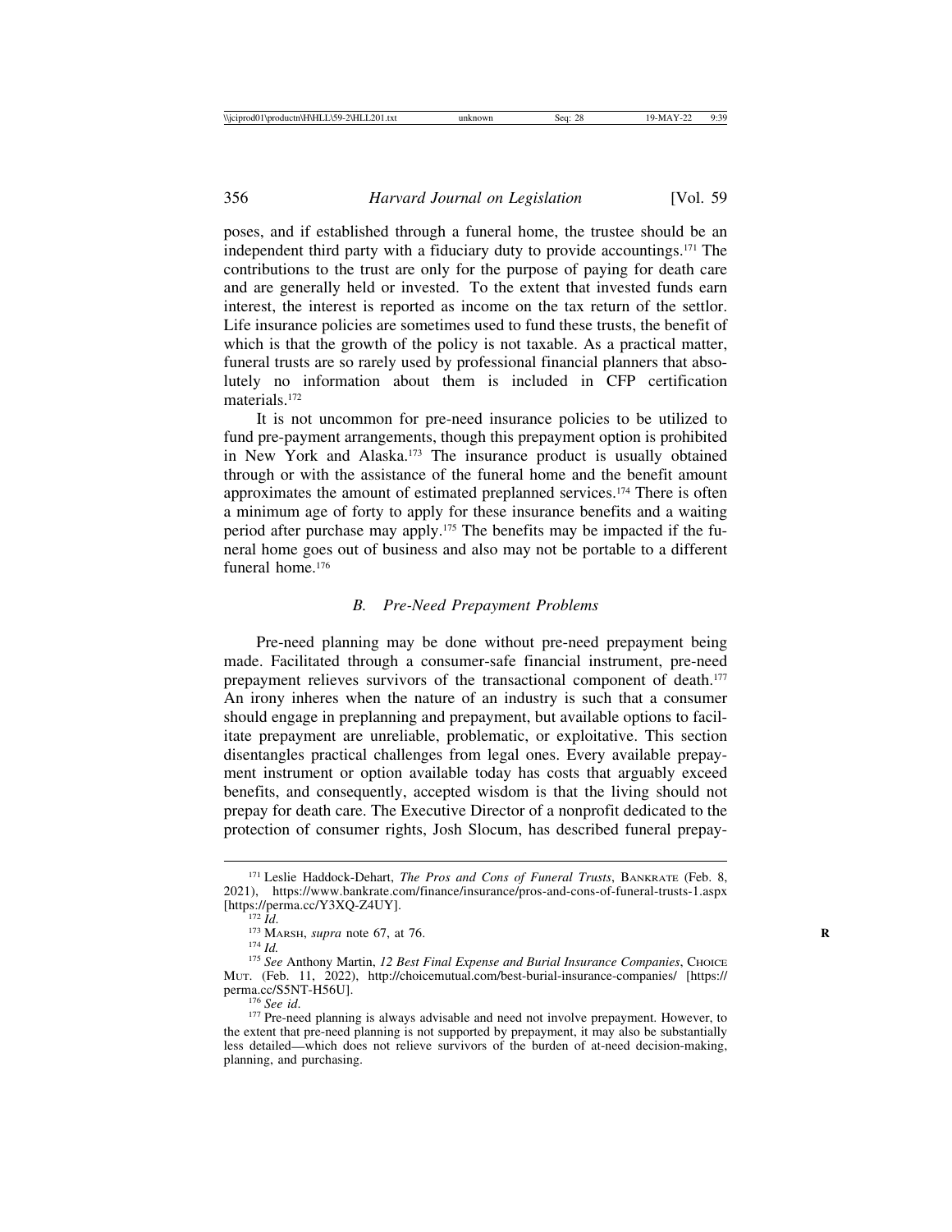poses, and if established through a funeral home, the trustee should be an independent third party with a fiduciary duty to provide accountings.[171] The contributions to the trust are only for the purpose of paying for death care and are generally held or invested. To the extent that invested funds earn interest, the interest is reported as income on the tax return of the settlor. Life insurance policies are sometimes used to fund these trusts, the benefit of which is that the growth of the policy is not taxable. As a practical matter, funeral trusts are so rarely used by professional financial planners that absolutely no information about them is included in CFP certification materials.[172]

It is not uncommon for pre-need insurance policies to be utilized to fund pre-payment arrangements, though this prepayment option is prohibited in New York and Alaska.[173] The insurance product is usually obtained through or with the assistance of the funeral home and the benefit amount approximates the amount of estimated preplanned services.[174] There is often a minimum age of forty to apply for these insurance benefits and a waiting period after purchase may apply.[175] The benefits may be impacted if the funeral home goes out of business and also may not be portable to a different funeral home.[176]

### *B. Pre-Need Prepayment Problems*

Pre-need planning may be done without pre-need prepayment being made. Facilitated through a consumer-safe financial instrument, pre-need prepayment relieves survivors of the transactional component of death.[177] An irony inheres when the nature of an industry is such that a consumer should engage in preplanning and prepayment, but available options to facilitate prepayment are unreliable, problematic, or exploitative. This section disentangles practical challenges from legal ones. Every available prepayment instrument or option available today has costs that arguably exceed benefits, and consequently, accepted wisdom is that the living should not prepay for death care. The Executive Director of a nonprofit dedicated to the protection of consumer rights, Josh Slocum, has described funeral prepay-

---

[171] Leslie Haddock-Dehart, *The Pros and Cons of Funeral Trusts*, BANKRATE (Feb. 8, 2021), https://www.bankrate.com/finance/insurance/pros-and-cons-of-funeral-trusts-1.aspx [https://perma.cc/Y3XQ-Z4UY].

[172] *Id.*

[173] MARSH, *supra* note 67, at 76.

[174] *Id.*

[175] *See* Anthony Martin, *12 Best Final Expense and Burial Insurance Companies*, CHOICE MUT. (Feb. 11, 2022), http://choicemutual.com/best-burial-insurance-companies/ [https://perma.cc/S5NT-H56U].

[176] *See id.*

[177] Pre-need planning is always advisable and need not involve prepayment. However, to the extent that pre-need planning is not supported by prepayment, it may also be substantially less detailed—which does not relieve survivors of the burden of at-need decision-making, planning, and purchasing.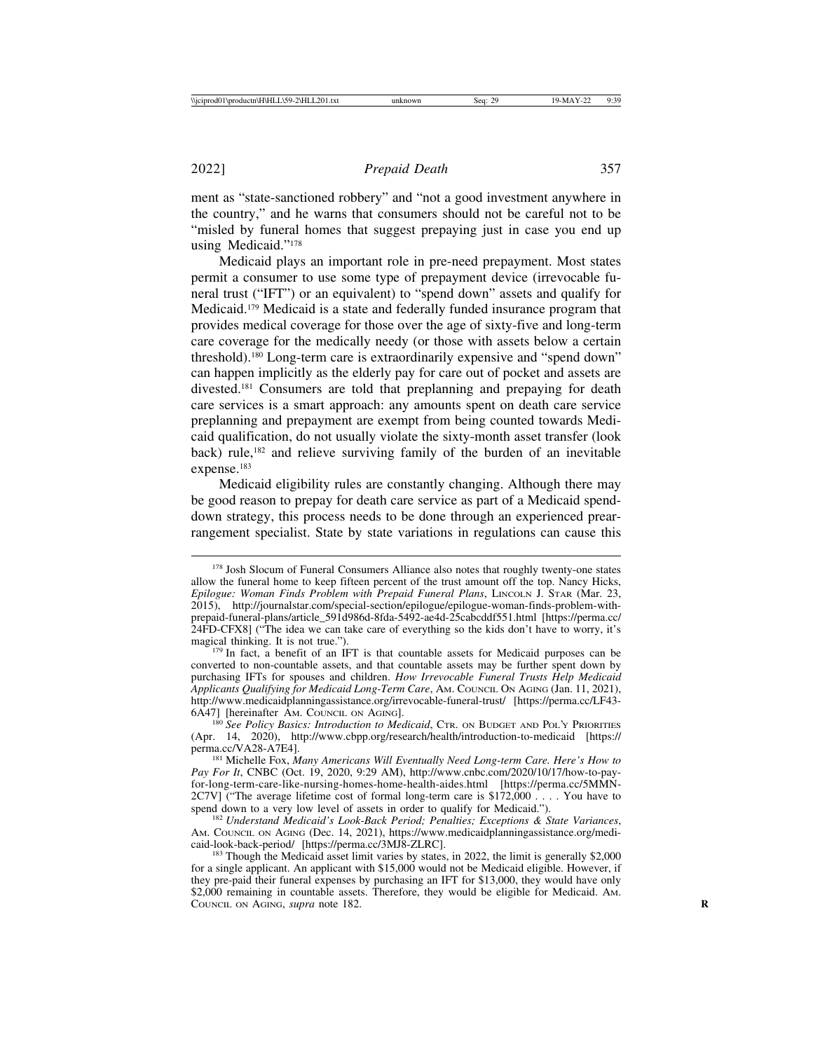ment as "state-sanctioned robbery" and "not a good investment anywhere in the country," and he warns that consumers should not be careful not to be "misled by funeral homes that suggest prepaying just in case you end up using Medicaid."[178]

Medicaid plays an important role in pre-need prepayment. Most states permit a consumer to use some type of prepayment device (irrevocable funeral trust ("IFT") or an equivalent) to "spend down" assets and qualify for Medicaid.[179] Medicaid is a state and federally funded insurance program that provides medical coverage for those over the age of sixty-five and long-term care coverage for the medically needy (or those with assets below a certain threshold).[180] Long-term care is extraordinarily expensive and "spend down" can happen implicitly as the elderly pay for care out of pocket and assets are divested.[181] Consumers are told that preplanning and prepaying for death care services is a smart approach: any amounts spent on death care service preplanning and prepayment are exempt from being counted towards Medicaid qualification, do not usually violate the sixty-month asset transfer (look back) rule,[182] and relieve surviving family of the burden of an inevitable expense.[183]

Medicaid eligibility rules are constantly changing. Although there may be good reason to prepay for death care service as part of a Medicaid spend-down strategy, this process needs to be done through an experienced prearrangement specialist. State by state variations in regulations can cause this

---

[178] Josh Slocum of Funeral Consumers Alliance also notes that roughly twenty-one states allow the funeral home to keep fifteen percent of the trust amount off the top. Nancy Hicks, *Epilogue: Woman Finds Problem with Prepaid Funeral Plans*, LINCOLN J. STAR (Mar. 23, 2015), http://journalstar.com/special-section/epilogue/epilogue-woman-finds-problem-with-prepaid-funeral-plans/article_591d986d-8fda-5492-ae4d-25cabcddf551.html [https://perma.cc/24FD-CFX8] ("The idea we can take care of everything so the kids don't have to worry, it's magical thinking. It is not true.").

[179] In fact, a benefit of an IFT is that countable assets for Medicaid purposes can be converted to non-countable assets, and that countable assets may be further spent down by purchasing IFTs for spouses and children. *How Irrevocable Funeral Trusts Help Medicaid Applicants Qualifying for Medicaid Long-Term Care*, AM. COUNCIL ON AGING (Jan. 11, 2021), http://www.medicaidplanningassistance.org/irrevocable-funeral-trust/ [https://perma.cc/LF43-6A47] [hereinafter AM. COUNCIL ON AGING].

[180] *See Policy Basics: Introduction to Medicaid*, CTR. ON BUDGET AND POL'Y PRIORITIES (Apr. 14, 2020), http://www.cbpp.org/research/health/introduction-to-medicaid [https://perma.cc/VA28-A7E4].

[181] Michelle Fox, *Many Americans Will Eventually Need Long-term Care. Here's How to Pay For It*, CNBC (Oct. 19, 2020, 9:29 AM), http://www.cnbc.com/2020/10/17/how-to-pay-for-long-term-care-like-nursing-homes-home-health-aides.html [https://perma.cc/5MMN-2C7V] ("The average lifetime cost of formal long-term care is $172,000 . . . . You have to spend down to a very low level of assets in order to qualify for Medicaid.").

[182] *Understand Medicaid's Look-Back Period; Penalties; Exceptions & State Variances*, AM. COUNCIL ON AGING (Dec. 14, 2021), https://www.medicaidplanningassistance.org/medicaid-look-back-period/ [https://perma.cc/3MJ8-ZLRC].

[183] Though the Medicaid asset limit varies by states, in 2022, the limit is generally $2,000 for a single applicant. An applicant with $15,000 would not be Medicaid eligible. However, if they pre-paid their funeral expenses by purchasing an IFT for $13,000, they would have only $2,000 remaining in countable assets. Therefore, they would be eligible for Medicaid. AM. COUNCIL ON AGING, *supra* note 182.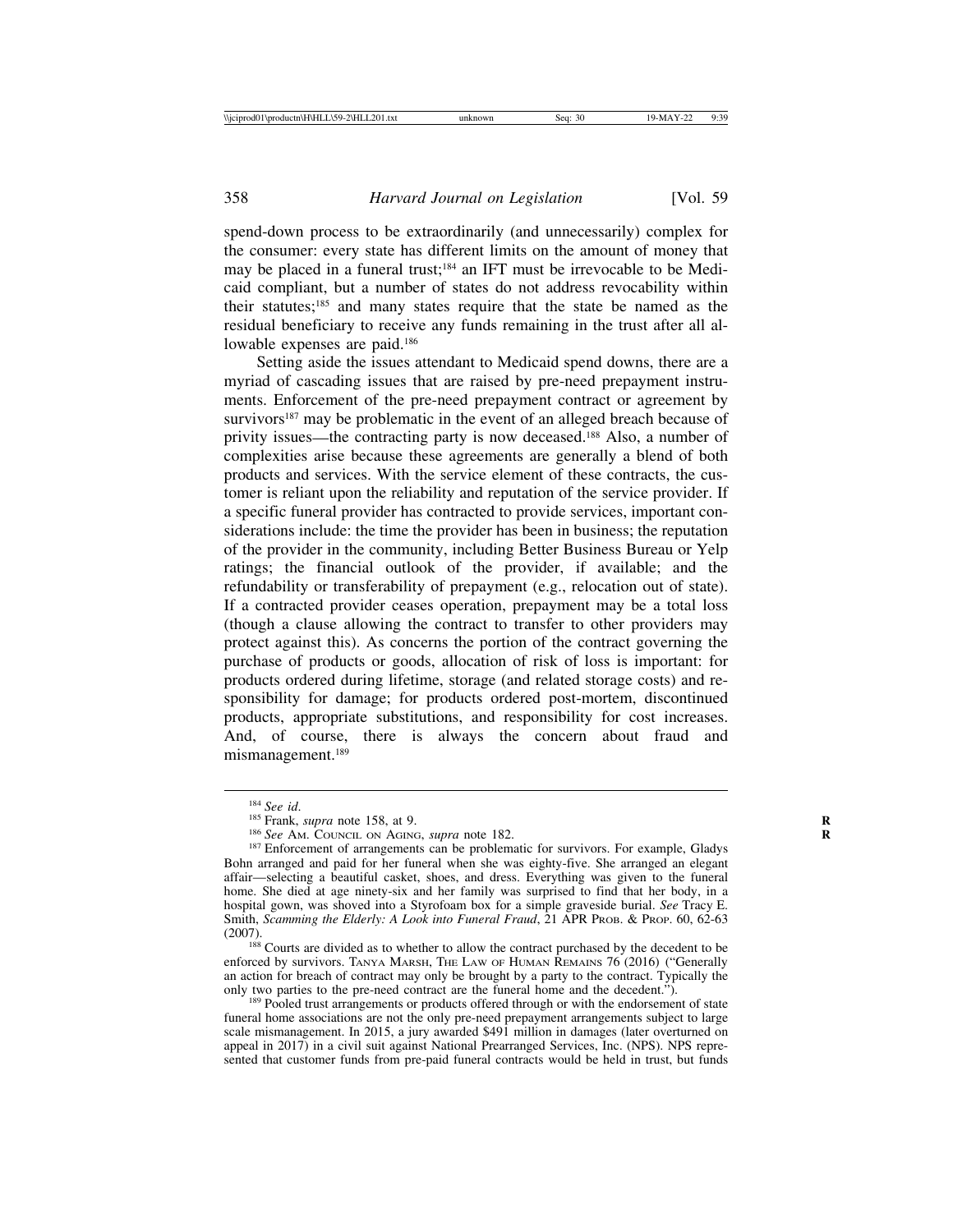spend-down process to be extraordinarily (and unnecessarily) complex for the consumer: every state has different limits on the amount of money that may be placed in a funeral trust;[184] an IFT must be irrevocable to be Medicaid compliant, but a number of states do not address revocability within their statutes;[185] and many states require that the state be named as the residual beneficiary to receive any funds remaining in the trust after all allowable expenses are paid.[186]

Setting aside the issues attendant to Medicaid spend downs, there are a myriad of cascading issues that are raised by pre-need prepayment instruments. Enforcement of the pre-need prepayment contract or agreement by survivors[187] may be problematic in the event of an alleged breach because of privity issues—the contracting party is now deceased.[188] Also, a number of complexities arise because these agreements are generally a blend of both products and services. With the service element of these contracts, the customer is reliant upon the reliability and reputation of the service provider. If a specific funeral provider has contracted to provide services, important considerations include: the time the provider has been in business; the reputation of the provider in the community, including Better Business Bureau or Yelp ratings; the financial outlook of the provider, if available; and the refundability or transferability of prepayment (e.g., relocation out of state). If a contracted provider ceases operation, prepayment may be a total loss (though a clause allowing the contract to transfer to other providers may protect against this). As concerns the portion of the contract governing the purchase of products or goods, allocation of risk of loss is important: for products ordered during lifetime, storage (and related storage costs) and responsibility for damage; for products ordered post-mortem, discontinued products, appropriate substitutions, and responsibility for cost increases. And, of course, there is always the concern about fraud and mismanagement.[189]

---

[184] *See id.*

[185] Frank, *supra* note 158, at 9.

[186] *See* AM. COUNCIL ON AGING, *supra* note 182.

[187] Enforcement of arrangements can be problematic for survivors. For example, Gladys Bohn arranged and paid for her funeral when she was eighty-five. She arranged an elegant affair—selecting a beautiful casket, shoes, and dress. Everything was given to the funeral home. She died at age ninety-six and her family was surprised to find that her body, in a hospital gown, was shoved into a Styrofoam box for a simple graveside burial. *See* Tracy E. Smith, *Scamming the Elderly: A Look into Funeral Fraud*, 21 APR PROB. & PROP. 60, 62-63 (2007).

[188] Courts are divided as to whether to allow the contract purchased by the decedent to be enforced by survivors. TANYA MARSH, THE LAW OF HUMAN REMAINS 76 (2016) ("Generally an action for breach of contract may only be brought by a party to the contract. Typically the only two parties to the pre-need contract are the funeral home and the decedent.").

[189] Pooled trust arrangements or products offered through or with the endorsement of state funeral home associations are not the only pre-need prepayment arrangements subject to large scale mismanagement. In 2015, a jury awarded $491 million in damages (later overturned on appeal in 2017) in a civil suit against National Prearranged Services, Inc. (NPS). NPS represented that customer funds from pre-paid funeral contracts would be held in trust, but funds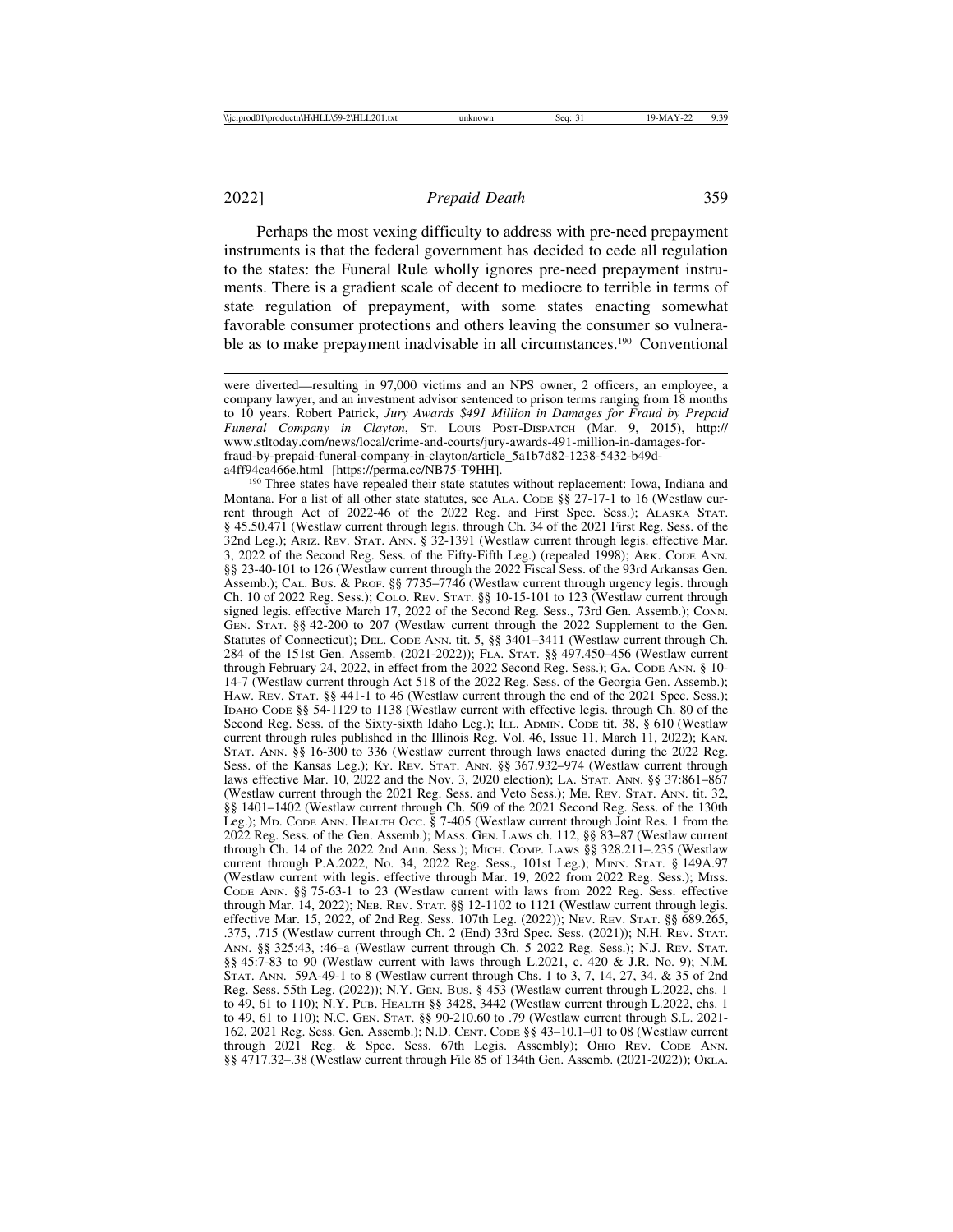Perhaps the most vexing difficulty to address with pre-need prepayment instruments is that the federal government has decided to cede all regulation to the states: the Funeral Rule wholly ignores pre-need prepayment instruments. There is a gradient scale of decent to mediocre to terrible in terms of state regulation of prepayment, with some states enacting somewhat favorable consumer protections and others leaving the consumer so vulnerable as to make prepayment inadvisable in all circumstances.[190] Conventional

---

were diverted—resulting in 97,000 victims and an NPS owner, 2 officers, an employee, a company lawyer, and an investment advisor sentenced to prison terms ranging from 18 months to 10 years. Robert Patrick, *Jury Awards $491 Million in Damages for Fraud by Prepaid Funeral Company in Clayton*, St. Louis Post-Dispatch (Mar. 9, 2015), http://www.stltoday.com/news/local/crime-and-courts/jury-awards-491-million-in-damages-for-fraud-by-prepaid-funeral-company-in-clayton/article_5a1b7d82-1238-5432-b49d-a4ff94ca466e.html [https://perma.cc/NB75-T9HH].

[190] Three states have repealed their state statutes without replacement: Iowa, Indiana and Montana. For a list of all other state statutes, see Ala. Code §§ 27-17-1 to 16 (Westlaw current through Act of 2022-46 of the 2022 Reg. and First Spec. Sess.); Alaska Stat. § 45.50.471 (Westlaw current through legis. through Ch. 34 of the 2021 First Reg. Sess. of the 32nd Leg.); Ariz. Rev. Stat. Ann. § 32-1391 (Westlaw current through legis. effective Mar. 3, 2022 of the Second Reg. Sess. of the Fifty-Fifth Leg.) (repealed 1998); Ark. Code Ann. §§ 23-40-101 to 126 (Westlaw current through the 2022 Fiscal Sess. of the 93rd Arkansas Gen. Assemb.); Cal. Bus. & Prof. §§ 7735–7746 (Westlaw current through urgency legis. through Ch. 10 of 2022 Reg. Sess.); Colo. Rev. Stat. §§ 10-15-101 to 123 (Westlaw current through signed legis. effective March 17, 2022 of the Second Reg. Sess., 73rd Gen. Assemb.); Conn. Gen. Stat. §§ 42-200 to 207 (Westlaw current through the 2022 Supplement to the Gen. Statutes of Connecticut); Del. Code Ann. tit. 5, §§ 3401–3411 (Westlaw current through Ch. 284 of the 151st Gen. Assemb. (2021-2022)); Fla. Stat. §§ 497.450–456 (Westlaw current through February 24, 2022, in effect from the 2022 Second Reg. Sess.); Ga. Code Ann. § 10-14-7 (Westlaw current through Act 518 of the 2022 Reg. Sess. of the Georgia Gen. Assemb.); Haw. Rev. Stat. §§ 441-1 to 46 (Westlaw current through the end of the 2021 Spec. Sess.); Idaho Code §§ 54-1129 to 1138 (Westlaw current with effective legis. through Ch. 80 of the Second Reg. Sess. of the Sixty-sixth Idaho Leg.); Ill. Admin. Code tit. 38, § 610 (Westlaw current through rules published in the Illinois Reg. Vol. 46, Issue 11, March 11, 2022); Kan. Stat. Ann. §§ 16-300 to 336 (Westlaw current through laws enacted during the 2022 Reg. Sess. of the Kansas Leg.); Ky. Rev. Stat. Ann. §§ 367.932–974 (Westlaw current through laws effective Mar. 10, 2022 and the Nov. 3, 2020 election); La. Stat. Ann. §§ 37:861–867 (Westlaw current through the 2021 Reg. Sess. and Veto Sess.); Me. Rev. Stat. Ann. tit. 32, §§ 1401–1402 (Westlaw current through Ch. 509 of the 2021 Second Reg. Sess. of the 130th Leg.); Md. Code Ann. Health Occ. § 7-405 (Westlaw current through Joint Res. 1 from the 2022 Reg. Sess. of the Gen. Assemb.); Mass. Gen. Laws ch. 112, §§ 83–87 (Westlaw current through Ch. 14 of the 2022 2nd Ann. Sess.); Mich. Comp. Laws §§ 328.211–.235 (Westlaw current through P.A.2022, No. 34, 2022 Reg. Sess., 101st Leg.); Minn. Stat. § 149A.97 (Westlaw current with legis. effective through Mar. 19, 2022 from 2022 Reg. Sess.); Miss. Code Ann. §§ 75-63-1 to 23 (Westlaw current with laws from 2022 Reg. Sess. effective through Mar. 14, 2022); Neb. Rev. Stat. §§ 12-1102 to 1121 (Westlaw current through legis. effective Mar. 15, 2022, of 2nd Reg. Sess. 107th Leg. (2022)); Nev. Rev. Stat. §§ 689.265, .375, .715 (Westlaw current through Ch. 2 (End) 33rd Spec. Sess. (2021)); N.H. Rev. Stat. Ann. §§ 325:43, :46–a (Westlaw current through Ch. 5 2022 Reg. Sess.); N.J. Rev. Stat. §§ 45:7-83 to 90 (Westlaw current with laws through L.2021, c. 420 & J.R. No. 9); N.M. Stat. Ann. 59A-49-1 to 8 (Westlaw current through Chs. 1 to 3, 7, 14, 27, 34, & 35 of 2nd Reg. Sess. 55th Leg. (2022)); N.Y. Gen. Bus. § 453 (Westlaw current through L.2022, chs. 1 to 49, 61 to 110); N.Y. Pub. Health §§ 3428, 3442 (Westlaw current through L.2022, chs. 1 to 49, 61 to 110); N.C. Gen. Stat. §§ 90-210.60 to .79 (Westlaw current through S.L. 2021-162, 2021 Reg. Sess. Gen. Assemb.); N.D. Cent. Code §§ 43–10.1–01 to 08 (Westlaw current through 2021 Reg. & Spec. Sess. 67th Legis. Assembly); Ohio Rev. Code Ann. §§ 4717.32–.38 (Westlaw current through File 85 of 134th Gen. Assemb. (2021-2022)); Okla.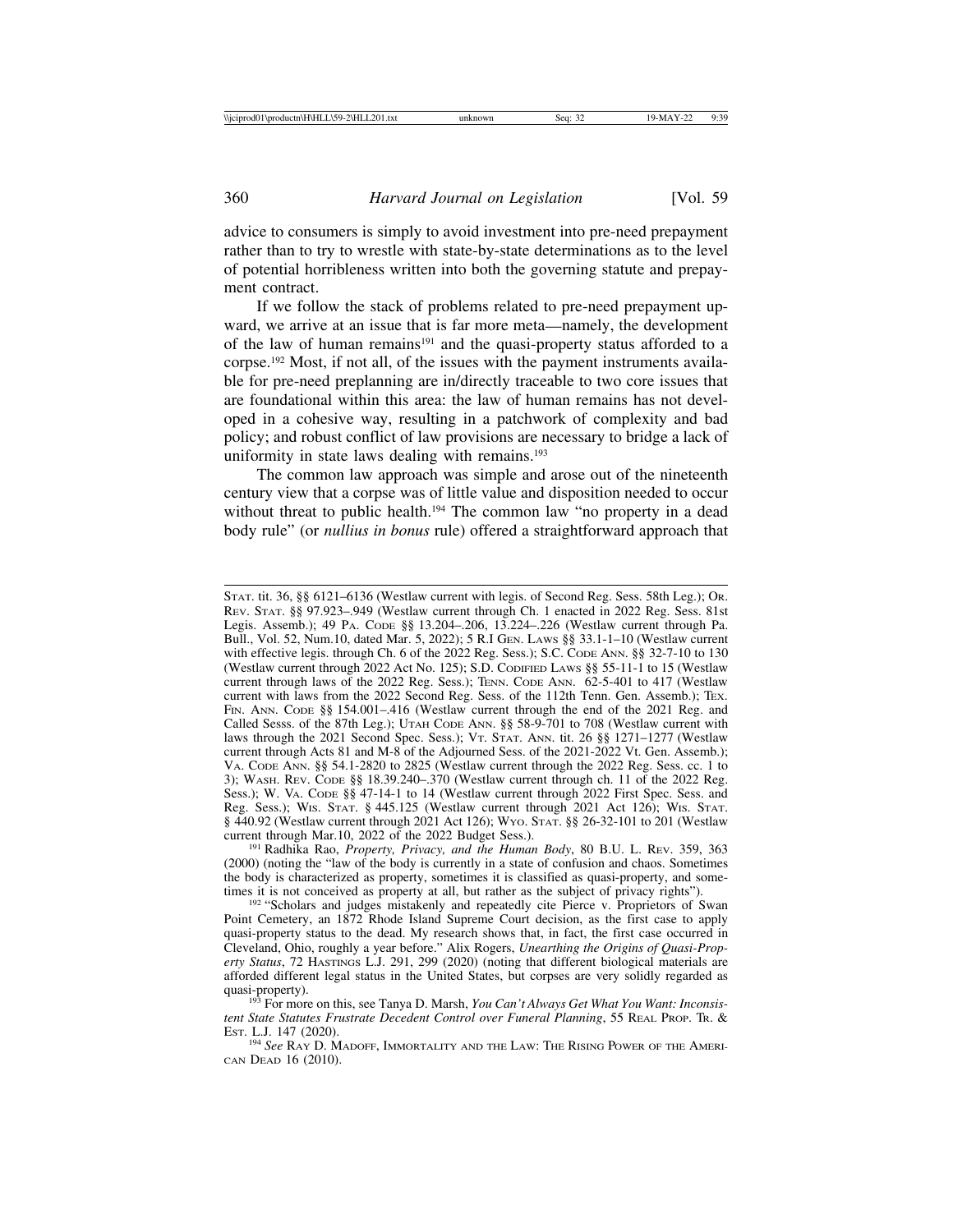advice to consumers is simply to avoid investment into pre-need prepayment rather than to try to wrestle with state-by-state determinations as to the level of potential horribleness written into both the governing statute and prepayment contract.

If we follow the stack of problems related to pre-need prepayment upward, we arrive at an issue that is far more meta—namely, the development of the law of human remains[191] and the quasi-property status afforded to a corpse.[192] Most, if not all, of the issues with the payment instruments available for pre-need preplanning are in/directly traceable to two core issues that are foundational within this area: the law of human remains has not developed in a cohesive way, resulting in a patchwork of complexity and bad policy; and robust conflict of law provisions are necessary to bridge a lack of uniformity in state laws dealing with remains.[193]

The common law approach was simple and arose out of the nineteenth century view that a corpse was of little value and disposition needed to occur without threat to public health.[194] The common law "no property in a dead body rule" (or *nullius in bonus* rule) offered a straightforward approach that

---

STAT. tit. 36, §§ 6121–6136 (Westlaw current with legis. of Second Reg. Sess. 58th Leg.); OR. REV. STAT. §§ 97.923–.949 (Westlaw current through Ch. 1 enacted in 2022 Reg. Sess. 81st Legis. Assemb.); 49 PA. CODE §§ 13.204–.206, 13.224–.226 (Westlaw current through Pa. Bull., Vol. 52, Num.10, dated Mar. 5, 2022); 5 R.I GEN. LAWS §§ 33.1-1–10 (Westlaw current with effective legis. through Ch. 6 of the 2022 Reg. Sess.); S.C. CODE ANN. §§ 32-7-10 to 130 (Westlaw current through 2022 Act No. 125); S.D. CODIFIED LAWS §§ 55-11-1 to 15 (Westlaw current through laws of the 2022 Reg. Sess.); TENN. CODE ANN. 62-5-401 to 417 (Westlaw current with laws from the 2022 Second Reg. Sess. of the 112th Tenn. Gen. Assemb.); TEX. FIN. ANN. CODE §§ 154.001–.416 (Westlaw current through the end of the 2021 Reg. and Called Sesss. of the 87th Leg.); UTAH CODE ANN. §§ 58-9-701 to 708 (Westlaw current with laws through the 2021 Second Spec. Sess.); VT. STAT. ANN. tit. 26 §§ 1271–1277 (Westlaw current through Acts 81 and M-8 of the Adjourned Sess. of the 2021-2022 Vt. Gen. Assemb.); VA. CODE ANN. §§ 54.1-2820 to 2825 (Westlaw current through the 2022 Reg. Sess. cc. 1 to 3); WASH. REV. CODE §§ 18.39.240–.370 (Westlaw current through ch. 11 of the 2022 Reg. Sess.); W. VA. CODE §§ 47-14-1 to 14 (Westlaw current through 2022 First Spec. Sess. and Reg. Sess.); WIS. STAT. § 445.125 (Westlaw current through 2021 Act 126); WIS. STAT. § 440.92 (Westlaw current through 2021 Act 126); WYO. STAT. §§ 26-32-101 to 201 (Westlaw current through Mar.10, 2022 of the 2022 Budget Sess.).

[191] Radhika Rao, *Property, Privacy, and the Human Body*, 80 B.U. L. REV. 359, 363 (2000) (noting the "law of the body is currently in a state of confusion and chaos. Sometimes the body is characterized as property, sometimes it is classified as quasi-property, and sometimes it is not conceived as property at all, but rather as the subject of privacy rights").

[192] "Scholars and judges mistakenly and repeatedly cite Pierce v. Proprietors of Swan Point Cemetery, an 1872 Rhode Island Supreme Court decision, as the first case to apply quasi-property status to the dead. My research shows that, in fact, the first case occurred in Cleveland, Ohio, roughly a year before." Alix Rogers, *Unearthing the Origins of Quasi-Property Status*, 72 HASTINGS L.J. 291, 299 (2020) (noting that different biological materials are afforded different legal status in the United States, but corpses are very solidly regarded as quasi-property).

[193] For more on this, see Tanya D. Marsh, *You Can't Always Get What You Want: Inconsistent State Statutes Frustrate Decedent Control over Funeral Planning*, 55 REAL PROP. TR. & EST. L.J. 147 (2020).

[194] *See* RAY D. MADOFF, IMMORTALITY AND THE LAW: THE RISING POWER OF THE AMERICAN DEAD 16 (2010).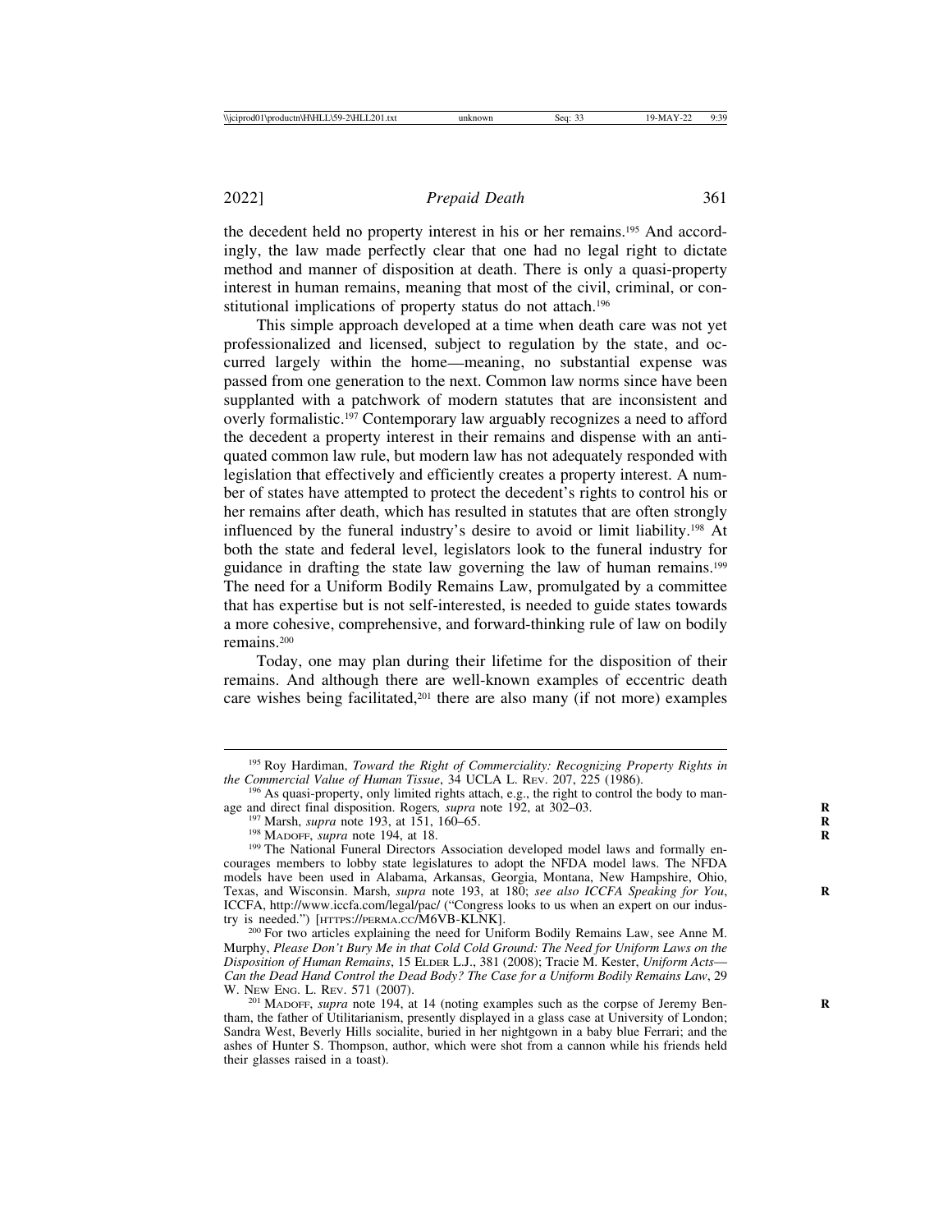the decedent held no property interest in his or her remains.[195] And accordingly, the law made perfectly clear that one had no legal right to dictate method and manner of disposition at death. There is only a quasi-property interest in human remains, meaning that most of the civil, criminal, or constitutional implications of property status do not attach.[196]

This simple approach developed at a time when death care was not yet professionalized and licensed, subject to regulation by the state, and occurred largely within the home—meaning, no substantial expense was passed from one generation to the next. Common law norms since have been supplanted with a patchwork of modern statutes that are inconsistent and overly formalistic.[197] Contemporary law arguably recognizes a need to afford the decedent a property interest in their remains and dispense with an antiquated common law rule, but modern law has not adequately responded with legislation that effectively and efficiently creates a property interest. A number of states have attempted to protect the decedent's rights to control his or her remains after death, which has resulted in statutes that are often strongly influenced by the funeral industry's desire to avoid or limit liability.[198] At both the state and federal level, legislators look to the funeral industry for guidance in drafting the state law governing the law of human remains.[199] The need for a Uniform Bodily Remains Law, promulgated by a committee that has expertise but is not self-interested, is needed to guide states towards a more cohesive, comprehensive, and forward-thinking rule of law on bodily remains.[200]

Today, one may plan during their lifetime for the disposition of their remains. And although there are well-known examples of eccentric death care wishes being facilitated,[201] there are also many (if not more) examples

---

[195] Roy Hardiman, *Toward the Right of Commerciality: Recognizing Property Rights in the Commercial Value of Human Tissue*, 34 UCLA L. Rev. 207, 225 (1986).

[196] As quasi-property, only limited rights attach, e.g., the right to control the body to manage and direct final disposition. Rogers*, supra* note 192, at 302–03.

[197] Marsh, *supra* note 193, at 151, 160–65.

[198] Madoff, *supra* note 194, at 18.

[199] The National Funeral Directors Association developed model laws and formally encourages members to lobby state legislatures to adopt the NFDA model laws. The NFDA models have been used in Alabama, Arkansas, Georgia, Montana, New Hampshire, Ohio, Texas, and Wisconsin. Marsh, *supra* note 193, at 180; *see also ICCFA Speaking for You*, ICCFA, http://www.iccfa.com/legal/pac/ ("Congress looks to us when an expert on our industry is needed.") [https://perma.cc/M6VB-KLNK].

[200] For two articles explaining the need for Uniform Bodily Remains Law, see Anne M. Murphy, *Please Don't Bury Me in that Cold Cold Ground: The Need for Uniform Laws on the Disposition of Human Remains*, 15 Elder L.J., 381 (2008); Tracie M. Kester, *Uniform Acts—Can the Dead Hand Control the Dead Body? The Case for a Uniform Bodily Remains Law*, 29 W. New Eng. L. Rev. 571 (2007).

[201] Madoff, *supra* note 194, at 14 (noting examples such as the corpse of Jeremy Bentham, the father of Utilitarianism, presently displayed in a glass case at University of London; Sandra West, Beverly Hills socialite, buried in her nightgown in a baby blue Ferrari; and the ashes of Hunter S. Thompson, author, which were shot from a cannon while his friends held their glasses raised in a toast).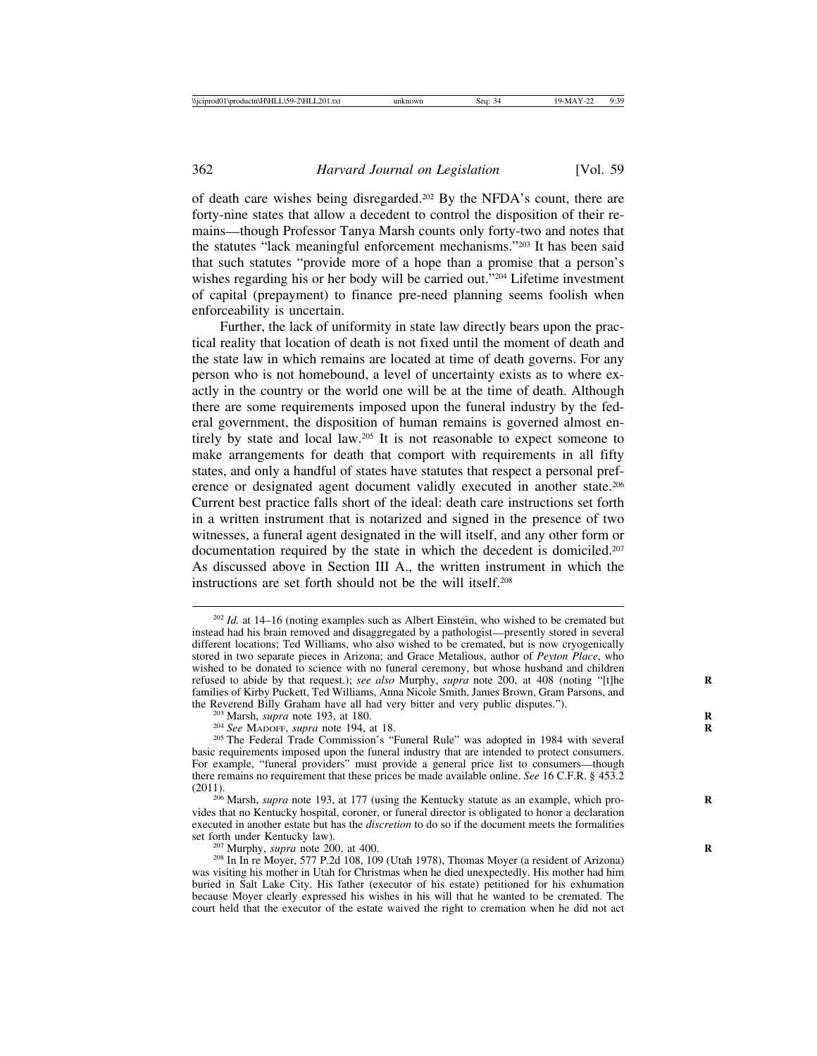of death care wishes being disregarded.[202] By the NFDA's count, there are forty-nine states that allow a decedent to control the disposition of their remains—though Professor Tanya Marsh counts only forty-two and notes that the statutes "lack meaningful enforcement mechanisms."[203] It has been said that such statutes "provide more of a hope than a promise that a person's wishes regarding his or her body will be carried out."[204] Lifetime investment of capital (prepayment) to finance pre-need planning seems foolish when enforceability is uncertain.

Further, the lack of uniformity in state law directly bears upon the practical reality that location of death is not fixed until the moment of death and the state law in which remains are located at time of death governs. For any person who is not homebound, a level of uncertainty exists as to where exactly in the country or the world one will be at the time of death. Although there are some requirements imposed upon the funeral industry by the federal government, the disposition of human remains is governed almost entirely by state and local law.[205] It is not reasonable to expect someone to make arrangements for death that comport with requirements in all fifty states, and only a handful of states have statutes that respect a personal preference or designated agent document validly executed in another state.[206] Current best practice falls short of the ideal: death care instructions set forth in a written instrument that is notarized and signed in the presence of two witnesses, a funeral agent designated in the will itself, and any other form or documentation required by the state in which the decedent is domiciled.[207] As discussed above in Section III A., the written instrument in which the instructions are set forth should not be the will itself.[208]

---

[202] *Id.* at 14–16 (noting examples such as Albert Einstein, who wished to be cremated but instead had his brain removed and disaggregated by a pathologist—presently stored in several different locations; Ted Williams, who also wished to be cremated, but is now cryogenically stored in two separate pieces in Arizona; and Grace Metalious, author of *Peyton Place*, who wished to be donated to science with no funeral ceremony, but whose husband and children refused to abide by that request.); *see also* Murphy, *supra* note 200, at 408 (noting "[t]he families of Kirby Puckett, Ted Williams, Anna Nicole Smith, James Brown, Gram Parsons, and the Reverend Billy Graham have all had very bitter and very public disputes.").

[203] Marsh, *supra* note 193, at 180.

[204] *See* MADOFF, *supra* note 194, at 18.

[205] The Federal Trade Commission's "Funeral Rule" was adopted in 1984 with several basic requirements imposed upon the funeral industry that are intended to protect consumers. For example, "funeral providers" must provide a general price list to consumers—though there remains no requirement that these prices be made available online. *See* 16 C.F.R. § 453.2 (2011).

[206] Marsh, *supra* note 193, at 177 (using the Kentucky statute as an example, which provides that no Kentucky hospital, coroner, or funeral director is obligated to honor a declaration executed in another estate but has the *discretion* to do so if the document meets the formalities set forth under Kentucky law).

[207] Murphy, *supra* note 200, at 400.

[208] In In re Moyer, 577 P.2d 108, 109 (Utah 1978), Thomas Moyer (a resident of Arizona) was visiting his mother in Utah for Christmas when he died unexpectedly. His mother had him buried in Salt Lake City. His father (executor of his estate) petitioned for his exhumation because Moyer clearly expressed his wishes in his will that he wanted to be cremated. The court held that the executor of the estate waived the right to cremation when he did not act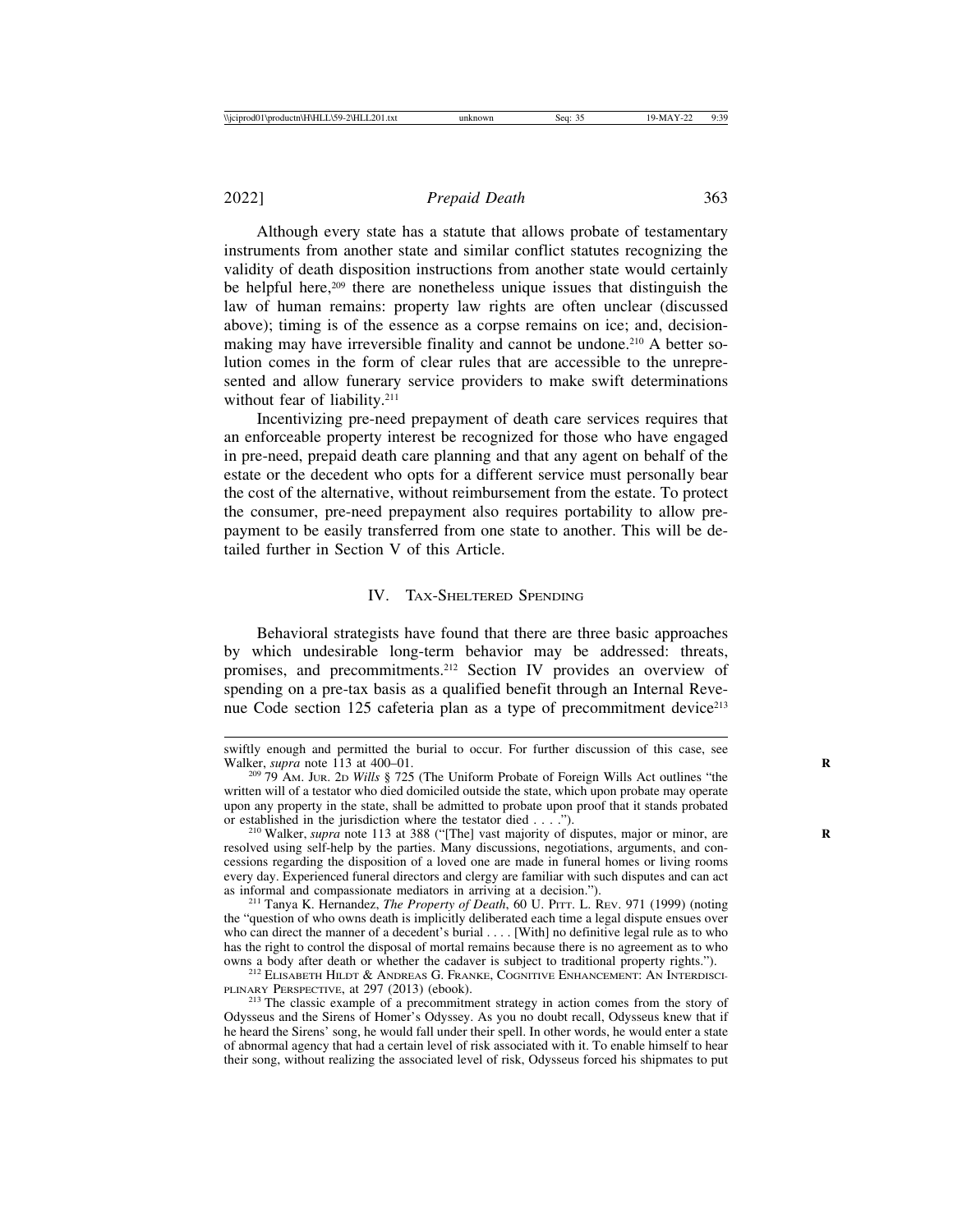Although every state has a statute that allows probate of testamentary instruments from another state and similar conflict statutes recognizing the validity of death disposition instructions from another state would certainly be helpful here,[209] there are nonetheless unique issues that distinguish the law of human remains: property law rights are often unclear (discussed above); timing is of the essence as a corpse remains on ice; and, decision-making may have irreversible finality and cannot be undone.[210] A better solution comes in the form of clear rules that are accessible to the unrepresented and allow funerary service providers to make swift determinations without fear of liability.[211]

Incentivizing pre-need prepayment of death care services requires that an enforceable property interest be recognized for those who have engaged in pre-need, prepaid death care planning and that any agent on behalf of the estate or the decedent who opts for a different service must personally bear the cost of the alternative, without reimbursement from the estate. To protect the consumer, pre-need prepayment also requires portability to allow prepayment to be easily transferred from one state to another. This will be detailed further in Section V of this Article.

## IV. Tax-Sheltered Spending

Behavioral strategists have found that there are three basic approaches by which undesirable long-term behavior may be addressed: threats, promises, and precommitments.[212] Section IV provides an overview of spending on a pre-tax basis as a qualified benefit through an Internal Revenue Code section 125 cafeteria plan as a type of precommitment device[213]

---

swiftly enough and permitted the burial to occur. For further discussion of this case, see Walker, *supra* note 113 at 400–01.

[209] 79 Am. Jur. 2d *Wills* § 725 (The Uniform Probate of Foreign Wills Act outlines "the written will of a testator who died domiciled outside the state, which upon probate may operate upon any property in the state, shall be admitted to probate upon proof that it stands probated or established in the jurisdiction where the testator died . . . .").

[210] Walker, *supra* note 113 at 388 ("[The] vast majority of disputes, major or minor, are resolved using self-help by the parties. Many discussions, negotiations, arguments, and concessions regarding the disposition of a loved one are made in funeral homes or living rooms every day. Experienced funeral directors and clergy are familiar with such disputes and can act as informal and compassionate mediators in arriving at a decision.").

[211] Tanya K. Hernandez, *The Property of Death*, 60 U. Pitt. L. Rev. 971 (1999) (noting the "question of who owns death is implicitly deliberated each time a legal dispute ensues over who can direct the manner of a decedent's burial . . . . [With] no definitive legal rule as to who has the right to control the disposal of mortal remains because there is no agreement as to who owns a body after death or whether the cadaver is subject to traditional property rights.").

[212] Elisabeth Hildt & Andreas G. Franke, Cognitive Enhancement: An Interdisciplinary Perspective, at 297 (2013) (ebook).

[213] The classic example of a precommitment strategy in action comes from the story of Odysseus and the Sirens of Homer's Odyssey. As you no doubt recall, Odysseus knew that if he heard the Sirens' song, he would fall under their spell. In other words, he would enter a state of abnormal agency that had a certain level of risk associated with it. To enable himself to hear their song, without realizing the associated level of risk, Odysseus forced his shipmates to put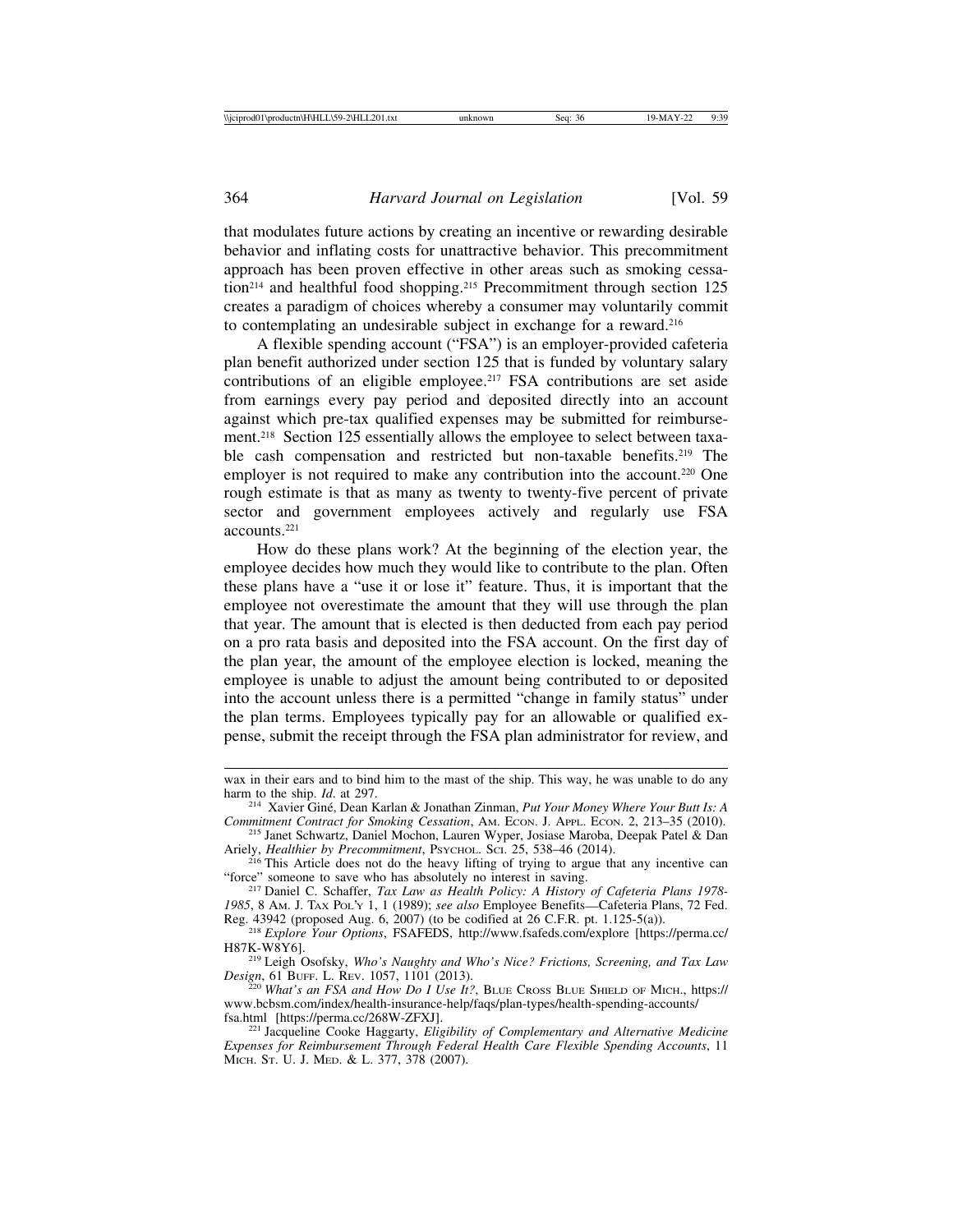that modulates future actions by creating an incentive or rewarding desirable behavior and inflating costs for unattractive behavior. This precommitment approach has been proven effective in other areas such as smoking cessation[214] and healthful food shopping.[215] Precommitment through section 125 creates a paradigm of choices whereby a consumer may voluntarily commit to contemplating an undesirable subject in exchange for a reward.[216]

A flexible spending account ("FSA") is an employer-provided cafeteria plan benefit authorized under section 125 that is funded by voluntary salary contributions of an eligible employee.[217] FSA contributions are set aside from earnings every pay period and deposited directly into an account against which pre-tax qualified expenses may be submitted for reimbursement.[218] Section 125 essentially allows the employee to select between taxable cash compensation and restricted but non-taxable benefits.[219] The employer is not required to make any contribution into the account.[220] One rough estimate is that as many as twenty to twenty-five percent of private sector and government employees actively and regularly use FSA accounts.[221]

How do these plans work? At the beginning of the election year, the employee decides how much they would like to contribute to the plan. Often these plans have a "use it or lose it" feature. Thus, it is important that the employee not overestimate the amount that they will use through the plan that year. The amount that is elected is then deducted from each pay period on a pro rata basis and deposited into the FSA account. On the first day of the plan year, the amount of the employee election is locked, meaning the employee is unable to adjust the amount being contributed to or deposited into the account unless there is a permitted "change in family status" under the plan terms. Employees typically pay for an allowable or qualified expense, submit the receipt through the FSA plan administrator for review, and

---

wax in their ears and to bind him to the mast of the ship. This way, he was unable to do any harm to the ship. *Id*. at 297.

[214] Xavier Giné, Dean Karlan & Jonathan Zinman, *Put Your Money Where Your Butt Is: A Commitment Contract for Smoking Cessation*, AM. ECON. J. APPL. ECON. 2, 213–35 (2010).

[215] Janet Schwartz, Daniel Mochon, Lauren Wyper, Josiase Maroba, Deepak Patel & Dan Ariely, *Healthier by Precommitment*, PSYCHOL. SCI. 25, 538–46 (2014).

[216] This Article does not do the heavy lifting of trying to argue that any incentive can "force" someone to save who has absolutely no interest in saving.

[217] Daniel C. Schaffer, *Tax Law as Health Policy: A History of Cafeteria Plans 1978-1985*, 8 AM. J. TAX POL'Y 1, 1 (1989); *see also* Employee Benefits—Cafeteria Plans, 72 Fed. Reg. 43942 (proposed Aug. 6, 2007) (to be codified at 26 C.F.R. pt. 1.125-5(a)).

[218] *Explore Your Options*, FSAFEDS, http://www.fsafeds.com/explore [https://perma.cc/H87K-W8Y6].

[219] Leigh Osofsky, *Who's Naughty and Who's Nice? Frictions, Screening, and Tax Law Design*, 61 BUFF. L. REV. 1057, 1101 (2013).

[220] *What's an FSA and How Do I Use It?*, BLUE CROSS BLUE SHIELD OF MICH., https://www.bcbsm.com/index/health-insurance-help/faqs/plan-types/health-spending-accounts/fsa.html [https://perma.cc/268W-ZFXJ].

[221] Jacqueline Cooke Haggarty, *Eligibility of Complementary and Alternative Medicine Expenses for Reimbursement Through Federal Health Care Flexible Spending Accounts*, 11 MICH. ST. U. J. MED. & L. 377, 378 (2007).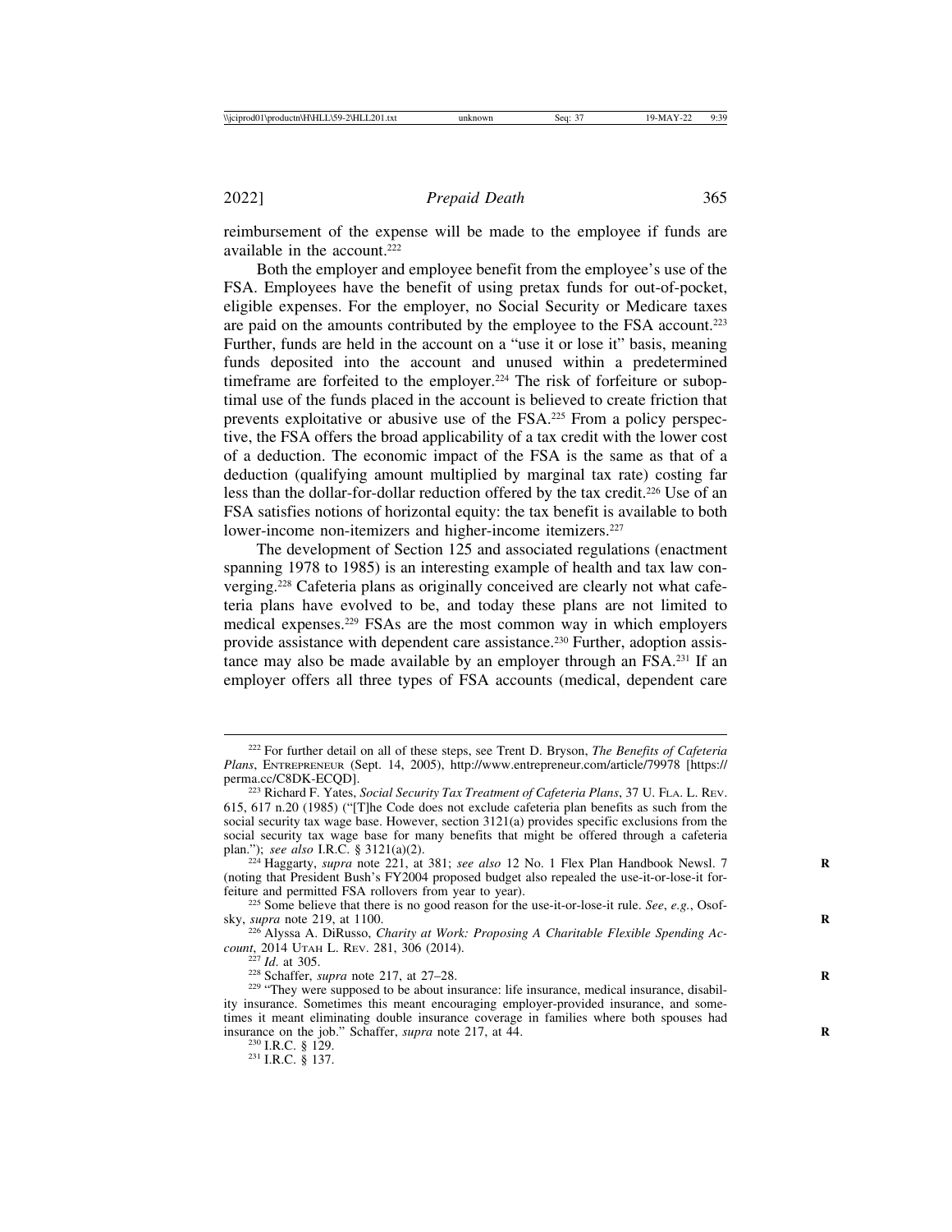reimbursement of the expense will be made to the employee if funds are available in the account.[222]

Both the employer and employee benefit from the employee's use of the FSA. Employees have the benefit of using pretax funds for out-of-pocket, eligible expenses. For the employer, no Social Security or Medicare taxes are paid on the amounts contributed by the employee to the FSA account.[223] Further, funds are held in the account on a "use it or lose it" basis, meaning funds deposited into the account and unused within a predetermined timeframe are forfeited to the employer.[224] The risk of forfeiture or suboptimal use of the funds placed in the account is believed to create friction that prevents exploitative or abusive use of the FSA.[225] From a policy perspective, the FSA offers the broad applicability of a tax credit with the lower cost of a deduction. The economic impact of the FSA is the same as that of a deduction (qualifying amount multiplied by marginal tax rate) costing far less than the dollar-for-dollar reduction offered by the tax credit.[226] Use of an FSA satisfies notions of horizontal equity: the tax benefit is available to both lower-income non-itemizers and higher-income itemizers.[227]

The development of Section 125 and associated regulations (enactment spanning 1978 to 1985) is an interesting example of health and tax law converging.[228] Cafeteria plans as originally conceived are clearly not what cafeteria plans have evolved to be, and today these plans are not limited to medical expenses.[229] FSAs are the most common way in which employers provide assistance with dependent care assistance.[230] Further, adoption assistance may also be made available by an employer through an FSA.[231] If an employer offers all three types of FSA accounts (medical, dependent care

---

[222] For further detail on all of these steps, see Trent D. Bryson, *The Benefits of Cafeteria Plans*, Entrepreneur (Sept. 14, 2005), http://www.entrepreneur.com/article/79978 [https://perma.cc/C8DK-ECQD].

[223] Richard F. Yates, *Social Security Tax Treatment of Cafeteria Plans*, 37 U. Fla. L. Rev. 615, 617 n.20 (1985) ("[T]he Code does not exclude cafeteria plan benefits as such from the social security tax wage base. However, section 3121(a) provides specific exclusions from the social security tax wage base for many benefits that might be offered through a cafeteria plan."); *see also* I.R.C. § 3121(a)(2).

[224] Haggarty, *supra* note 221, at 381; *see also* 12 No. 1 Flex Plan Handbook Newsl. 7 (noting that President Bush's FY2004 proposed budget also repealed the use-it-or-lose-it forfeiture and permitted FSA rollovers from year to year).

[225] Some believe that there is no good reason for the use-it-or-lose-it rule. *See*, *e.g.*, Osofsky, *supra* note 219, at 1100.

[226] Alyssa A. DiRusso, *Charity at Work: Proposing A Charitable Flexible Spending Account*, 2014 Utah L. Rev. 281, 306 (2014).

[227] *Id.* at 305.

[228] Schaffer, *supra* note 217, at 27–28.

[229] "They were supposed to be about insurance: life insurance, medical insurance, disability insurance. Sometimes this meant encouraging employer-provided insurance, and sometimes it meant eliminating double insurance coverage in families where both spouses had insurance on the job." Schaffer, *supra* note 217, at 44.

[230] I.R.C. § 129.

[231] I.R.C. § 137.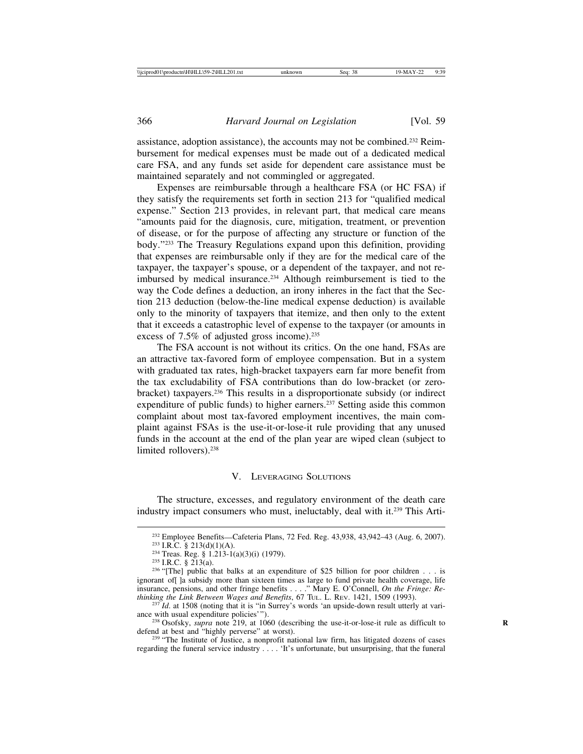assistance, adoption assistance), the accounts may not be combined.[232] Reimbursement for medical expenses must be made out of a dedicated medical care FSA, and any funds set aside for dependent care assistance must be maintained separately and not commingled or aggregated.

Expenses are reimbursable through a healthcare FSA (or HC FSA) if they satisfy the requirements set forth in section 213 for "qualified medical expense." Section 213 provides, in relevant part, that medical care means "amounts paid for the diagnosis, cure, mitigation, treatment, or prevention of disease, or for the purpose of affecting any structure or function of the body."[233] The Treasury Regulations expand upon this definition, providing that expenses are reimbursable only if they are for the medical care of the taxpayer, the taxpayer's spouse, or a dependent of the taxpayer, and not reimbursed by medical insurance.[234] Although reimbursement is tied to the way the Code defines a deduction, an irony inheres in the fact that the Section 213 deduction (below-the-line medical expense deduction) is available only to the minority of taxpayers that itemize, and then only to the extent that it exceeds a catastrophic level of expense to the taxpayer (or amounts in excess of 7.5% of adjusted gross income).[235]

The FSA account is not without its critics. On the one hand, FSAs are an attractive tax-favored form of employee compensation. But in a system with graduated tax rates, high-bracket taxpayers earn far more benefit from the tax excludability of FSA contributions than do low-bracket (or zero-bracket) taxpayers.[236] This results in a disproportionate subsidy (or indirect expenditure of public funds) to higher earners.[237] Setting aside this common complaint about most tax-favored employment incentives, the main complaint against FSAs is the use-it-or-lose-it rule providing that any unused funds in the account at the end of the plan year are wiped clean (subject to limited rollovers).[238]

## V. Leveraging Solutions

The structure, excesses, and regulatory environment of the death care industry impact consumers who must, ineluctably, deal with it.[239] This Arti-

---

[232] Employee Benefits—Cafeteria Plans, 72 Fed. Reg. 43,938, 43,942–43 (Aug. 6, 2007).

[233] I.R.C. § 213(d)(1)(A).

[234] Treas. Reg. § 1.213-1(a)(3)(i) (1979).

[235] I.R.C. § 213(a).

[236] "[The] public that balks at an expenditure of $25 billion for poor children . . . is ignorant of[ ]a subsidy more than sixteen times as large to fund private health coverage, life insurance, pensions, and other fringe benefits . . . ." Mary E. O'Connell, *On the Fringe: Rethinking the Link Between Wages and Benefits*, 67 Tul. L. Rev. 1421, 1509 (1993).

[237] *Id*. at 1508 (noting that it is "in Surrey's words 'an upside-down result utterly at variance with usual expenditure policies'").

[238] Osofsky, *supra* note 219, at 1060 (describing the use-it-or-lose-it rule as difficult to defend at best and "highly perverse" at worst).

[239] "The Institute of Justice, a nonprofit national law firm, has litigated dozens of cases regarding the funeral service industry . . . . 'It's unfortunate, but unsurprising, that the funeral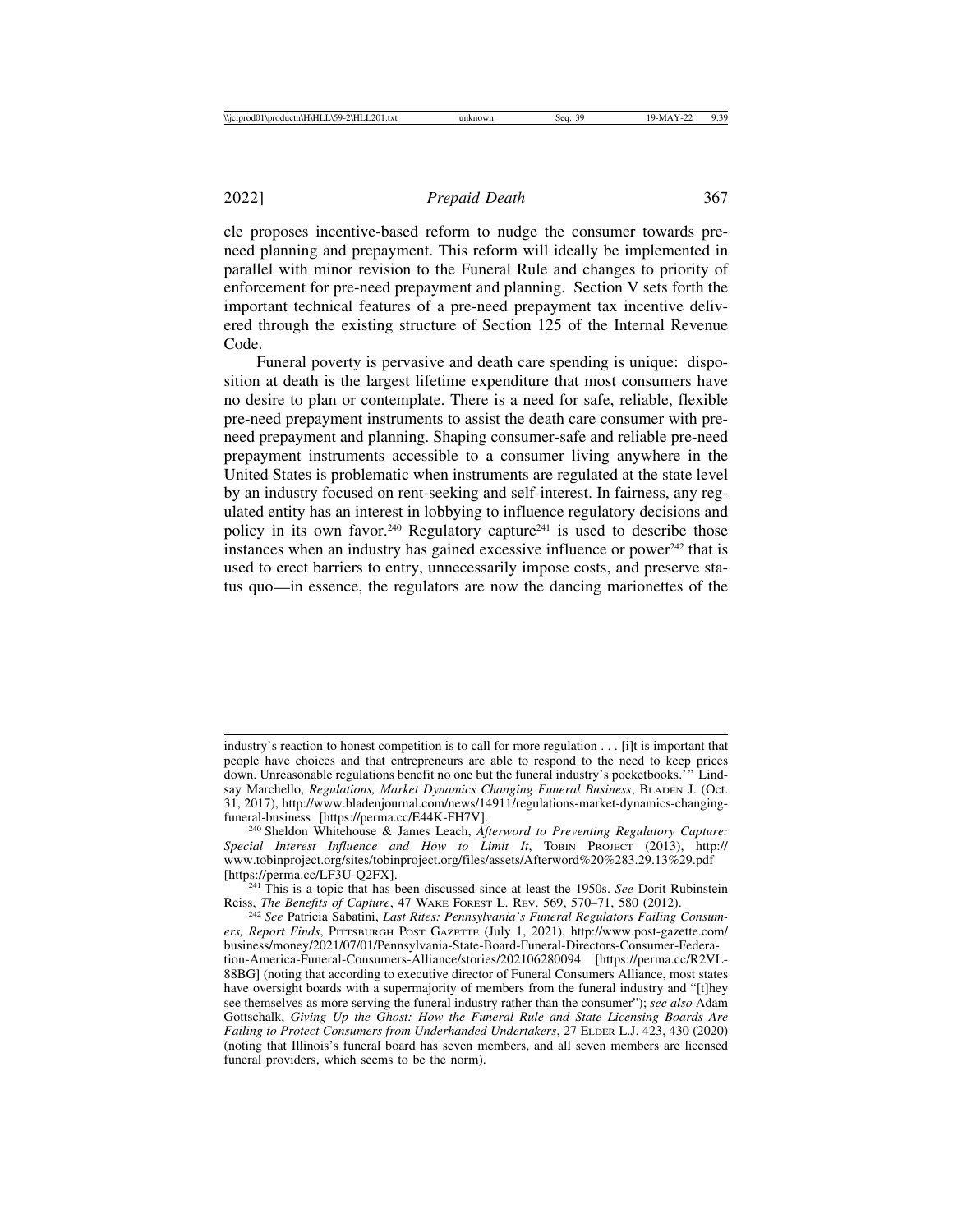cle proposes incentive-based reform to nudge the consumer towards pre-need planning and prepayment. This reform will ideally be implemented in parallel with minor revision to the Funeral Rule and changes to priority of enforcement for pre-need prepayment and planning. Section V sets forth the important technical features of a pre-need prepayment tax incentive delivered through the existing structure of Section 125 of the Internal Revenue Code.

Funeral poverty is pervasive and death care spending is unique: disposition at death is the largest lifetime expenditure that most consumers have no desire to plan or contemplate. There is a need for safe, reliable, flexible pre-need prepayment instruments to assist the death care consumer with pre-need prepayment and planning. Shaping consumer-safe and reliable pre-need prepayment instruments accessible to a consumer living anywhere in the United States is problematic when instruments are regulated at the state level by an industry focused on rent-seeking and self-interest. In fairness, any regulated entity has an interest in lobbying to influence regulatory decisions and policy in its own favor.[240] Regulatory capture[241] is used to describe those instances when an industry has gained excessive influence or power[242] that is used to erect barriers to entry, unnecessarily impose costs, and preserve status quo—in essence, the regulators are now the dancing marionettes of the

---

industry's reaction to honest competition is to call for more regulation . . . [i]t is important that people have choices and that entrepreneurs are able to respond to the need to keep prices down. Unreasonable regulations benefit no one but the funeral industry's pocketbooks.'" Lindsay Marchello, *Regulations, Market Dynamics Changing Funeral Business*, Bladen J. (Oct. 31, 2017), http://www.bladenjournal.com/news/14911/regulations-market-dynamics-changing-funeral-business [https://perma.cc/E44K-FH7V].

[240] Sheldon Whitehouse & James Leach, *Afterword to Preventing Regulatory Capture: Special Interest Influence and How to Limit It*, Tobin Project (2013), http://www.tobinproject.org/sites/tobinproject.org/files/assets/Afterword%20%283.29.13%29.pdf [https://perma.cc/LF3U-Q2FX].

[241] This is a topic that has been discussed since at least the 1950s. *See* Dorit Rubinstein Reiss, *The Benefits of Capture*, 47 Wake Forest L. Rev. 569, 570–71, 580 (2012).

[242] *See* Patricia Sabatini, *Last Rites: Pennsylvania's Funeral Regulators Failing Consumers, Report Finds*, Pittsburgh Post Gazette (July 1, 2021), http://www.post-gazette.com/business/money/2021/07/01/Pennsylvania-State-Board-Funeral-Directors-Consumer-Federation-America-Funeral-Consumers-Alliance/stories/202106280094 [https://perma.cc/R2VL-88BG] (noting that according to executive director of Funeral Consumers Alliance, most states have oversight boards with a supermajority of members from the funeral industry and "[t]hey see themselves as more serving the funeral industry rather than the consumer"); *see also* Adam Gottschalk, *Giving Up the Ghost: How the Funeral Rule and State Licensing Boards Are Failing to Protect Consumers from Underhanded Undertakers*, 27 Elder L.J. 423, 430 (2020) (noting that Illinois's funeral board has seven members, and all seven members are licensed funeral providers, which seems to be the norm).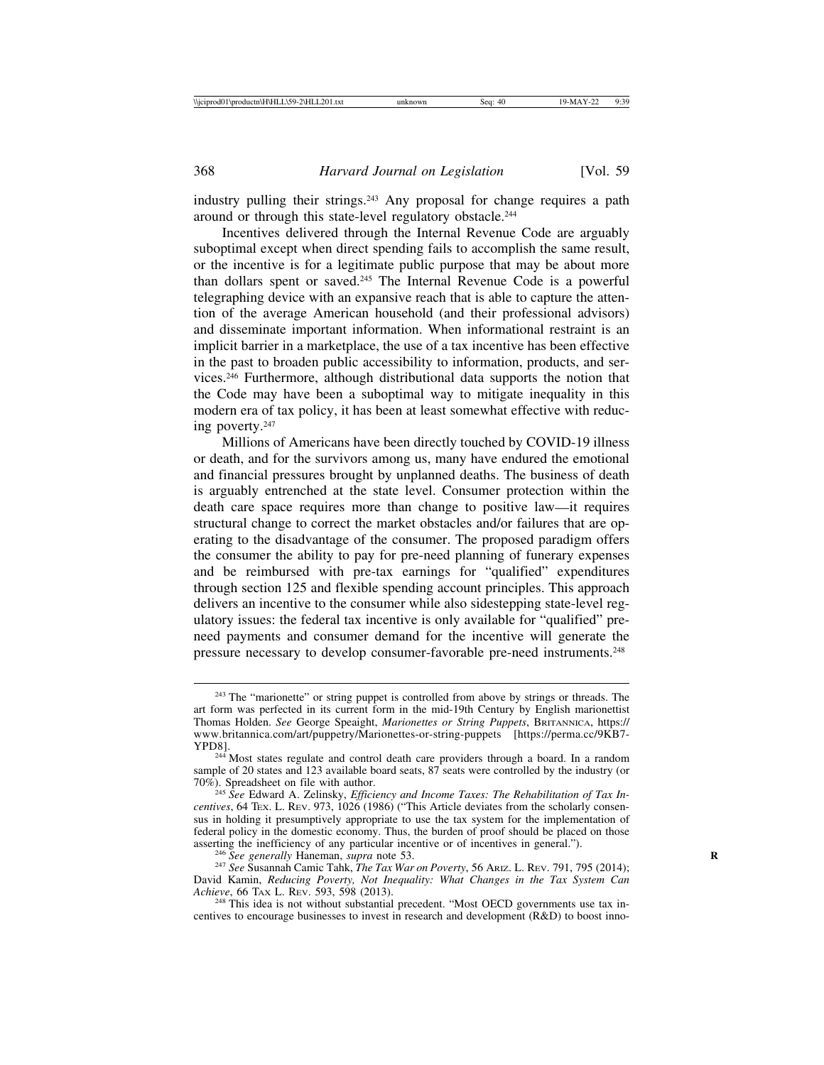industry pulling their strings.[243] Any proposal for change requires a path around or through this state-level regulatory obstacle.[244]

Incentives delivered through the Internal Revenue Code are arguably suboptimal except when direct spending fails to accomplish the same result, or the incentive is for a legitimate public purpose that may be about more than dollars spent or saved.[245] The Internal Revenue Code is a powerful telegraphing device with an expansive reach that is able to capture the attention of the average American household (and their professional advisors) and disseminate important information. When informational restraint is an implicit barrier in a marketplace, the use of a tax incentive has been effective in the past to broaden public accessibility to information, products, and services.[246] Furthermore, although distributional data supports the notion that the Code may have been a suboptimal way to mitigate inequality in this modern era of tax policy, it has been at least somewhat effective with reducing poverty.[247]

Millions of Americans have been directly touched by COVID-19 illness or death, and for the survivors among us, many have endured the emotional and financial pressures brought by unplanned deaths. The business of death is arguably entrenched at the state level. Consumer protection within the death care space requires more than change to positive law—it requires structural change to correct the market obstacles and/or failures that are operating to the disadvantage of the consumer. The proposed paradigm offers the consumer the ability to pay for pre-need planning of funerary expenses and be reimbursed with pre-tax earnings for "qualified" expenditures through section 125 and flexible spending account principles. This approach delivers an incentive to the consumer while also sidestepping state-level regulatory issues: the federal tax incentive is only available for "qualified" pre-need payments and consumer demand for the incentive will generate the pressure necessary to develop consumer-favorable pre-need instruments.[248]

---

[243] The "marionette" or string puppet is controlled from above by strings or threads. The art form was perfected in its current form in the mid-19th Century by English marionettist Thomas Holden. *See* George Speaight, *Marionettes or String Puppets*, BRITANNICA, https://www.britannica.com/art/puppetry/Marionettes-or-string-puppets [https://perma.cc/9KB7-YPD8].

[244] Most states regulate and control death care providers through a board. In a random sample of 20 states and 123 available board seats, 87 seats were controlled by the industry (or 70%). Spreadsheet on file with author.

[245] *See* Edward A. Zelinsky, *Efficiency and Income Taxes: The Rehabilitation of Tax Incentives*, 64 TEX. L. REV. 973, 1026 (1986) ("This Article deviates from the scholarly consensus in holding it presumptively appropriate to use the tax system for the implementation of federal policy in the domestic economy. Thus, the burden of proof should be placed on those asserting the inefficiency of any particular incentive or of incentives in general.").

[246] *See generally* Haneman, *supra* note 53.

[247] *See* Susannah Camic Tahk, *The Tax War on Poverty*, 56 ARIZ. L. REV. 791, 795 (2014); David Kamin, *Reducing Poverty, Not Inequality: What Changes in the Tax System Can Achieve*, 66 TAX L. REV. 593, 598 (2013).

[248] This idea is not without substantial precedent. "Most OECD governments use tax incentives to encourage businesses to invest in research and development (R&D) to boost inno-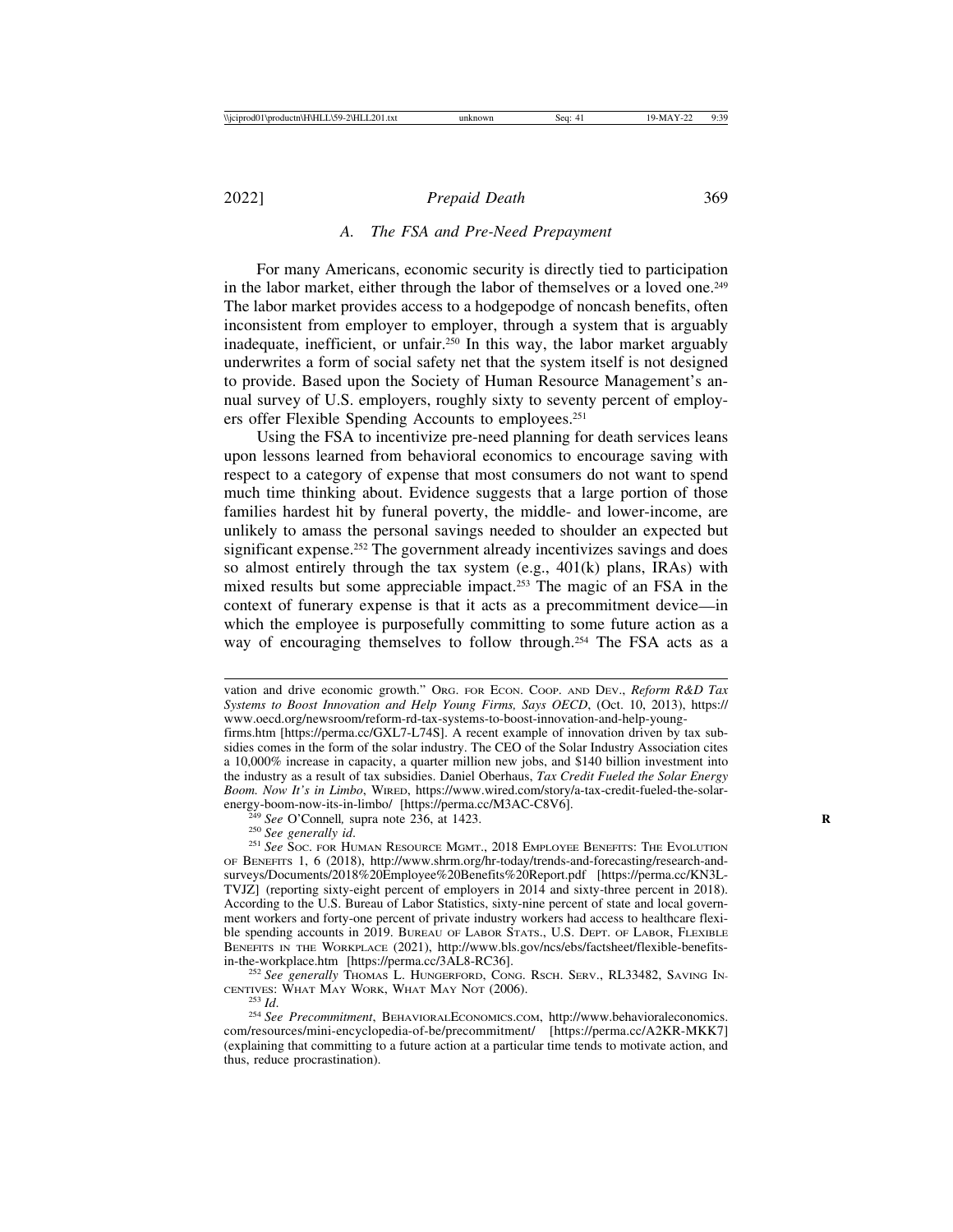### A. The FSA and Pre-Need Prepayment

For many Americans, economic security is directly tied to participation in the labor market, either through the labor of themselves or a loved one.[249] The labor market provides access to a hodgepodge of noncash benefits, often inconsistent from employer to employer, through a system that is arguably inadequate, inefficient, or unfair.[250] In this way, the labor market arguably underwrites a form of social safety net that the system itself is not designed to provide. Based upon the Society of Human Resource Management's annual survey of U.S. employers, roughly sixty to seventy percent of employers offer Flexible Spending Accounts to employees.[251]

Using the FSA to incentivize pre-need planning for death services leans upon lessons learned from behavioral economics to encourage saving with respect to a category of expense that most consumers do not want to spend much time thinking about. Evidence suggests that a large portion of those families hardest hit by funeral poverty, the middle- and lower-income, are unlikely to amass the personal savings needed to shoulder an expected but significant expense.[252] The government already incentivizes savings and does so almost entirely through the tax system (e.g., 401(k) plans, IRAs) with mixed results but some appreciable impact.[253] The magic of an FSA in the context of funerary expense is that it acts as a precommitment device—in which the employee is purposefully committing to some future action as a way of encouraging themselves to follow through.[254] The FSA acts as a

---

vation and drive economic growth." Org. for Econ. Coop. and Dev., *Reform R&D Tax Systems to Boost Innovation and Help Young Firms, Says OECD*, (Oct. 10, 2013), https://www.oecd.org/newsroom/reform-rd-tax-systems-to-boost-innovation-and-help-young-firms.htm [https://perma.cc/GXL7-L74S]. A recent example of innovation driven by tax subsidies comes in the form of the solar industry. The CEO of the Solar Industry Association cites a 10,000% increase in capacity, a quarter million new jobs, and $140 billion investment into the industry as a result of tax subsidies. Daniel Oberhaus, *Tax Credit Fueled the Solar Energy Boom. Now It's in Limbo*, Wired, https://www.wired.com/story/a-tax-credit-fueled-the-solar-energy-boom-now-its-in-limbo/ [https://perma.cc/M3AC-C8V6].

[249] *See* O'Connell*,* supra note 236, at 1423.

[250] *See generally id*.

[251] *See* Soc. for Human Resource Mgmt., 2018 Employee Benefits: The Evolution of Benefits 1, 6 (2018), http://www.shrm.org/hr-today/trends-and-forecasting/research-and-surveys/Documents/2018%20Employee%20Benefits%20Report.pdf [https://perma.cc/KN3L-TVJZ] (reporting sixty-eight percent of employers in 2014 and sixty-three percent in 2018). According to the U.S. Bureau of Labor Statistics, sixty-nine percent of state and local government workers and forty-one percent of private industry workers had access to healthcare flexible spending accounts in 2019. Bureau of Labor Stats., U.S. Dept. of Labor, Flexible Benefits in the Workplace (2021), http://www.bls.gov/ncs/ebs/factsheet/flexible-benefits-in-the-workplace.htm [https://perma.cc/3AL8-RC36].

[252] *See generally* Thomas L. Hungerford, Cong. Rsch. Serv., RL33482, Saving Incentives: What May Work, What May Not (2006).

[253] *Id*.

[254] *See Precommitment*, BehavioralEconomics.com, http://www.behavioraleconomics.com/resources/mini-encyclopedia-of-be/precommitment/ [https://perma.cc/A2KR-MKK7] (explaining that committing to a future action at a particular time tends to motivate action, and thus, reduce procrastination).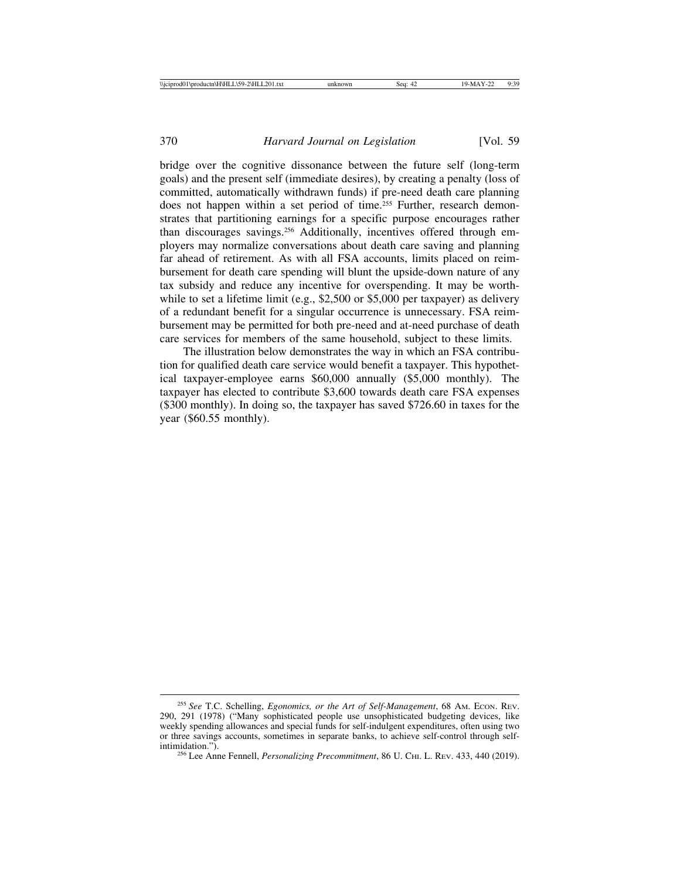bridge over the cognitive dissonance between the future self (long-term goals) and the present self (immediate desires), by creating a penalty (loss of committed, automatically withdrawn funds) if pre-need death care planning does not happen within a set period of time.[255] Further, research demonstrates that partitioning earnings for a specific purpose encourages rather than discourages savings.[256] Additionally, incentives offered through employers may normalize conversations about death care saving and planning far ahead of retirement. As with all FSA accounts, limits placed on reimbursement for death care spending will blunt the upside-down nature of any tax subsidy and reduce any incentive for overspending. It may be worthwhile to set a lifetime limit (e.g., $2,500 or $5,000 per taxpayer) as delivery of a redundant benefit for a singular occurrence is unnecessary. FSA reimbursement may be permitted for both pre-need and at-need purchase of death care services for members of the same household, subject to these limits.

The illustration below demonstrates the way in which an FSA contribution for qualified death care service would benefit a taxpayer. This hypothetical taxpayer-employee earns $60,000 annually ($5,000 monthly). The taxpayer has elected to contribute $3,600 towards death care FSA expenses ($300 monthly). In doing so, the taxpayer has saved $726.60 in taxes for the year ($60.55 monthly).

---

[255] *See* T.C. Schelling, *Egonomics, or the Art of Self-Management*, 68 AM. ECON. REV. 290, 291 (1978) ("Many sophisticated people use unsophisticated budgeting devices, like weekly spending allowances and special funds for self-indulgent expenditures, often using two or three savings accounts, sometimes in separate banks, to achieve self-control through self-intimidation.").

[256] Lee Anne Fennell, *Personalizing Precommitment*, 86 U. CHI. L. REV. 433, 440 (2019).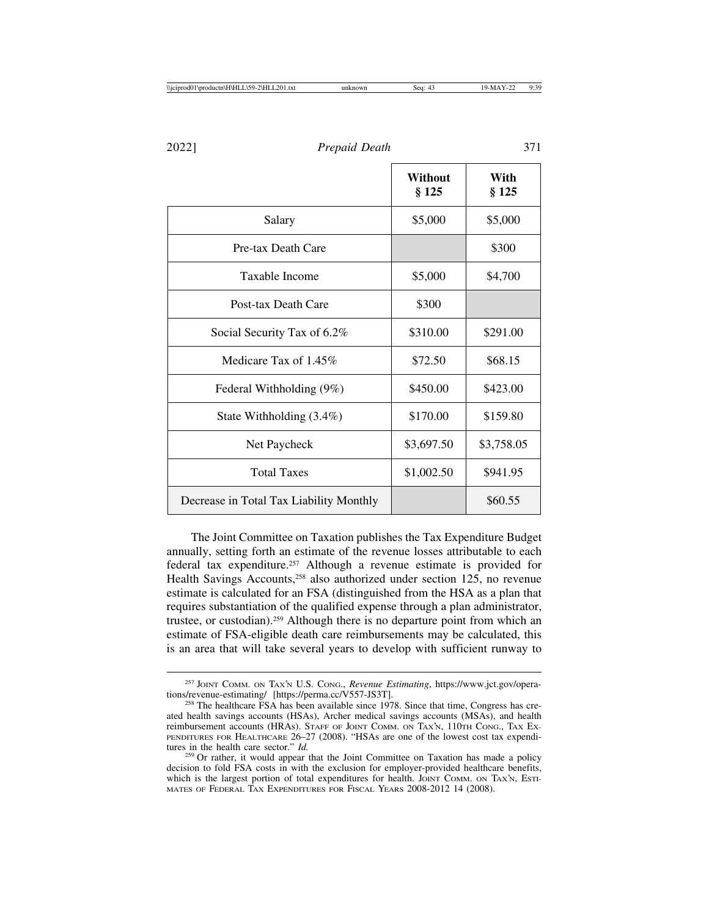| | Without § 125 | With § 125 |
|---|---|---|
| Salary | $5,000 | $5,000 |
| Pre-tax Death Care | | $300 |
| Taxable Income | $5,000 | $4,700 |
| Post-tax Death Care | $300 | |
| Social Security Tax of 6.2% | $310.00 | $291.00 |
| Medicare Tax of 1.45% | $72.50 | $68.15 |
| Federal Withholding (9%) | $450.00 | $423.00 |
| State Withholding (3.4%) | $170.00 | $159.80 |
| Net Paycheck | $3,697.50 | $3,758.05 |
| Total Taxes | $1,002.50 | $941.95 |
| Decrease in Total Tax Liability Monthly | | $60.55 |

The Joint Committee on Taxation publishes the Tax Expenditure Budget annually, setting forth an estimate of the revenue losses attributable to each federal tax expenditure.[257] Although a revenue estimate is provided for Health Savings Accounts,[258] also authorized under section 125, no revenue estimate is calculated for an FSA (distinguished from the HSA as a plan that requires substantiation of the qualified expense through a plan administrator, trustee, or custodian).[259] Although there is no departure point from which an estimate of FSA-eligible death care reimbursements may be calculated, this is an area that will take several years to develop with sufficient runway to

[257] Joint Comm. on Tax'n U.S. Cong., *Revenue Estimating*, https://www.jct.gov/operations/revenue-estimating/ [https://perma.cc/V557-JS3T].

[258] The healthcare FSA has been available since 1978. Since that time, Congress has created health savings accounts (HSAs), Archer medical savings accounts (MSAs), and health reimbursement accounts (HRAs). Staff of Joint Comm. on Tax'n, 110th Cong., Tax Expenditures for Healthcare 26–27 (2008). "HSAs are one of the lowest cost tax expenditures in the health care sector." *Id.*

[259] Or rather, it would appear that the Joint Committee on Taxation has made a policy decision to fold FSA costs in with the exclusion for employer-provided healthcare benefits, which is the largest portion of total expenditures for health. Joint Comm. on Tax'n, Estimates of Federal Tax Expenditures for Fiscal Years 2008-2012 14 (2008).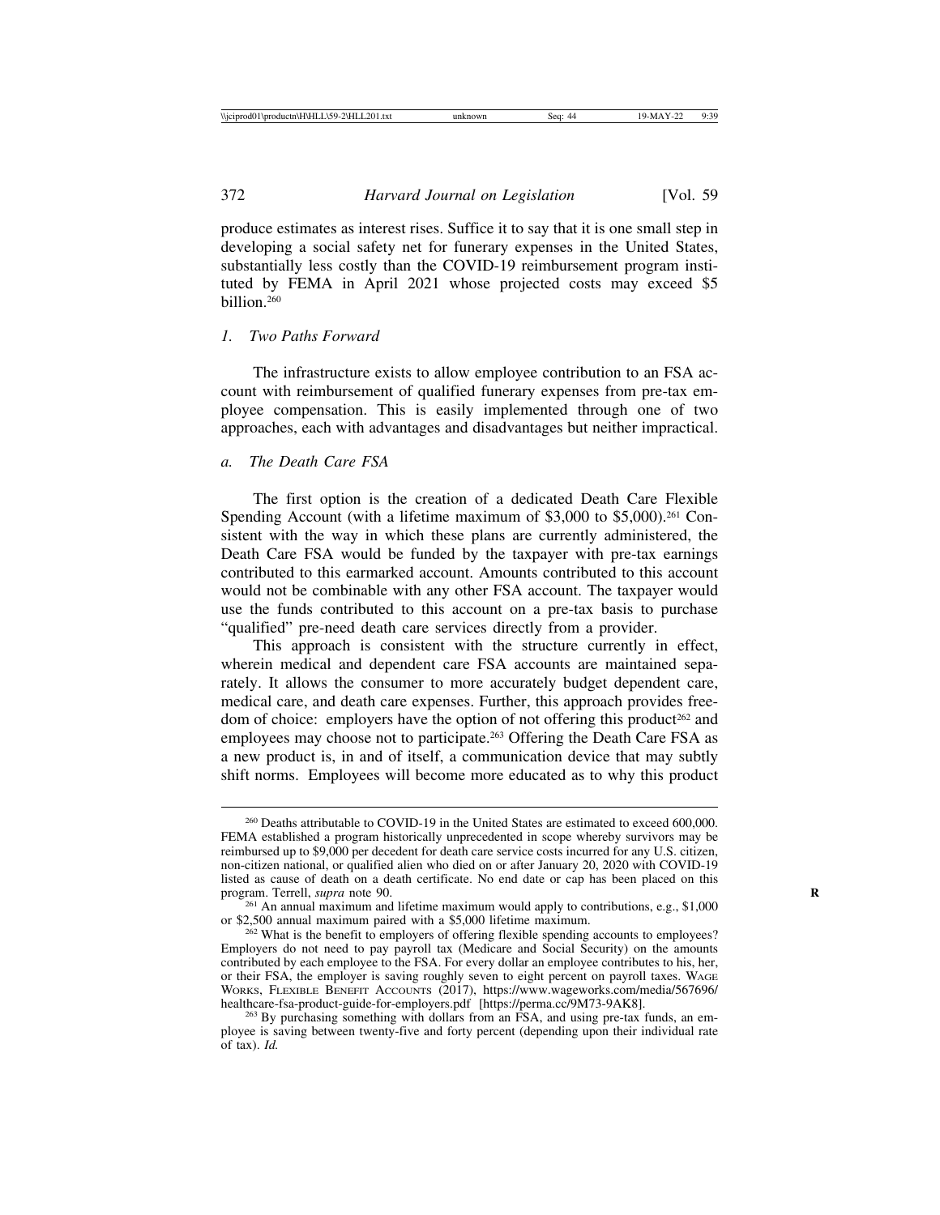produce estimates as interest rises. Suffice it to say that it is one small step in developing a social safety net for funerary expenses in the United States, substantially less costly than the COVID-19 reimbursement program instituted by FEMA in April 2021 whose projected costs may exceed $5 billion.[260]

### *1. Two Paths Forward*

The infrastructure exists to allow employee contribution to an FSA account with reimbursement of qualified funerary expenses from pre-tax employee compensation. This is easily implemented through one of two approaches, each with advantages and disadvantages but neither impractical.

#### *a. The Death Care FSA*

The first option is the creation of a dedicated Death Care Flexible Spending Account (with a lifetime maximum of $3,000 to $5,000).[261] Consistent with the way in which these plans are currently administered, the Death Care FSA would be funded by the taxpayer with pre-tax earnings contributed to this earmarked account. Amounts contributed to this account would not be combinable with any other FSA account. The taxpayer would use the funds contributed to this account on a pre-tax basis to purchase "qualified" pre-need death care services directly from a provider.

This approach is consistent with the structure currently in effect, wherein medical and dependent care FSA accounts are maintained separately. It allows the consumer to more accurately budget dependent care, medical care, and death care expenses. Further, this approach provides freedom of choice: employers have the option of not offering this product[262] and employees may choose not to participate.[263] Offering the Death Care FSA as a new product is, in and of itself, a communication device that may subtly shift norms. Employees will become more educated as to why this product

---

[260] Deaths attributable to COVID-19 in the United States are estimated to exceed 600,000. FEMA established a program historically unprecedented in scope whereby survivors may be reimbursed up to $9,000 per decedent for death care service costs incurred for any U.S. citizen, non-citizen national, or qualified alien who died on or after January 20, 2020 with COVID-19 listed as cause of death on a death certificate. No end date or cap has been placed on this program. Terrell, *supra* note 90.

[261] An annual maximum and lifetime maximum would apply to contributions, e.g., $1,000 or $2,500 annual maximum paired with a $5,000 lifetime maximum.

[262] What is the benefit to employers of offering flexible spending accounts to employees? Employers do not need to pay payroll tax (Medicare and Social Security) on the amounts contributed by each employee to the FSA. For every dollar an employee contributes to his, her, or their FSA, the employer is saving roughly seven to eight percent on payroll taxes. WAGE WORKS, FLEXIBLE BENEFIT ACCOUNTS (2017), https://www.wageworks.com/media/567696/healthcare-fsa-product-guide-for-employers.pdf [https://perma.cc/9M73-9AK8].

[263] By purchasing something with dollars from an FSA, and using pre-tax funds, an employee is saving between twenty-five and forty percent (depending upon their individual rate of tax). *Id.*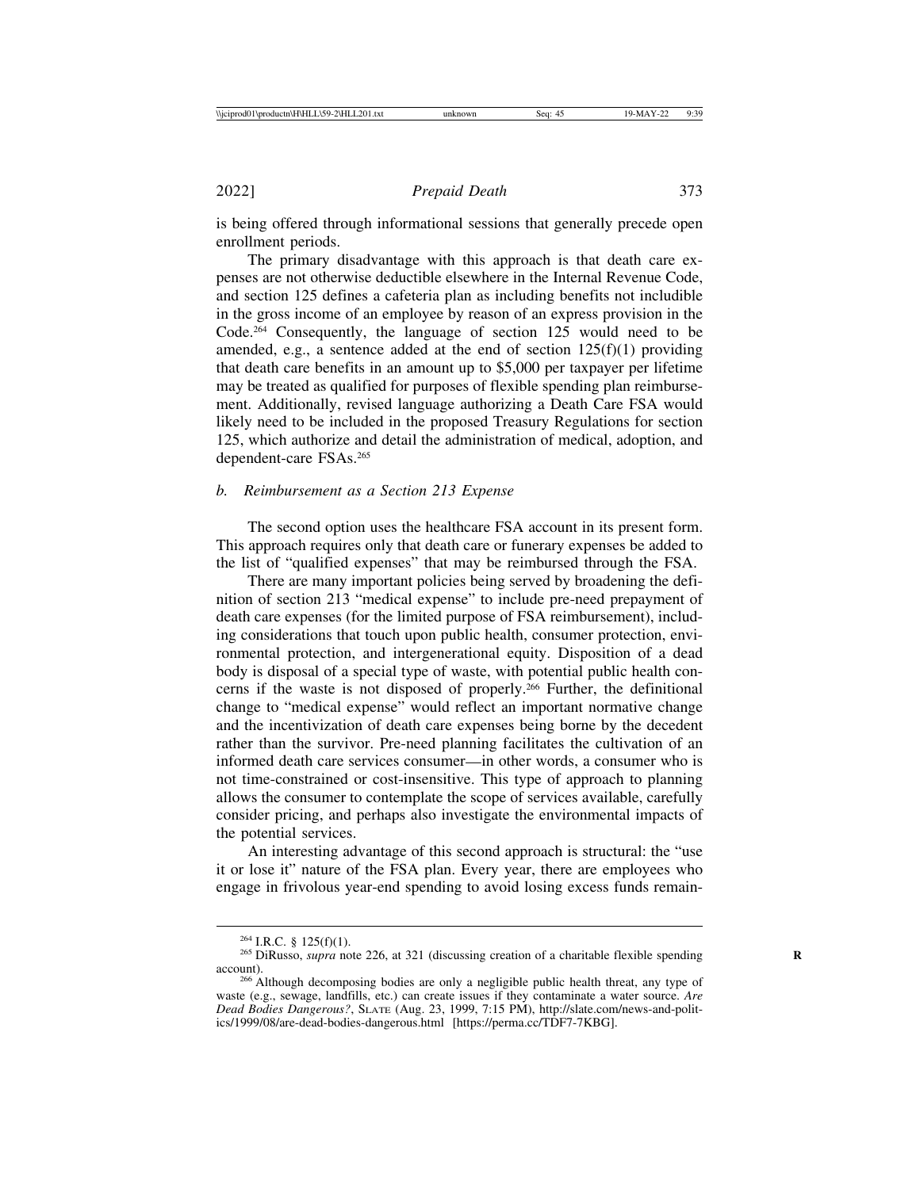is being offered through informational sessions that generally precede open enrollment periods.

The primary disadvantage with this approach is that death care expenses are not otherwise deductible elsewhere in the Internal Revenue Code, and section 125 defines a cafeteria plan as including benefits not includible in the gross income of an employee by reason of an express provision in the Code.[264] Consequently, the language of section 125 would need to be amended, e.g., a sentence added at the end of section 125(f)(1) providing that death care benefits in an amount up to $5,000 per taxpayer per lifetime may be treated as qualified for purposes of flexible spending plan reimbursement. Additionally, revised language authorizing a Death Care FSA would likely need to be included in the proposed Treasury Regulations for section 125, which authorize and detail the administration of medical, adoption, and dependent-care FSAs.[265]

### *b. Reimbursement as a Section 213 Expense*

The second option uses the healthcare FSA account in its present form. This approach requires only that death care or funerary expenses be added to the list of "qualified expenses" that may be reimbursed through the FSA.

There are many important policies being served by broadening the definition of section 213 "medical expense" to include pre-need prepayment of death care expenses (for the limited purpose of FSA reimbursement), including considerations that touch upon public health, consumer protection, environmental protection, and intergenerational equity. Disposition of a dead body is disposal of a special type of waste, with potential public health concerns if the waste is not disposed of properly.[266] Further, the definitional change to "medical expense" would reflect an important normative change and the incentivization of death care expenses being borne by the decedent rather than the survivor. Pre-need planning facilitates the cultivation of an informed death care services consumer—in other words, a consumer who is not time-constrained or cost-insensitive. This type of approach to planning allows the consumer to contemplate the scope of services available, carefully consider pricing, and perhaps also investigate the environmental impacts of the potential services.

An interesting advantage of this second approach is structural: the "use it or lose it" nature of the FSA plan. Every year, there are employees who engage in frivolous year-end spending to avoid losing excess funds remain-

---

[264] I.R.C. § 125(f)(1).

[265] DiRusso, *supra* note 226, at 321 (discussing creation of a charitable flexible spending account).

[266] Although decomposing bodies are only a negligible public health threat, any type of waste (e.g., sewage, landfills, etc.) can create issues if they contaminate a water source. *Are Dead Bodies Dangerous?*, SLATE (Aug. 23, 1999, 7:15 PM), http://slate.com/news-and-politics/1999/08/are-dead-bodies-dangerous.html [https://perma.cc/TDF7-7KBG].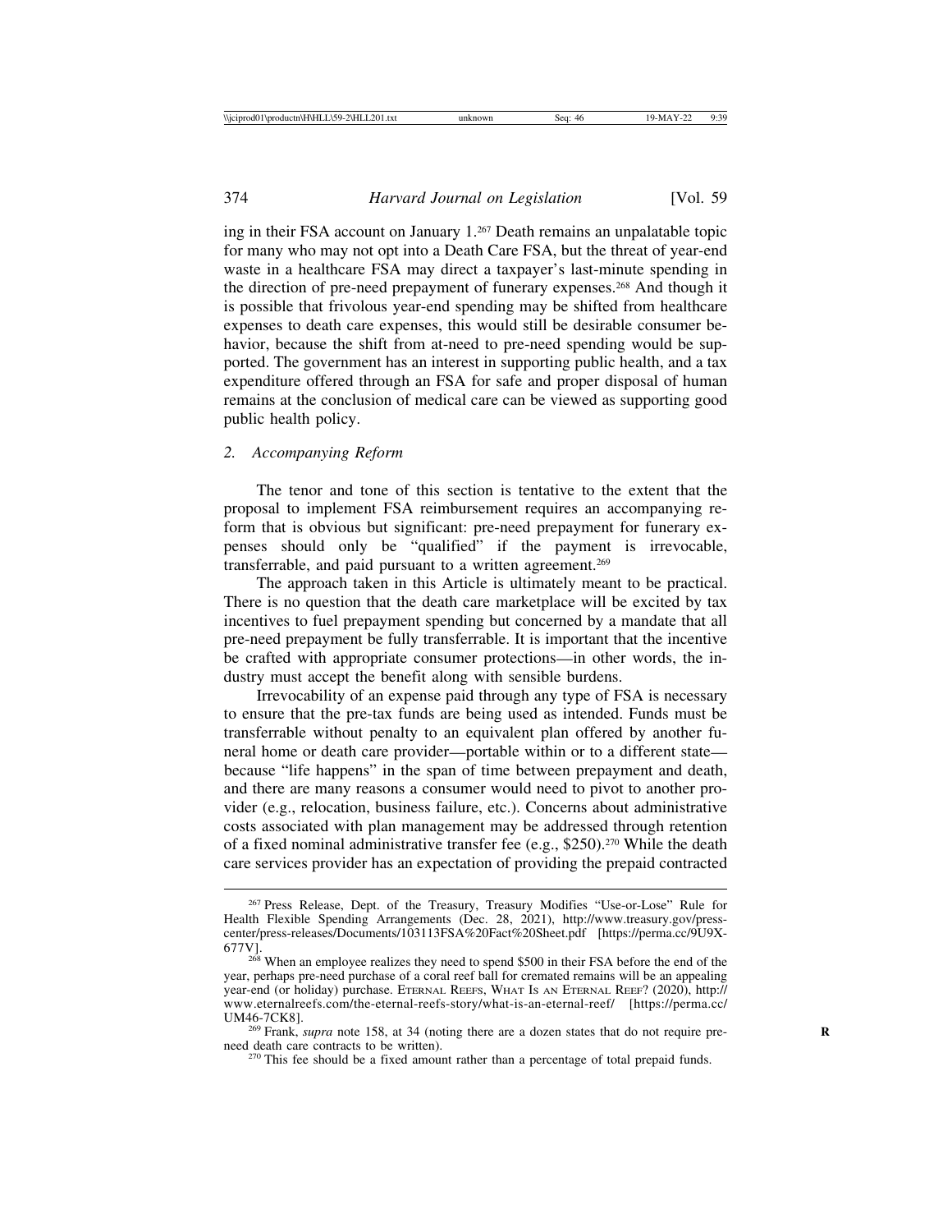ing in their FSA account on January 1.[267] Death remains an unpalatable topic for many who may not opt into a Death Care FSA, but the threat of year-end waste in a healthcare FSA may direct a taxpayer's last-minute spending in the direction of pre-need prepayment of funerary expenses.[268] And though it is possible that frivolous year-end spending may be shifted from healthcare expenses to death care expenses, this would still be desirable consumer behavior, because the shift from at-need to pre-need spending would be supported. The government has an interest in supporting public health, and a tax expenditure offered through an FSA for safe and proper disposal of human remains at the conclusion of medical care can be viewed as supporting good public health policy.

### *2. Accompanying Reform*

The tenor and tone of this section is tentative to the extent that the proposal to implement FSA reimbursement requires an accompanying reform that is obvious but significant: pre-need prepayment for funerary expenses should only be "qualified" if the payment is irrevocable, transferrable, and paid pursuant to a written agreement.[269]

The approach taken in this Article is ultimately meant to be practical. There is no question that the death care marketplace will be excited by tax incentives to fuel prepayment spending but concerned by a mandate that all pre-need prepayment be fully transferrable. It is important that the incentive be crafted with appropriate consumer protections—in other words, the industry must accept the benefit along with sensible burdens.

Irrevocability of an expense paid through any type of FSA is necessary to ensure that the pre-tax funds are being used as intended. Funds must be transferrable without penalty to an equivalent plan offered by another funeral home or death care provider—portable within or to a different state—because "life happens" in the span of time between prepayment and death, and there are many reasons a consumer would need to pivot to another provider (e.g., relocation, business failure, etc.). Concerns about administrative costs associated with plan management may be addressed through retention of a fixed nominal administrative transfer fee (e.g., $250).[270] While the death care services provider has an expectation of providing the prepaid contracted

---

[267] Press Release, Dept. of the Treasury, Treasury Modifies "Use-or-Lose" Rule for Health Flexible Spending Arrangements (Dec. 28, 2021), http://www.treasury.gov/press-center/press-releases/Documents/103113FSA%20Fact%20Sheet.pdf [https://perma.cc/9U9X-677V].

[268] When an employee realizes they need to spend $500 in their FSA before the end of the year, perhaps pre-need purchase of a coral reef ball for cremated remains will be an appealing year-end (or holiday) purchase. ETERNAL REEFS, WHAT IS AN ETERNAL REEF? (2020), http://www.eternalreefs.com/the-eternal-reefs-story/what-is-an-eternal-reef/ [https://perma.cc/UM46-7CK8].

[269] Frank, *supra* note 158, at 34 (noting there are a dozen states that do not require pre-need death care contracts to be written).

[270] This fee should be a fixed amount rather than a percentage of total prepaid funds.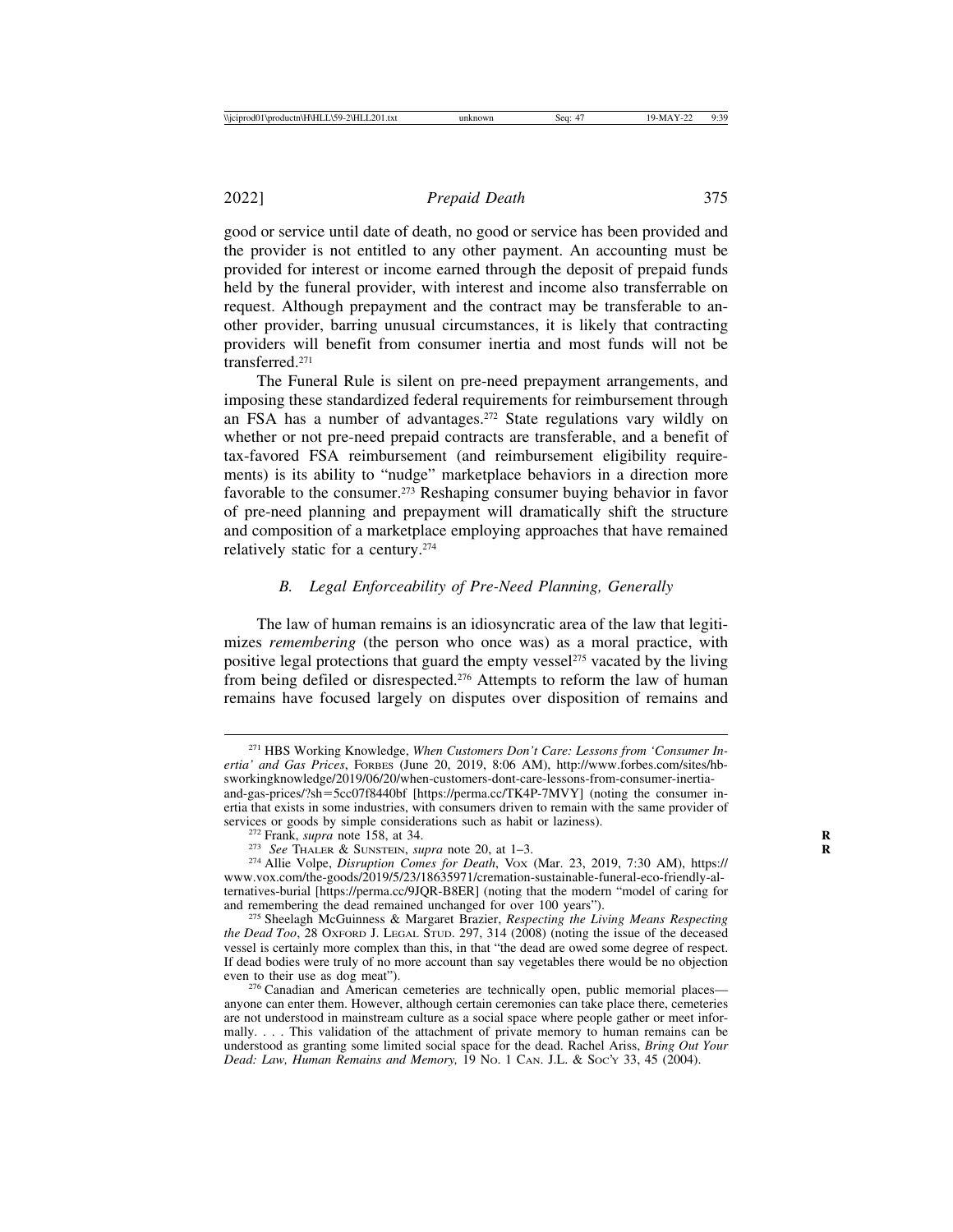good or service until date of death, no good or service has been provided and the provider is not entitled to any other payment. An accounting must be provided for interest or income earned through the deposit of prepaid funds held by the funeral provider, with interest and income also transferrable on request. Although prepayment and the contract may be transferable to another provider, barring unusual circumstances, it is likely that contracting providers will benefit from consumer inertia and most funds will not be transferred.[271]

The Funeral Rule is silent on pre-need prepayment arrangements, and imposing these standardized federal requirements for reimbursement through an FSA has a number of advantages.[272] State regulations vary wildly on whether or not pre-need prepaid contracts are transferable, and a benefit of tax-favored FSA reimbursement (and reimbursement eligibility requirements) is its ability to "nudge" marketplace behaviors in a direction more favorable to the consumer.[273] Reshaping consumer buying behavior in favor of pre-need planning and prepayment will dramatically shift the structure and composition of a marketplace employing approaches that have remained relatively static for a century.[274]

### *B. Legal Enforceability of Pre-Need Planning, Generally*

The law of human remains is an idiosyncratic area of the law that legitimizes *remembering* (the person who once was) as a moral practice, with positive legal protections that guard the empty vessel[275] vacated by the living from being defiled or disrespected.[276] Attempts to reform the law of human remains have focused largely on disputes over disposition of remains and

---

[271] HBS Working Knowledge, *When Customers Don't Care: Lessons from 'Consumer Inertia' and Gas Prices*, FORBES (June 20, 2019, 8:06 AM), http://www.forbes.com/sites/hbsworkingknowledge/2019/06/20/when-customers-dont-care-lessons-from-consumer-inertia-and-gas-prices/?sh=5cc07f8440bf [https://perma.cc/TK4P-7MVY] (noting the consumer inertia that exists in some industries, with consumers driven to remain with the same provider of services or goods by simple considerations such as habit or laziness).

[272] Frank, *supra* note 158, at 34.

[273] *See* THALER & SUNSTEIN, *supra* note 20, at 1–3.

[274] Allie Volpe, *Disruption Comes for Death*, VOX (Mar. 23, 2019, 7:30 AM), https://www.vox.com/the-goods/2019/5/23/18635971/cremation-sustainable-funeral-eco-friendly-alternatives-burial [https://perma.cc/9JQR-B8ER] (noting that the modern "model of caring for and remembering the dead remained unchanged for over 100 years").

[275] Sheelagh McGuinness & Margaret Brazier, *Respecting the Living Means Respecting the Dead Too*, 28 OXFORD J. LEGAL STUD. 297, 314 (2008) (noting the issue of the deceased vessel is certainly more complex than this, in that "the dead are owed some degree of respect. If dead bodies were truly of no more account than say vegetables there would be no objection even to their use as dog meat").

[276] Canadian and American cemeteries are technically open, public memorial places—anyone can enter them. However, although certain ceremonies can take place there, cemeteries are not understood in mainstream culture as a social space where people gather or meet informally. . . . This validation of the attachment of private memory to human remains can be understood as granting some limited social space for the dead. Rachel Ariss, *Bring Out Your Dead: Law, Human Remains and Memory,* 19 NO. 1 CAN. J.L. & SOC'Y 33, 45 (2004).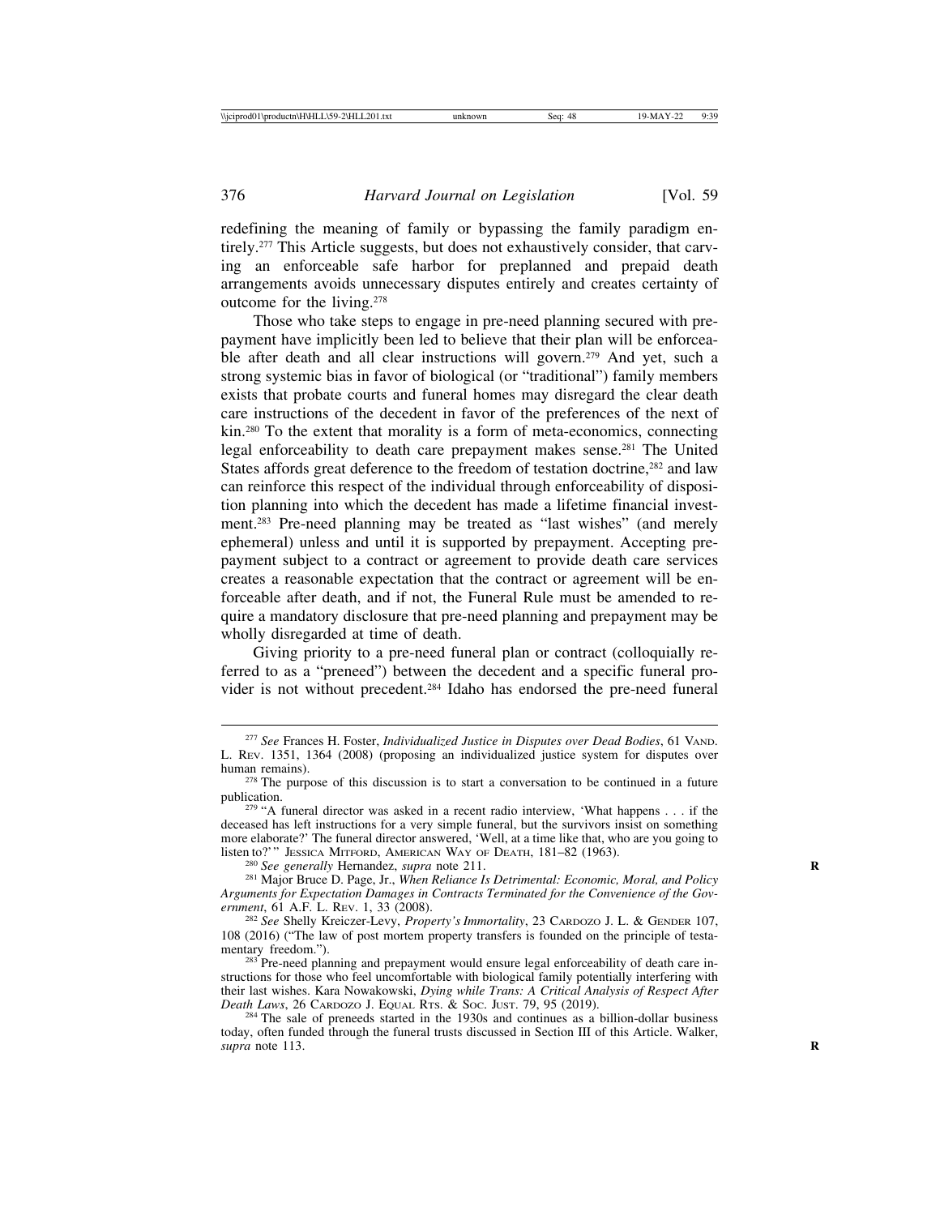redefining the meaning of family or bypassing the family paradigm entirely.[277] This Article suggests, but does not exhaustively consider, that carving an enforceable safe harbor for preplanned and prepaid death arrangements avoids unnecessary disputes entirely and creates certainty of outcome for the living.[278]

Those who take steps to engage in pre-need planning secured with prepayment have implicitly been led to believe that their plan will be enforceable after death and all clear instructions will govern.[279] And yet, such a strong systemic bias in favor of biological (or "traditional") family members exists that probate courts and funeral homes may disregard the clear death care instructions of the decedent in favor of the preferences of the next of kin.[280] To the extent that morality is a form of meta-economics, connecting legal enforceability to death care prepayment makes sense.[281] The United States affords great deference to the freedom of testation doctrine,[282] and law can reinforce this respect of the individual through enforceability of disposition planning into which the decedent has made a lifetime financial investment.[283] Pre-need planning may be treated as "last wishes" (and merely ephemeral) unless and until it is supported by prepayment. Accepting prepayment subject to a contract or agreement to provide death care services creates a reasonable expectation that the contract or agreement will be enforceable after death, and if not, the Funeral Rule must be amended to require a mandatory disclosure that pre-need planning and prepayment may be wholly disregarded at time of death.

Giving priority to a pre-need funeral plan or contract (colloquially referred to as a "preneed") between the decedent and a specific funeral provider is not without precedent.[284] Idaho has endorsed the pre-need funeral

---

[277] *See* Frances H. Foster, *Individualized Justice in Disputes over Dead Bodies*, 61 VAND. L. REV. 1351, 1364 (2008) (proposing an individualized justice system for disputes over human remains).

[278] The purpose of this discussion is to start a conversation to be continued in a future publication.

[279] "A funeral director was asked in a recent radio interview, 'What happens . . . if the deceased has left instructions for a very simple funeral, but the survivors insist on something more elaborate?' The funeral director answered, 'Well, at a time like that, who are you going to listen to?'" JESSICA MITFORD, AMERICAN WAY OF DEATH, 181–82 (1963).

[280] *See generally* Hernandez, *supra* note 211.

[281] Major Bruce D. Page, Jr., *When Reliance Is Detrimental: Economic, Moral, and Policy Arguments for Expectation Damages in Contracts Terminated for the Convenience of the Government*, 61 A.F. L. REV. 1, 33 (2008).

[282] *See* Shelly Kreiczer-Levy, *Property's Immortality*, 23 CARDOZO J. L. & GENDER 107, 108 (2016) ("The law of post mortem property transfers is founded on the principle of testamentary freedom.").

[283] Pre-need planning and prepayment would ensure legal enforceability of death care instructions for those who feel uncomfortable with biological family potentially interfering with their last wishes. Kara Nowakowski, *Dying while Trans: A Critical Analysis of Respect After Death Laws*, 26 CARDOZO J. EQUAL RTS. & SOC. JUST. 79, 95 (2019).

[284] The sale of preneeds started in the 1930s and continues as a billion-dollar business today, often funded through the funeral trusts discussed in Section III of this Article. Walker, *supra* note 113.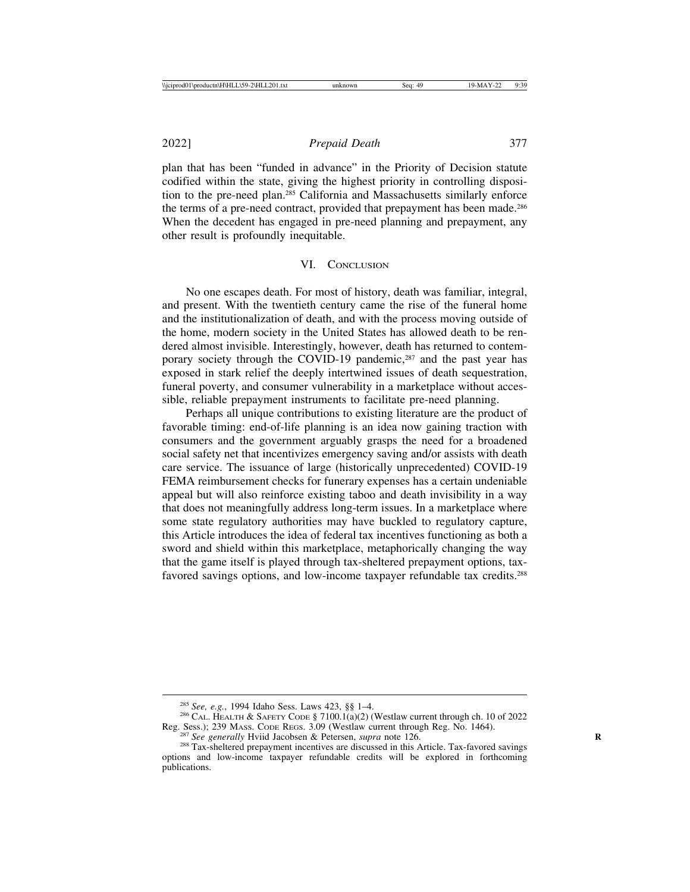plan that has been "funded in advance" in the Priority of Decision statute codified within the state, giving the highest priority in controlling disposition to the pre-need plan.[285] California and Massachusetts similarly enforce the terms of a pre-need contract, provided that prepayment has been made.[286] When the decedent has engaged in pre-need planning and prepayment, any other result is profoundly inequitable.

## VI. Conclusion

No one escapes death. For most of history, death was familiar, integral, and present. With the twentieth century came the rise of the funeral home and the institutionalization of death, and with the process moving outside of the home, modern society in the United States has allowed death to be rendered almost invisible. Interestingly, however, death has returned to contemporary society through the COVID-19 pandemic,[287] and the past year has exposed in stark relief the deeply intertwined issues of death sequestration, funeral poverty, and consumer vulnerability in a marketplace without accessible, reliable prepayment instruments to facilitate pre-need planning.

Perhaps all unique contributions to existing literature are the product of favorable timing: end-of-life planning is an idea now gaining traction with consumers and the government arguably grasps the need for a broadened social safety net that incentivizes emergency saving and/or assists with death care service. The issuance of large (historically unprecedented) COVID-19 FEMA reimbursement checks for funerary expenses has a certain undeniable appeal but will also reinforce existing taboo and death invisibility in a way that does not meaningfully address long-term issues. In a marketplace where some state regulatory authorities may have buckled to regulatory capture, this Article introduces the idea of federal tax incentives functioning as both a sword and shield within this marketplace, metaphorically changing the way that the game itself is played through tax-sheltered prepayment options, tax-favored savings options, and low-income taxpayer refundable tax credits.[288]

---

[285] *See, e.g.*, 1994 Idaho Sess. Laws 423, §§ 1–4.

[286] Cal. Health & Safety Code § 7100.1(a)(2) (Westlaw current through ch. 10 of 2022 Reg. Sess.); 239 Mass. Code Regs. 3.09 (Westlaw current through Reg. No. 1464).

[287] *See generally* Hviid Jacobsen & Petersen, *supra* note 126.

[288] Tax-sheltered prepayment incentives are discussed in this Article. Tax-favored savings options and low-income taxpayer refundable credits will be explored in forthcoming publications.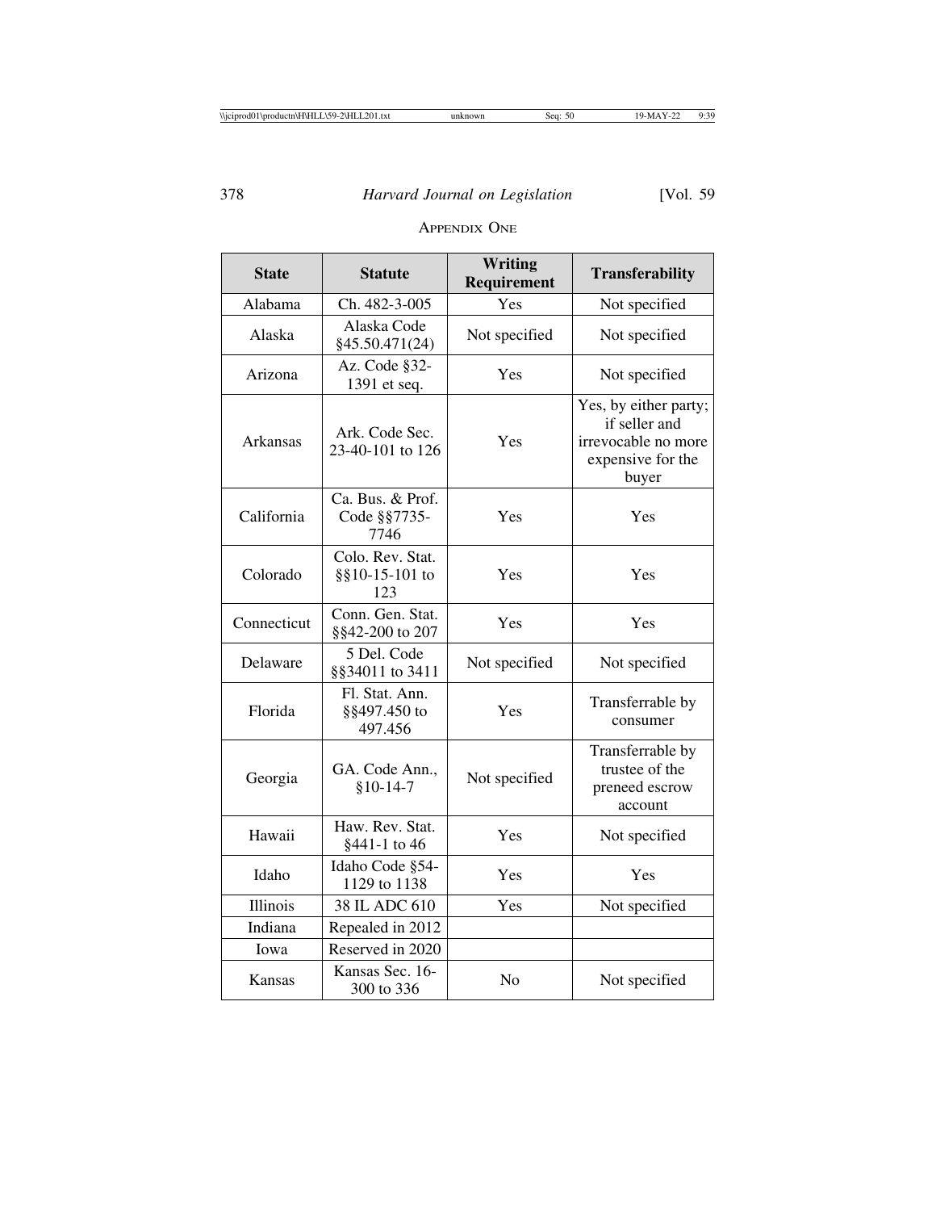## Appendix One

| State | Statute | Writing Requirement | Transferability |
| --- | --- | --- | --- |
| Alabama | Ch. 482-3-005 | Yes | Not specified |
| Alaska | Alaska Code §45.50.471(24) | Not specified | Not specified |
| Arizona | Az. Code §32-1391 et seq. | Yes | Not specified |
| Arkansas | Ark. Code Sec. 23-40-101 to 126 | Yes | Yes, by either party; if seller and irrevocable no more expensive for the buyer |
| California | Ca. Bus. & Prof. Code §§7735-7746 | Yes | Yes |
| Colorado | Colo. Rev. Stat. §§10-15-101 to 123 | Yes | Yes |
| Connecticut | Conn. Gen. Stat. §§42-200 to 207 | Yes | Yes |
| Delaware | 5 Del. Code §§34011 to 3411 | Not specified | Not specified |
| Florida | Fl. Stat. Ann. §§497.450 to 497.456 | Yes | Transferrable by consumer |
| Georgia | GA. Code Ann., §10-14-7 | Not specified | Transferrable by trustee of the preneed escrow account |
| Hawaii | Haw. Rev. Stat. §441-1 to 46 | Yes | Not specified |
| Idaho | Idaho Code §54-1129 to 1138 | Yes | Yes |
| Illinois | 38 IL ADC 610 | Yes | Not specified |
| Indiana | Repealed in 2012 | | |
| Iowa | Reserved in 2020 | | |
| Kansas | Kansas Sec. 16-300 to 336 | No | Not specified |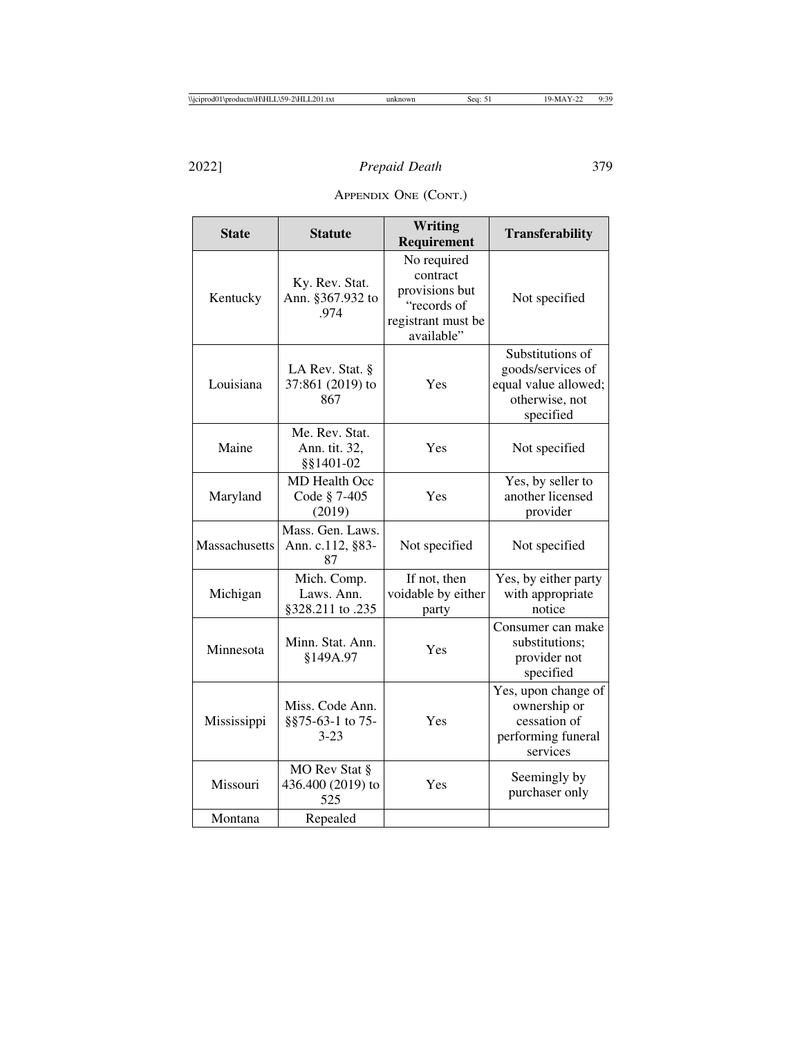APPENDIX ONE (CONT.)

| State | Statute | Writing Requirement | Transferability |
| --- | --- | --- | --- |
| Kentucky | Ky. Rev. Stat. Ann. §367.932 to .974 | No required contract provisions but "records of registrant must be available" | Not specified |
| Louisiana | LA Rev. Stat. § 37:861 (2019) to 867 | Yes | Substitutions of goods/services of equal value allowed; otherwise, not specified |
| Maine | Me. Rev. Stat. Ann. tit. 32, §§1401-02 | Yes | Not specified |
| Maryland | MD Health Occ Code § 7-405 (2019) | Yes | Yes, by seller to another licensed provider |
| Massachusetts | Mass. Gen. Laws. Ann. c.112, §83-87 | Not specified | Not specified |
| Michigan | Mich. Comp. Laws. Ann. §328.211 to .235 | If not, then voidable by either party | Yes, by either party with appropriate notice |
| Minnesota | Minn. Stat. Ann. §149A.97 | Yes | Consumer can make substitutions; provider not specified |
| Mississippi | Miss. Code Ann. §§75-63-1 to 75-3-23 | Yes | Yes, upon change of ownership or cessation of performing funeral services |
| Missouri | MO Rev Stat § 436.400 (2019) to 525 | Yes | Seemingly by purchaser only |
| Montana | Repealed | | |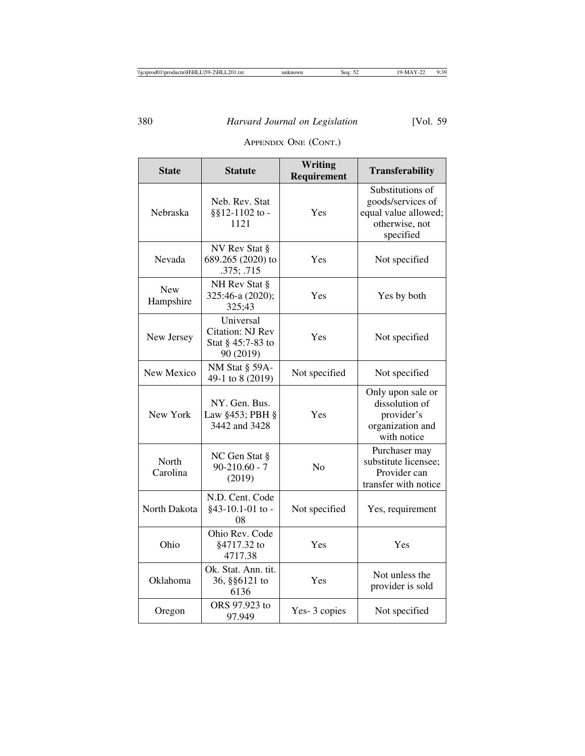APPENDIX ONE (CONT.)

| State | Statute | Writing Requirement | Transferability |
|---|---|---|---|
| Nebraska | Neb. Rev. Stat §§12-1102 to -1121 | Yes | Substitutions of goods/services of equal value allowed; otherwise, not specified |
| Nevada | NV Rev Stat § 689.265 (2020) to .375; .715 | Yes | Not specified |
| New Hampshire | NH Rev Stat § 325:46-a (2020); 325;43 | Yes | Yes by both |
| New Jersey | Universal Citation: NJ Rev Stat § 45:7-83 to 90 (2019) | Yes | Not specified |
| New Mexico | NM Stat § 59A-49-1 to 8 (2019) | Not specified | Not specified |
| New York | NY. Gen. Bus. Law §453; PBH § 3442 and 3428 | Yes | Only upon sale or dissolution of provider's organization and with notice |
| North Carolina | NC Gen Stat § 90-210.60 - 7 (2019) | No | Purchaser may substitute licensee; Provider can transfer with notice |
| North Dakota | N.D. Cent. Code §43-10.1-01 to -08 | Not specified | Yes, requirement |
| Ohio | Ohio Rev. Code §4717.32 to 4717.38 | Yes | Yes |
| Oklahoma | Ok. Stat. Ann. tit. 36, §§6121 to 6136 | Yes | Not unless the provider is sold |
| Oregon | ORS 97.923 to 97.949 | Yes- 3 copies | Not specified |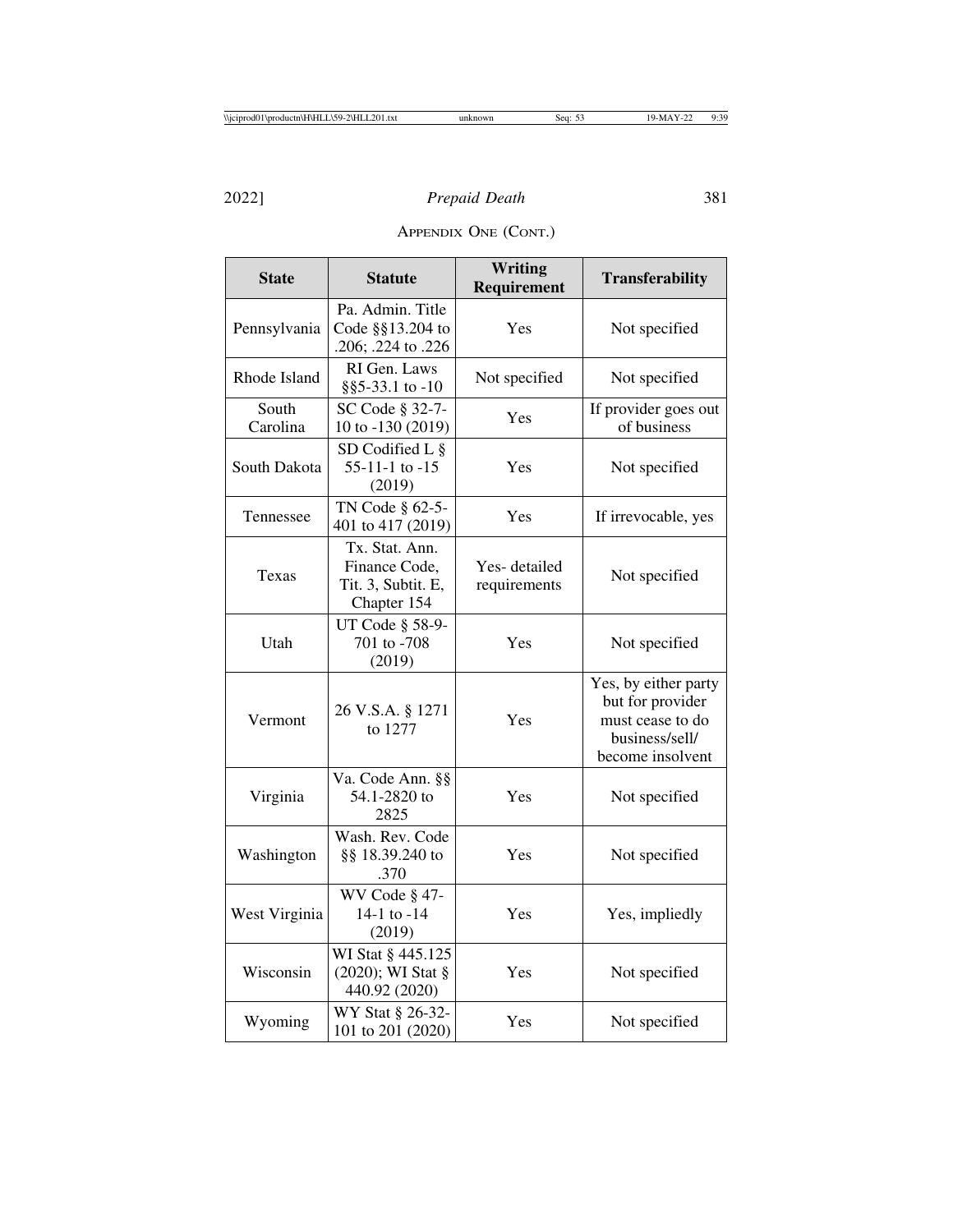APPENDIX ONE (CONT.)

| State | Statute | Writing Requirement | Transferability |
|---|---|---|---|
| Pennsylvania | Pa. Admin. Title Code §§13.204 to .206; .224 to .226 | Yes | Not specified |
| Rhode Island | RI Gen. Laws §§5-33.1 to -10 | Not specified | Not specified |
| South Carolina | SC Code § 32-7-10 to -130 (2019) | Yes | If provider goes out of business |
| South Dakota | SD Codified L § 55-11-1 to -15 (2019) | Yes | Not specified |
| Tennessee | TN Code § 62-5-401 to 417 (2019) | Yes | If irrevocable, yes |
| Texas | Tx. Stat. Ann. Finance Code, Tit. 3, Subtit. E, Chapter 154 | Yes- detailed requirements | Not specified |
| Utah | UT Code § 58-9-701 to -708 (2019) | Yes | Not specified |
| Vermont | 26 V.S.A. § 1271 to 1277 | Yes | Yes, by either party but for provider must cease to do business/sell/ become insolvent |
| Virginia | Va. Code Ann. §§ 54.1-2820 to 2825 | Yes | Not specified |
| Washington | Wash. Rev. Code §§ 18.39.240 to .370 | Yes | Not specified |
| West Virginia | WV Code § 47-14-1 to -14 (2019) | Yes | Yes, impliedly |
| Wisconsin | WI Stat § 445.125 (2020); WI Stat § 440.92 (2020) | Yes | Not specified |
| Wyoming | WY Stat § 26-32-101 to 201 (2020) | Yes | Not specified |